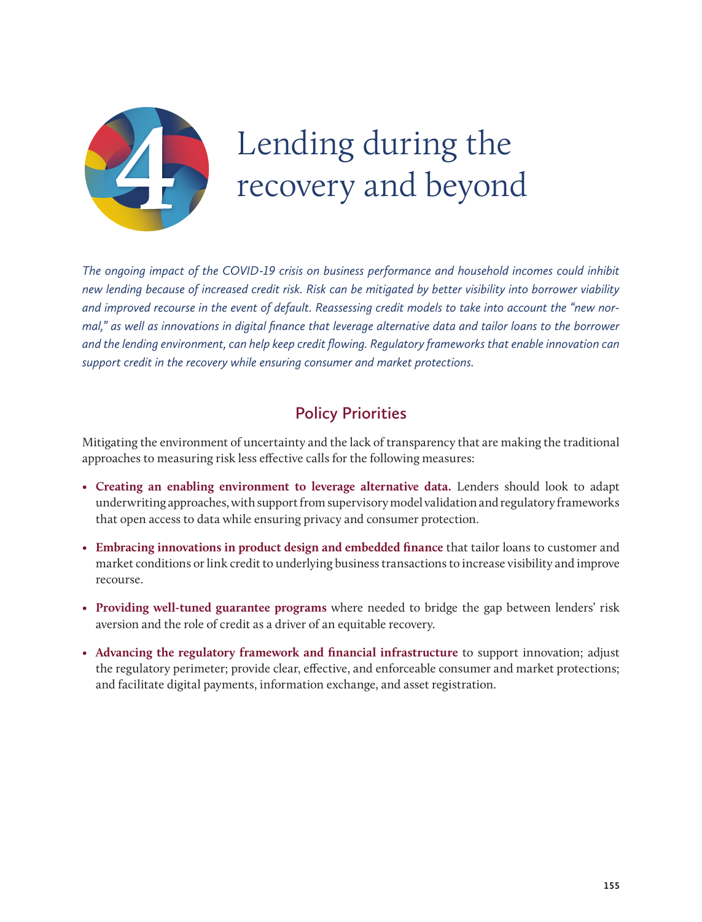# 4 Lending during the recovery and beyond

*The ongoing impact of the COVID-19 crisis on business performance and household incomes could inhibit new lending because of increased credit risk. Risk can be mitigated by better visibility into borrower viability and improved recourse in the event of default. Reassessing credit models to take into account the "new normal," as well as innovations in digital finance that leverage alternative data and tailor loans to the borrower and the lending environment, can help keep credit flowing. Regulatory frameworks that enable innovation can support credit in the recovery while ensuring consumer and market protections.*

## Policy Priorities

Mitigating the environment of uncertainty and the lack of transparency that are making the traditional approaches to measuring risk less effective calls for the following measures:

- **Creating an enabling environment to leverage alternative data.** Lenders should look to adapt underwriting approaches, with support from supervisory model validation and regulatory frameworks that open access to data while ensuring privacy and consumer protection.
- **Embracing innovations in product design and embedded finance** that tailor loans to customer and market conditions or link credit to underlying business transactions to increase visibility and improve recourse.
- **Providing well-tuned guarantee programs** where needed to bridge the gap between lenders' risk aversion and the role of credit as a driver of an equitable recovery.
- **Advancing the regulatory framework and financial infrastructure** to support innovation; adjust the regulatory perimeter; provide clear, effective, and enforceable consumer and market protections; and facilitate digital payments, information exchange, and asset registration.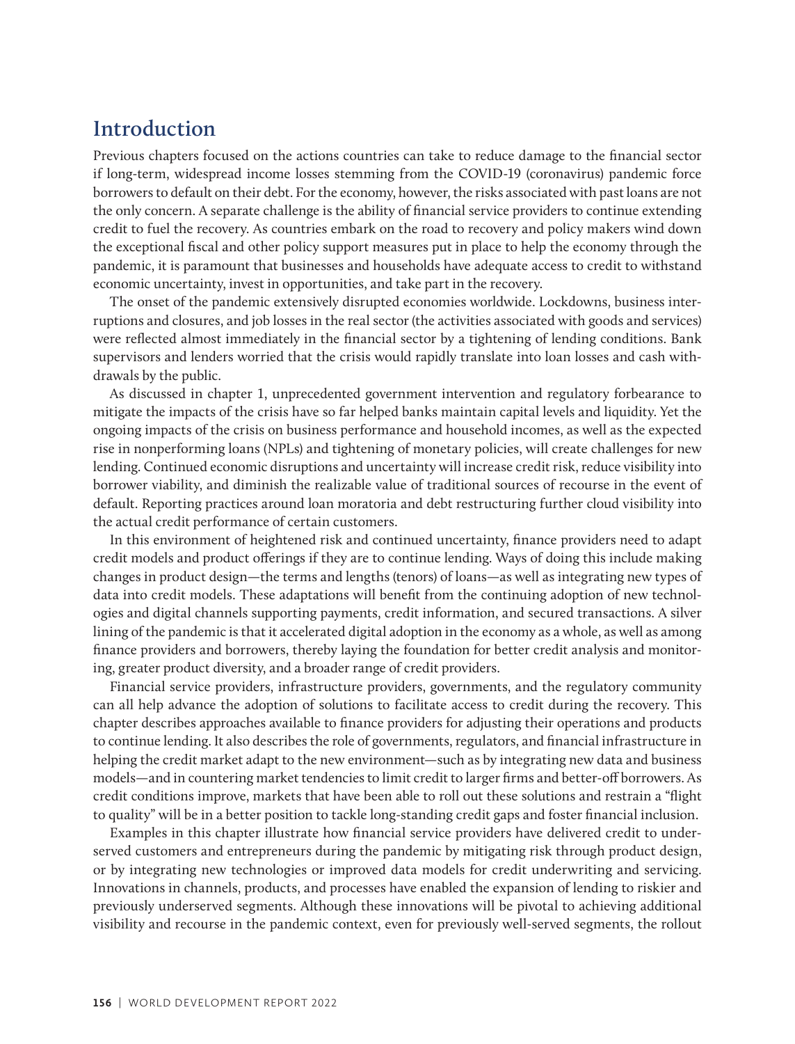## Introduction

Previous chapters focused on the actions countries can take to reduce damage to the financial sector if long-term, widespread income losses stemming from the COVID-19 (coronavirus) pandemic force borrowers to default on their debt. For the economy, however, the risks associated with past loans are not the only concern. A separate challenge is the ability of financial service providers to continue extending credit to fuel the recovery. As countries embark on the road to recovery and policy makers wind down the exceptional fiscal and other policy support measures put in place to help the economy through the pandemic, it is paramount that businesses and households have adequate access to credit to withstand economic uncertainty, invest in opportunities, and take part in the recovery.

The onset of the pandemic extensively disrupted economies worldwide. Lockdowns, business interruptions and closures, and job losses in the real sector (the activities associated with goods and services) were reflected almost immediately in the financial sector by a tightening of lending conditions. Bank supervisors and lenders worried that the crisis would rapidly translate into loan losses and cash withdrawals by the public.

As discussed in chapter 1, unprecedented government intervention and regulatory forbearance to mitigate the impacts of the crisis have so far helped banks maintain capital levels and liquidity. Yet the ongoing impacts of the crisis on business performance and household incomes, as well as the expected rise in nonperforming loans (NPLs) and tightening of monetary policies, will create challenges for new lending. Continued economic disruptions and uncertainty will increase credit risk, reduce visibility into borrower viability, and diminish the realizable value of traditional sources of recourse in the event of default. Reporting practices around loan moratoria and debt restructuring further cloud visibility into the actual credit performance of certain customers.

In this environment of heightened risk and continued uncertainty, finance providers need to adapt credit models and product offerings if they are to continue lending. Ways of doing this include making changes in product design—the terms and lengths (tenors) of loans—as well as integrating new types of data into credit models. These adaptations will benefit from the continuing adoption of new technologies and digital channels supporting payments, credit information, and secured transactions. A silver lining of the pandemic is that it accelerated digital adoption in the economy as a whole, as well as among finance providers and borrowers, thereby laying the foundation for better credit analysis and monitoring, greater product diversity, and a broader range of credit providers.

Financial service providers, infrastructure providers, governments, and the regulatory community can all help advance the adoption of solutions to facilitate access to credit during the recovery. This chapter describes approaches available to finance providers for adjusting their operations and products to continue lending. It also describes the role of governments, regulators, and financial infrastructure in helping the credit market adapt to the new environment—such as by integrating new data and business models—and in countering market tendencies to limit credit to larger firms and better-off borrowers. As credit conditions improve, markets that have been able to roll out these solutions and restrain a "flight to quality" will be in a better position to tackle long-standing credit gaps and foster financial inclusion.

Examples in this chapter illustrate how financial service providers have delivered credit to underserved customers and entrepreneurs during the pandemic by mitigating risk through product design, or by integrating new technologies or improved data models for credit underwriting and servicing. Innovations in channels, products, and processes have enabled the expansion of lending to riskier and previously underserved segments. Although these innovations will be pivotal to achieving additional visibility and recourse in the pandemic context, even for previously well-served segments, the rollout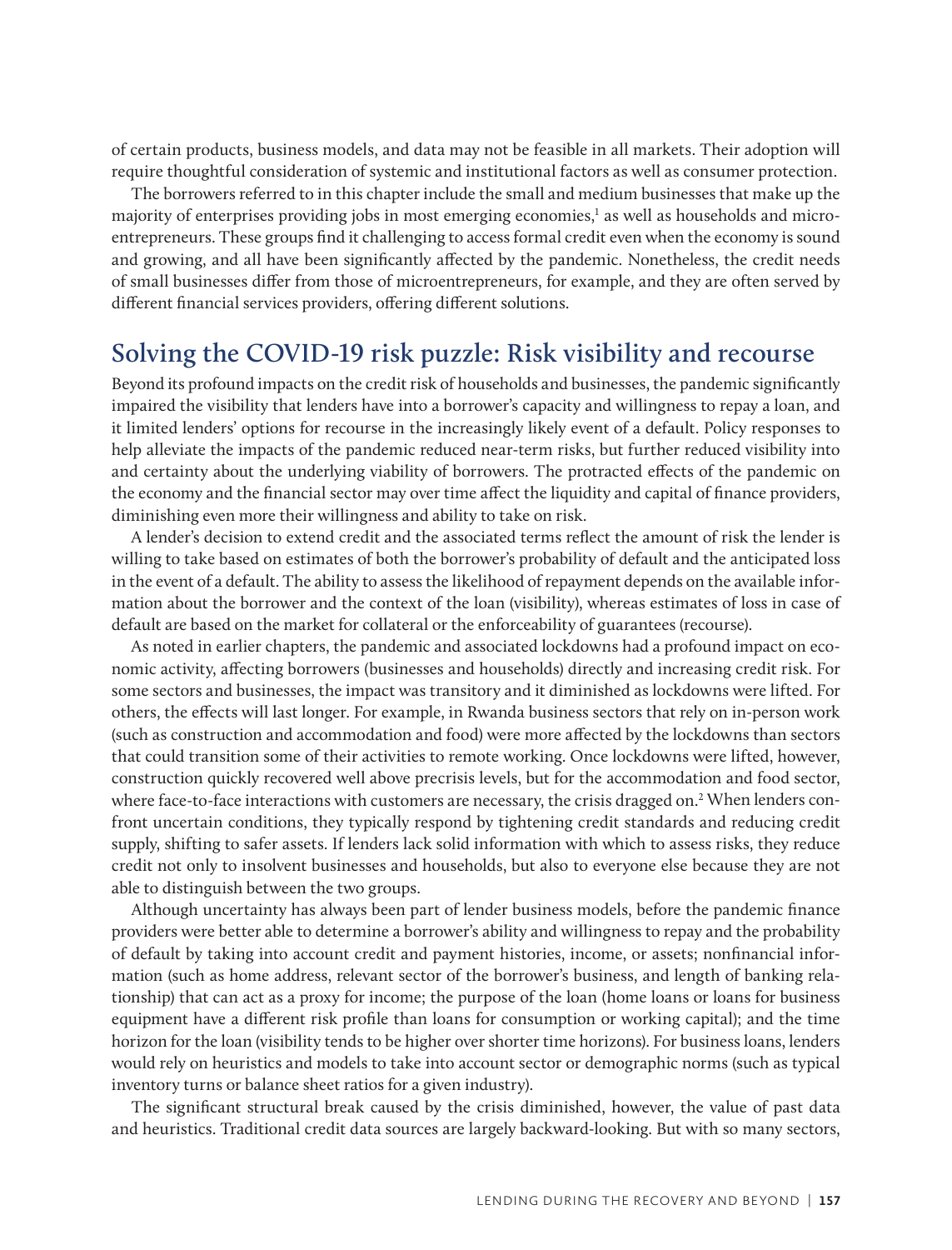of certain products, business models, and data may not be feasible in all markets. Their adoption will require thoughtful consideration of systemic and institutional factors as well as consumer protection.

The borrowers referred to in this chapter include the small and medium businesses that make up the majority of enterprises providing jobs in most emerging economies,[1] as well as households and microentrepreneurs. These groups find it challenging to access formal credit even when the economy is sound and growing, and all have been significantly affected by the pandemic. Nonetheless, the credit needs of small businesses differ from those of microentrepreneurs, for example, and they are often served by different financial services providers, offering different solutions.

## Solving the COVID-19 risk puzzle: Risk visibility and recourse

Beyond its profound impacts on the credit risk of households and businesses, the pandemic significantly impaired the visibility that lenders have into a borrower's capacity and willingness to repay a loan, and it limited lenders' options for recourse in the increasingly likely event of a default. Policy responses to help alleviate the impacts of the pandemic reduced near-term risks, but further reduced visibility into and certainty about the underlying viability of borrowers. The protracted effects of the pandemic on the economy and the financial sector may over time affect the liquidity and capital of finance providers, diminishing even more their willingness and ability to take on risk.

A lender's decision to extend credit and the associated terms reflect the amount of risk the lender is willing to take based on estimates of both the borrower's probability of default and the anticipated loss in the event of a default. The ability to assess the likelihood of repayment depends on the available information about the borrower and the context of the loan (visibility), whereas estimates of loss in case of default are based on the market for collateral or the enforceability of guarantees (recourse).

As noted in earlier chapters, the pandemic and associated lockdowns had a profound impact on economic activity, affecting borrowers (businesses and households) directly and increasing credit risk. For some sectors and businesses, the impact was transitory and it diminished as lockdowns were lifted. For others, the effects will last longer. For example, in Rwanda business sectors that rely on in-person work (such as construction and accommodation and food) were more affected by the lockdowns than sectors that could transition some of their activities to remote working. Once lockdowns were lifted, however, construction quickly recovered well above precrisis levels, but for the accommodation and food sector, where face-to-face interactions with customers are necessary, the crisis dragged on.[2] When lenders confront uncertain conditions, they typically respond by tightening credit standards and reducing credit supply, shifting to safer assets. If lenders lack solid information with which to assess risks, they reduce credit not only to insolvent businesses and households, but also to everyone else because they are not able to distinguish between the two groups.

Although uncertainty has always been part of lender business models, before the pandemic finance providers were better able to determine a borrower's ability and willingness to repay and the probability of default by taking into account credit and payment histories, income, or assets; nonfinancial information (such as home address, relevant sector of the borrower's business, and length of banking relationship) that can act as a proxy for income; the purpose of the loan (home loans or loans for business equipment have a different risk profile than loans for consumption or working capital); and the time horizon for the loan (visibility tends to be higher over shorter time horizons). For business loans, lenders would rely on heuristics and models to take into account sector or demographic norms (such as typical inventory turns or balance sheet ratios for a given industry).

The significant structural break caused by the crisis diminished, however, the value of past data and heuristics. Traditional credit data sources are largely backward-looking. But with so many sectors,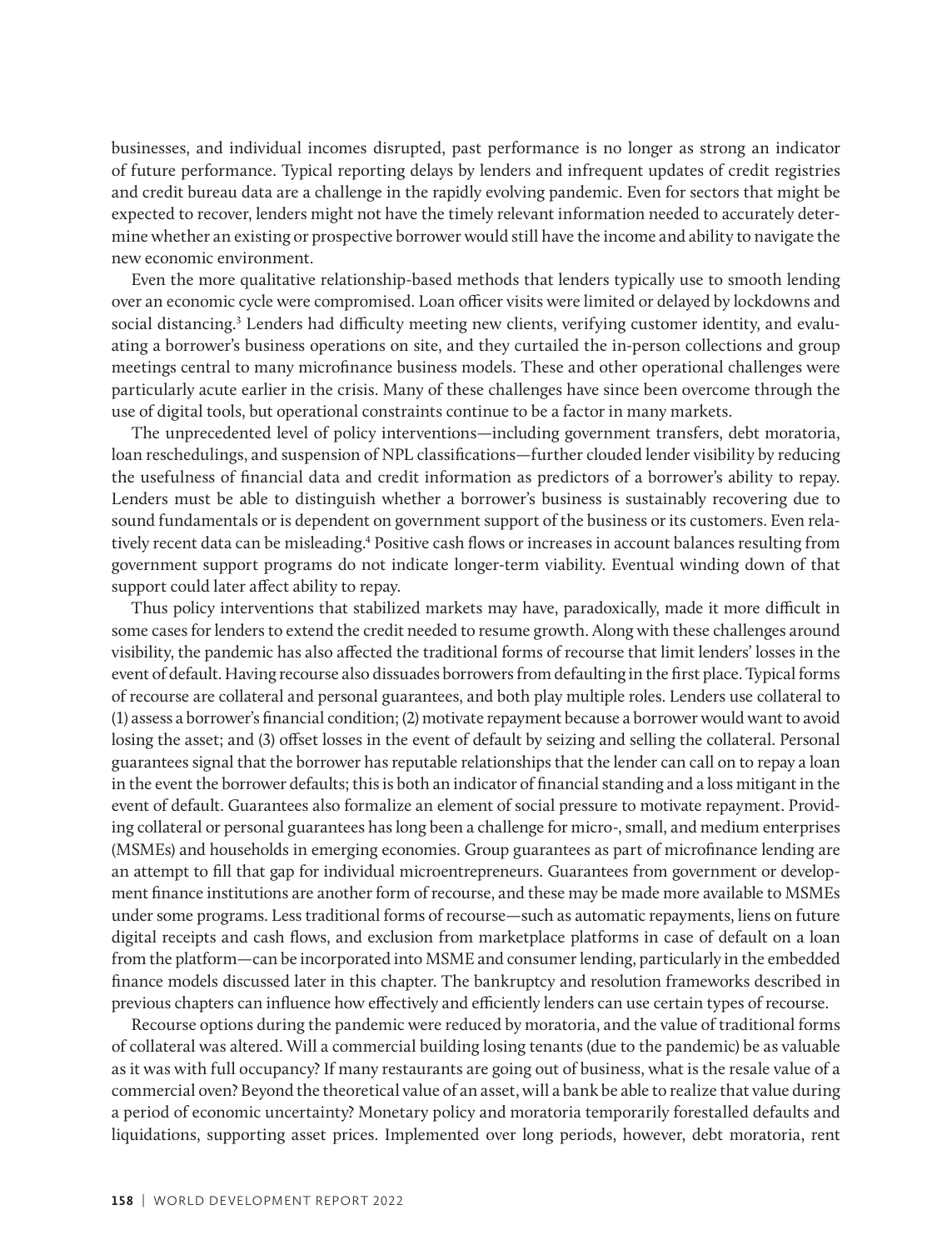businesses, and individual incomes disrupted, past performance is no longer as strong an indicator of future performance. Typical reporting delays by lenders and infrequent updates of credit registries and credit bureau data are a challenge in the rapidly evolving pandemic. Even for sectors that might be expected to recover, lenders might not have the timely relevant information needed to accurately determine whether an existing or prospective borrower would still have the income and ability to navigate the new economic environment.

Even the more qualitative relationship-based methods that lenders typically use to smooth lending over an economic cycle were compromised. Loan officer visits were limited or delayed by lockdowns and social distancing.[3] Lenders had difficulty meeting new clients, verifying customer identity, and evaluating a borrower's business operations on site, and they curtailed the in-person collections and group meetings central to many microfinance business models. These and other operational challenges were particularly acute earlier in the crisis. Many of these challenges have since been overcome through the use of digital tools, but operational constraints continue to be a factor in many markets.

The unprecedented level of policy interventions—including government transfers, debt moratoria, loan reschedulings, and suspension of NPL classifications—further clouded lender visibility by reducing the usefulness of financial data and credit information as predictors of a borrower's ability to repay. Lenders must be able to distinguish whether a borrower's business is sustainably recovering due to sound fundamentals or is dependent on government support of the business or its customers. Even relatively recent data can be misleading.[4] Positive cash flows or increases in account balances resulting from government support programs do not indicate longer-term viability. Eventual winding down of that support could later affect ability to repay.

Thus policy interventions that stabilized markets may have, paradoxically, made it more difficult in some cases for lenders to extend the credit needed to resume growth. Along with these challenges around visibility, the pandemic has also affected the traditional forms of recourse that limit lenders' losses in the event of default. Having recourse also dissuades borrowers from defaulting in the first place. Typical forms of recourse are collateral and personal guarantees, and both play multiple roles. Lenders use collateral to (1) assess a borrower's financial condition; (2) motivate repayment because a borrower would want to avoid losing the asset; and (3) offset losses in the event of default by seizing and selling the collateral. Personal guarantees signal that the borrower has reputable relationships that the lender can call on to repay a loan in the event the borrower defaults; this is both an indicator of financial standing and a loss mitigant in the event of default. Guarantees also formalize an element of social pressure to motivate repayment. Providing collateral or personal guarantees has long been a challenge for micro-, small, and medium enterprises (MSMEs) and households in emerging economies. Group guarantees as part of microfinance lending are an attempt to fill that gap for individual microentrepreneurs. Guarantees from government or development finance institutions are another form of recourse, and these may be made more available to MSMEs under some programs. Less traditional forms of recourse—such as automatic repayments, liens on future digital receipts and cash flows, and exclusion from marketplace platforms in case of default on a loan from the platform—can be incorporated into MSME and consumer lending, particularly in the embedded finance models discussed later in this chapter. The bankruptcy and resolution frameworks described in previous chapters can influence how effectively and efficiently lenders can use certain types of recourse.

Recourse options during the pandemic were reduced by moratoria, and the value of traditional forms of collateral was altered. Will a commercial building losing tenants (due to the pandemic) be as valuable as it was with full occupancy? If many restaurants are going out of business, what is the resale value of a commercial oven? Beyond the theoretical value of an asset, will a bank be able to realize that value during a period of economic uncertainty? Monetary policy and moratoria temporarily forestalled defaults and liquidations, supporting asset prices. Implemented over long periods, however, debt moratoria, rent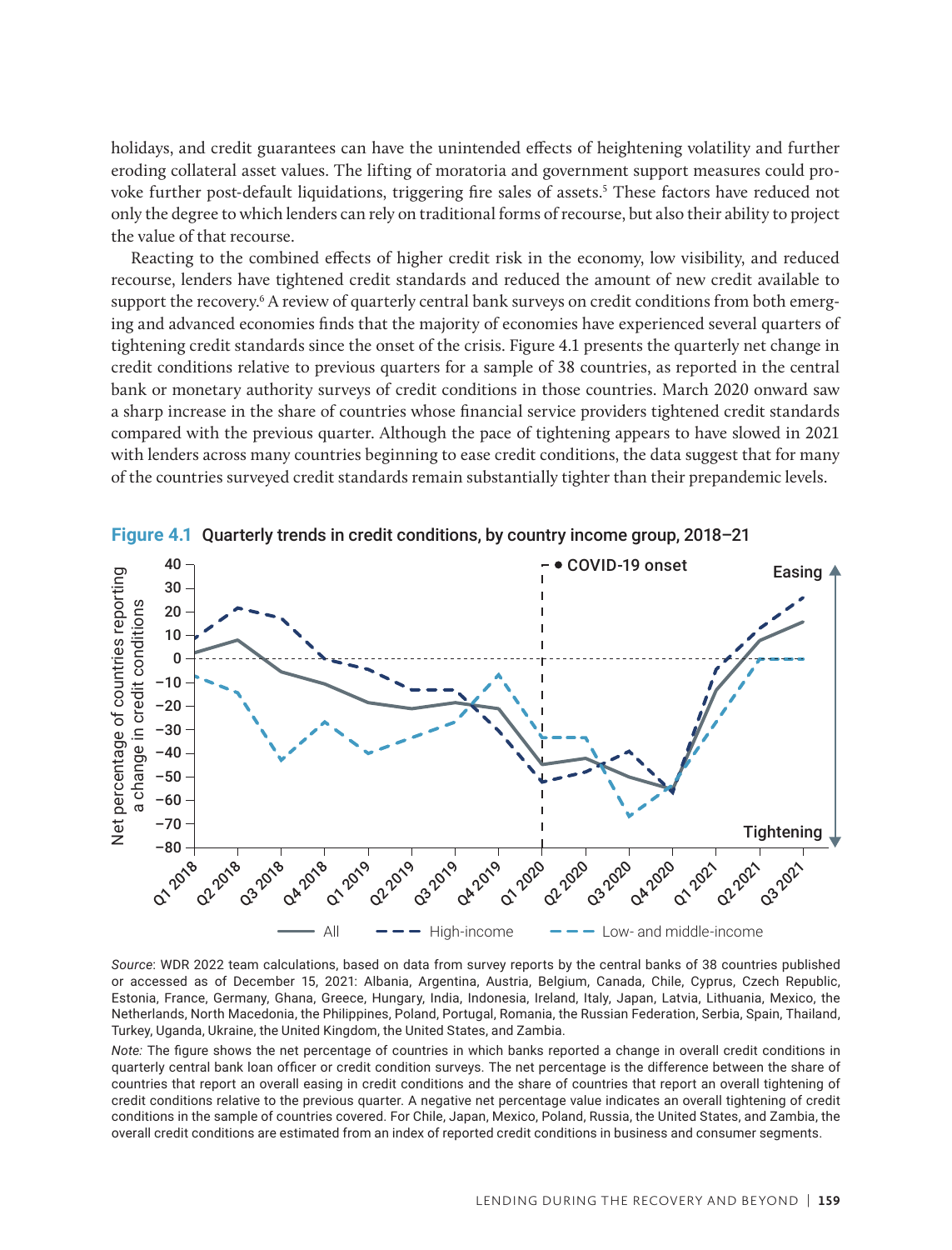holidays, and credit guarantees can have the unintended effects of heightening volatility and further eroding collateral asset values. The lifting of moratoria and government support measures could provoke further post-default liquidations, triggering fire sales of assets.[5] These factors have reduced not only the degree to which lenders can rely on traditional forms of recourse, but also their ability to project the value of that recourse.

Reacting to the combined effects of higher credit risk in the economy, low visibility, and reduced recourse, lenders have tightened credit standards and reduced the amount of new credit available to support the recovery.[6] A review of quarterly central bank surveys on credit conditions from both emerging and advanced economies finds that the majority of economies have experienced several quarters of tightening credit standards since the onset of the crisis. Figure 4.1 presents the quarterly net change in credit conditions relative to previous quarters for a sample of 38 countries, as reported in the central bank or monetary authority surveys of credit conditions in those countries. March 2020 onward saw a sharp increase in the share of countries whose financial service providers tightened credit standards compared with the previous quarter. Although the pace of tightening appears to have slowed in 2021 with lenders across many countries beginning to ease credit conditions, the data suggest that for many of the countries surveyed credit standards remain substantially tighter than their prepandemic levels.

**Figure 4.1** Quarterly trends in credit conditions, by country income group, 2018–21

*Source*: WDR 2022 team calculations, based on data from survey reports by the central banks of 38 countries published or accessed as of December 15, 2021: Albania, Argentina, Austria, Belgium, Canada, Chile, Cyprus, Czech Republic, Estonia, France, Germany, Ghana, Greece, Hungary, India, Indonesia, Ireland, Italy, Japan, Latvia, Lithuania, Mexico, the Netherlands, North Macedonia, the Philippines, Poland, Portugal, Romania, the Russian Federation, Serbia, Spain, Thailand, Turkey, Uganda, Ukraine, the United Kingdom, the United States, and Zambia.

*Note:* The figure shows the net percentage of countries in which banks reported a change in overall credit conditions in quarterly central bank loan officer or credit condition surveys. The net percentage is the difference between the share of countries that report an overall easing in credit conditions and the share of countries that report an overall tightening of credit conditions relative to the previous quarter. A negative net percentage value indicates an overall tightening of credit conditions in the sample of countries covered. For Chile, Japan, Mexico, Poland, Russia, the United States, and Zambia, the overall credit conditions are estimated from an index of reported credit conditions in business and consumer segments.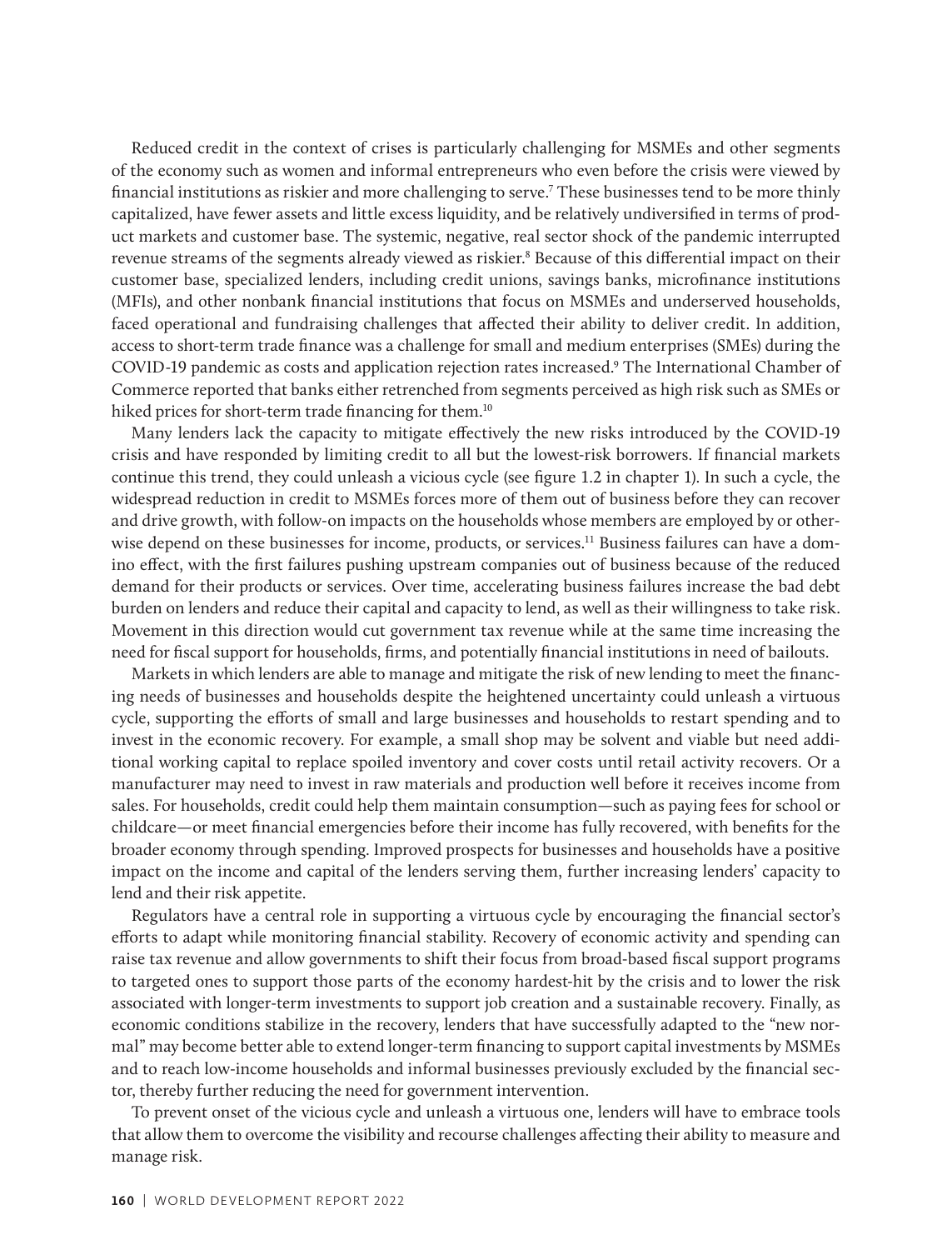Reduced credit in the context of crises is particularly challenging for MSMEs and other segments of the economy such as women and informal entrepreneurs who even before the crisis were viewed by financial institutions as riskier and more challenging to serve.[7] These businesses tend to be more thinly capitalized, have fewer assets and little excess liquidity, and be relatively undiversified in terms of product markets and customer base. The systemic, negative, real sector shock of the pandemic interrupted revenue streams of the segments already viewed as riskier.[8] Because of this differential impact on their customer base, specialized lenders, including credit unions, savings banks, microfinance institutions (MFIs), and other nonbank financial institutions that focus on MSMEs and underserved households, faced operational and fundraising challenges that affected their ability to deliver credit. In addition, access to short-term trade finance was a challenge for small and medium enterprises (SMEs) during the COVID-19 pandemic as costs and application rejection rates increased.[9] The International Chamber of Commerce reported that banks either retrenched from segments perceived as high risk such as SMEs or hiked prices for short-term trade financing for them.[10]

Many lenders lack the capacity to mitigate effectively the new risks introduced by the COVID-19 crisis and have responded by limiting credit to all but the lowest-risk borrowers. If financial markets continue this trend, they could unleash a vicious cycle (see figure 1.2 in chapter 1). In such a cycle, the widespread reduction in credit to MSMEs forces more of them out of business before they can recover and drive growth, with follow-on impacts on the households whose members are employed by or otherwise depend on these businesses for income, products, or services.[11] Business failures can have a domino effect, with the first failures pushing upstream companies out of business because of the reduced demand for their products or services. Over time, accelerating business failures increase the bad debt burden on lenders and reduce their capital and capacity to lend, as well as their willingness to take risk. Movement in this direction would cut government tax revenue while at the same time increasing the need for fiscal support for households, firms, and potentially financial institutions in need of bailouts.

Markets in which lenders are able to manage and mitigate the risk of new lending to meet the financing needs of businesses and households despite the heightened uncertainty could unleash a virtuous cycle, supporting the efforts of small and large businesses and households to restart spending and to invest in the economic recovery. For example, a small shop may be solvent and viable but need additional working capital to replace spoiled inventory and cover costs until retail activity recovers. Or a manufacturer may need to invest in raw materials and production well before it receives income from sales. For households, credit could help them maintain consumption—such as paying fees for school or childcare—or meet financial emergencies before their income has fully recovered, with benefits for the broader economy through spending. Improved prospects for businesses and households have a positive impact on the income and capital of the lenders serving them, further increasing lenders' capacity to lend and their risk appetite.

Regulators have a central role in supporting a virtuous cycle by encouraging the financial sector's efforts to adapt while monitoring financial stability. Recovery of economic activity and spending can raise tax revenue and allow governments to shift their focus from broad-based fiscal support programs to targeted ones to support those parts of the economy hardest-hit by the crisis and to lower the risk associated with longer-term investments to support job creation and a sustainable recovery. Finally, as economic conditions stabilize in the recovery, lenders that have successfully adapted to the "new normal" may become better able to extend longer-term financing to support capital investments by MSMEs and to reach low-income households and informal businesses previously excluded by the financial sector, thereby further reducing the need for government intervention.

To prevent onset of the vicious cycle and unleash a virtuous one, lenders will have to embrace tools that allow them to overcome the visibility and recourse challenges affecting their ability to measure and manage risk.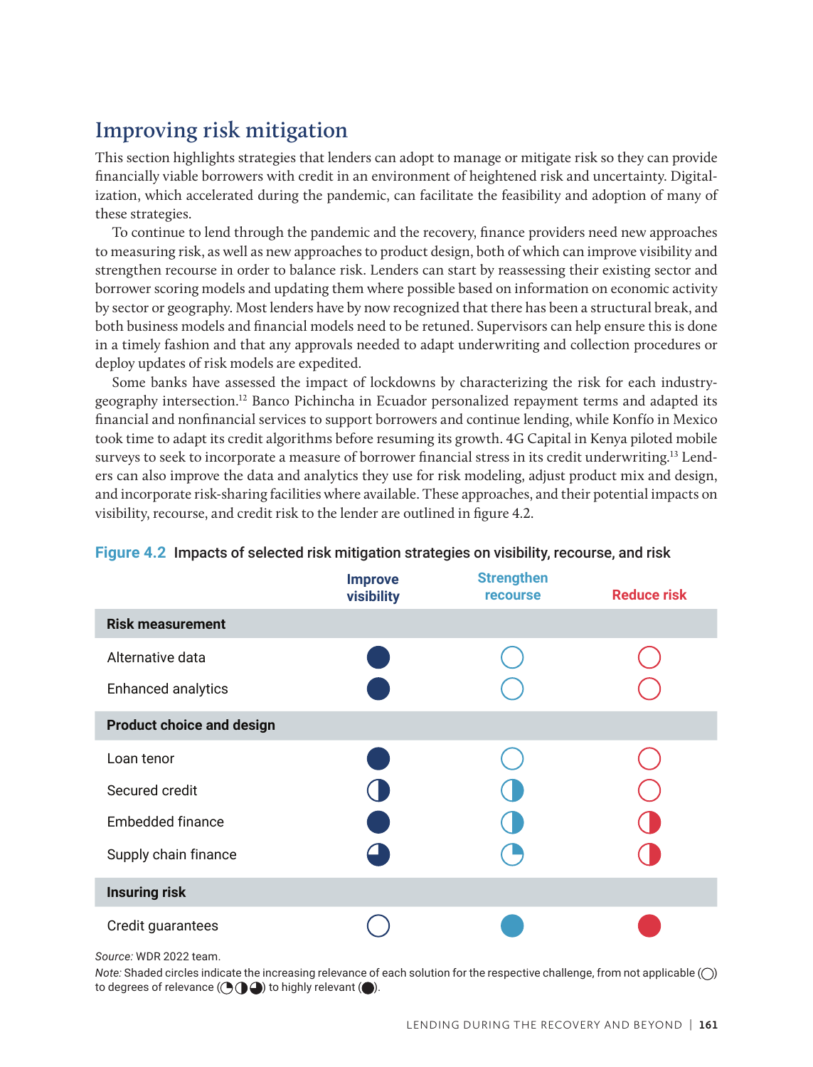## Improving risk mitigation

This section highlights strategies that lenders can adopt to manage or mitigate risk so they can provide financially viable borrowers with credit in an environment of heightened risk and uncertainty. Digitalization, which accelerated during the pandemic, can facilitate the feasibility and adoption of many of these strategies.

To continue to lend through the pandemic and the recovery, finance providers need new approaches to measuring risk, as well as new approaches to product design, both of which can improve visibility and strengthen recourse in order to balance risk. Lenders can start by reassessing their existing sector and borrower scoring models and updating them where possible based on information on economic activity by sector or geography. Most lenders have by now recognized that there has been a structural break, and both business models and financial models need to be retuned. Supervisors can help ensure this is done in a timely fashion and that any approvals needed to adapt underwriting and collection procedures or deploy updates of risk models are expedited.

Some banks have assessed the impact of lockdowns by characterizing the risk for each industry-geography intersection.[12] Banco Pichincha in Ecuador personalized repayment terms and adapted its financial and nonfinancial services to support borrowers and continue lending, while Konfío in Mexico took time to adapt its credit algorithms before resuming its growth. 4G Capital in Kenya piloted mobile surveys to seek to incorporate a measure of borrower financial stress in its credit underwriting.[13] Lenders can also improve the data and analytics they use for risk modeling, adjust product mix and design, and incorporate risk-sharing facilities where available. These approaches, and their potential impacts on visibility, recourse, and credit risk to the lender are outlined in figure 4.2.

**Figure 4.2** Impacts of selected risk mitigation strategies on visibility, recourse, and risk

| | Improve visibility | Strengthen recourse | Reduce risk |
|---|---|---|---|
| **Risk measurement** | | | |
| Alternative data | ● | ◯ | ◯ |
| Enhanced analytics | ● | ◯ | ◯ |
| **Product choice and design** | | | |
| Loan tenor | ● | ◯ | ◯ |
| Secured credit | ◑ | ◑ | ◯ |
| Embedded finance | ● | ◑ | ◑ |
| Supply chain finance | ◕ | ◔ | ◑ |
| **Insuring risk** | | | |
| Credit guarantees | ◯ | ● | ● |

*Source:* WDR 2022 team.

*Note:* Shaded circles indicate the increasing relevance of each solution for the respective challenge, from not applicable (◯) to degrees of relevance (◔◑◕) to highly relevant (●).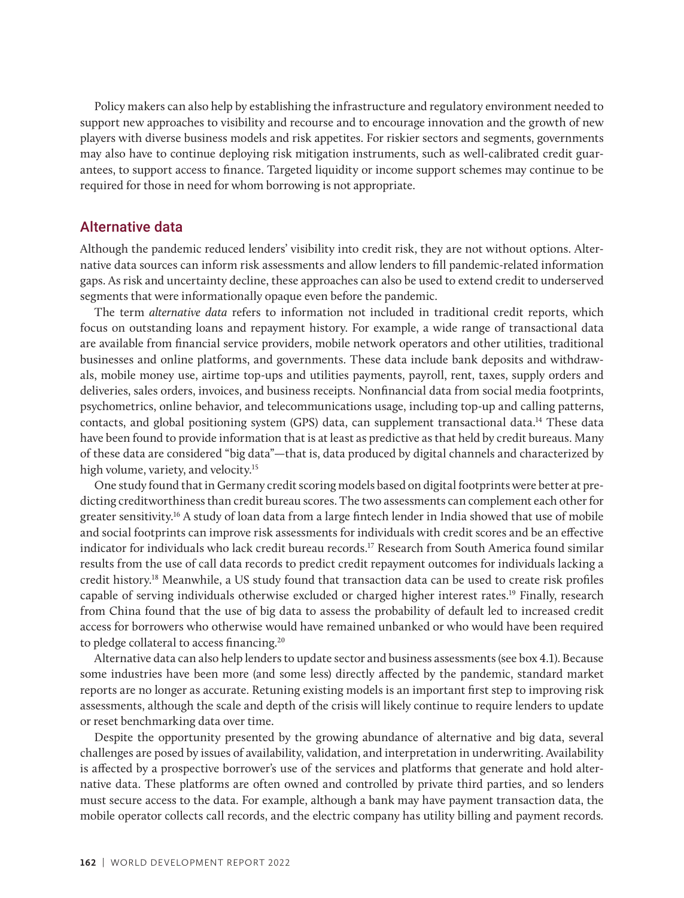Policy makers can also help by establishing the infrastructure and regulatory environment needed to support new approaches to visibility and recourse and to encourage innovation and the growth of new players with diverse business models and risk appetites. For riskier sectors and segments, governments may also have to continue deploying risk mitigation instruments, such as well-calibrated credit guarantees, to support access to finance. Targeted liquidity or income support schemes may continue to be required for those in need for whom borrowing is not appropriate.

## Alternative data

Although the pandemic reduced lenders' visibility into credit risk, they are not without options. Alternative data sources can inform risk assessments and allow lenders to fill pandemic-related information gaps. As risk and uncertainty decline, these approaches can also be used to extend credit to underserved segments that were informationally opaque even before the pandemic.

The term *alternative data* refers to information not included in traditional credit reports, which focus on outstanding loans and repayment history. For example, a wide range of transactional data are available from financial service providers, mobile network operators and other utilities, traditional businesses and online platforms, and governments. These data include bank deposits and withdrawals, mobile money use, airtime top-ups and utilities payments, payroll, rent, taxes, supply orders and deliveries, sales orders, invoices, and business receipts. Nonfinancial data from social media footprints, psychometrics, online behavior, and telecommunications usage, including top-up and calling patterns, contacts, and global positioning system (GPS) data, can supplement transactional data.[14] These data have been found to provide information that is at least as predictive as that held by credit bureaus. Many of these data are considered "big data"—that is, data produced by digital channels and characterized by high volume, variety, and velocity.[15]

One study found that in Germany credit scoring models based on digital footprints were better at predicting creditworthiness than credit bureau scores. The two assessments can complement each other for greater sensitivity.[16] A study of loan data from a large fintech lender in India showed that use of mobile and social footprints can improve risk assessments for individuals with credit scores and be an effective indicator for individuals who lack credit bureau records.[17] Research from South America found similar results from the use of call data records to predict credit repayment outcomes for individuals lacking a credit history.[18] Meanwhile, a US study found that transaction data can be used to create risk profiles capable of serving individuals otherwise excluded or charged higher interest rates.[19] Finally, research from China found that the use of big data to assess the probability of default led to increased credit access for borrowers who otherwise would have remained unbanked or who would have been required to pledge collateral to access financing.[20]

Alternative data can also help lenders to update sector and business assessments (see box 4.1). Because some industries have been more (and some less) directly affected by the pandemic, standard market reports are no longer as accurate. Retuning existing models is an important first step to improving risk assessments, although the scale and depth of the crisis will likely continue to require lenders to update or reset benchmarking data over time.

Despite the opportunity presented by the growing abundance of alternative and big data, several challenges are posed by issues of availability, validation, and interpretation in underwriting. Availability is affected by a prospective borrower's use of the services and platforms that generate and hold alternative data. These platforms are often owned and controlled by private third parties, and so lenders must secure access to the data. For example, although a bank may have payment transaction data, the mobile operator collects call records, and the electric company has utility billing and payment records.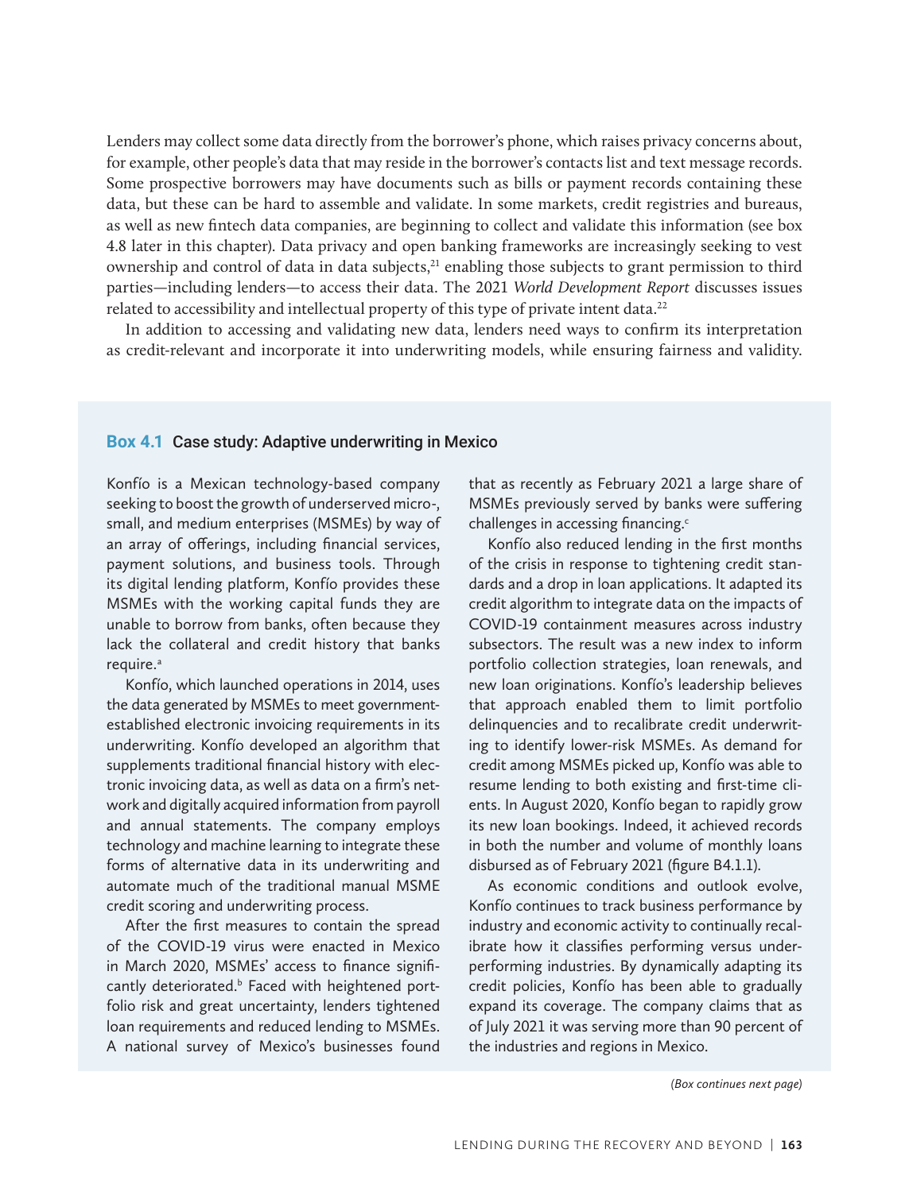Lenders may collect some data directly from the borrower's phone, which raises privacy concerns about, for example, other people's data that may reside in the borrower's contacts list and text message records. Some prospective borrowers may have documents such as bills or payment records containing these data, but these can be hard to assemble and validate. In some markets, credit registries and bureaus, as well as new fintech data companies, are beginning to collect and validate this information (see box 4.8 later in this chapter). Data privacy and open banking frameworks are increasingly seeking to vest ownership and control of data in data subjects,[21] enabling those subjects to grant permission to third parties—including lenders—to access their data. The 2021 *World Development Report* discusses issues related to accessibility and intellectual property of this type of private intent data.[22]

In addition to accessing and validating new data, lenders need ways to confirm its interpretation as credit-relevant and incorporate it into underwriting models, while ensuring fairness and validity.

### Box 4.1 Case study: Adaptive underwriting in Mexico

Konfío is a Mexican technology-based company seeking to boost the growth of underserved micro-, small, and medium enterprises (MSMEs) by way of an array of offerings, including financial services, payment solutions, and business tools. Through its digital lending platform, Konfío provides these MSMEs with the working capital funds they are unable to borrow from banks, often because they lack the collateral and credit history that banks require.[a]

Konfío, which launched operations in 2014, uses the data generated by MSMEs to meet government-established electronic invoicing requirements in its underwriting. Konfío developed an algorithm that supplements traditional financial history with electronic invoicing data, as well as data on a firm's network and digitally acquired information from payroll and annual statements. The company employs technology and machine learning to integrate these forms of alternative data in its underwriting and automate much of the traditional manual MSME credit scoring and underwriting process.

After the first measures to contain the spread of the COVID-19 virus were enacted in Mexico in March 2020, MSMEs' access to finance significantly deteriorated.[b] Faced with heightened portfolio risk and great uncertainty, lenders tightened loan requirements and reduced lending to MSMEs. A national survey of Mexico's businesses found that as recently as February 2021 a large share of MSMEs previously served by banks were suffering challenges in accessing financing.[c]

Konfío also reduced lending in the first months of the crisis in response to tightening credit standards and a drop in loan applications. It adapted its credit algorithm to integrate data on the impacts of COVID-19 containment measures across industry subsectors. The result was a new index to inform portfolio collection strategies, loan renewals, and new loan originations. Konfío's leadership believes that approach enabled them to limit portfolio delinquencies and to recalibrate credit underwriting to identify lower-risk MSMEs. As demand for credit among MSMEs picked up, Konfío was able to resume lending to both existing and first-time clients. In August 2020, Konfío began to rapidly grow its new loan bookings. Indeed, it achieved records in both the number and volume of monthly loans disbursed as of February 2021 (figure B4.1.1).

As economic conditions and outlook evolve, Konfío continues to track business performance by industry and economic activity to continually recalibrate how it classifies performing versus underperforming industries. By dynamically adapting its credit policies, Konfío has been able to gradually expand its coverage. The company claims that as of July 2021 it was serving more than 90 percent of the industries and regions in Mexico.

*(Box continues next page)*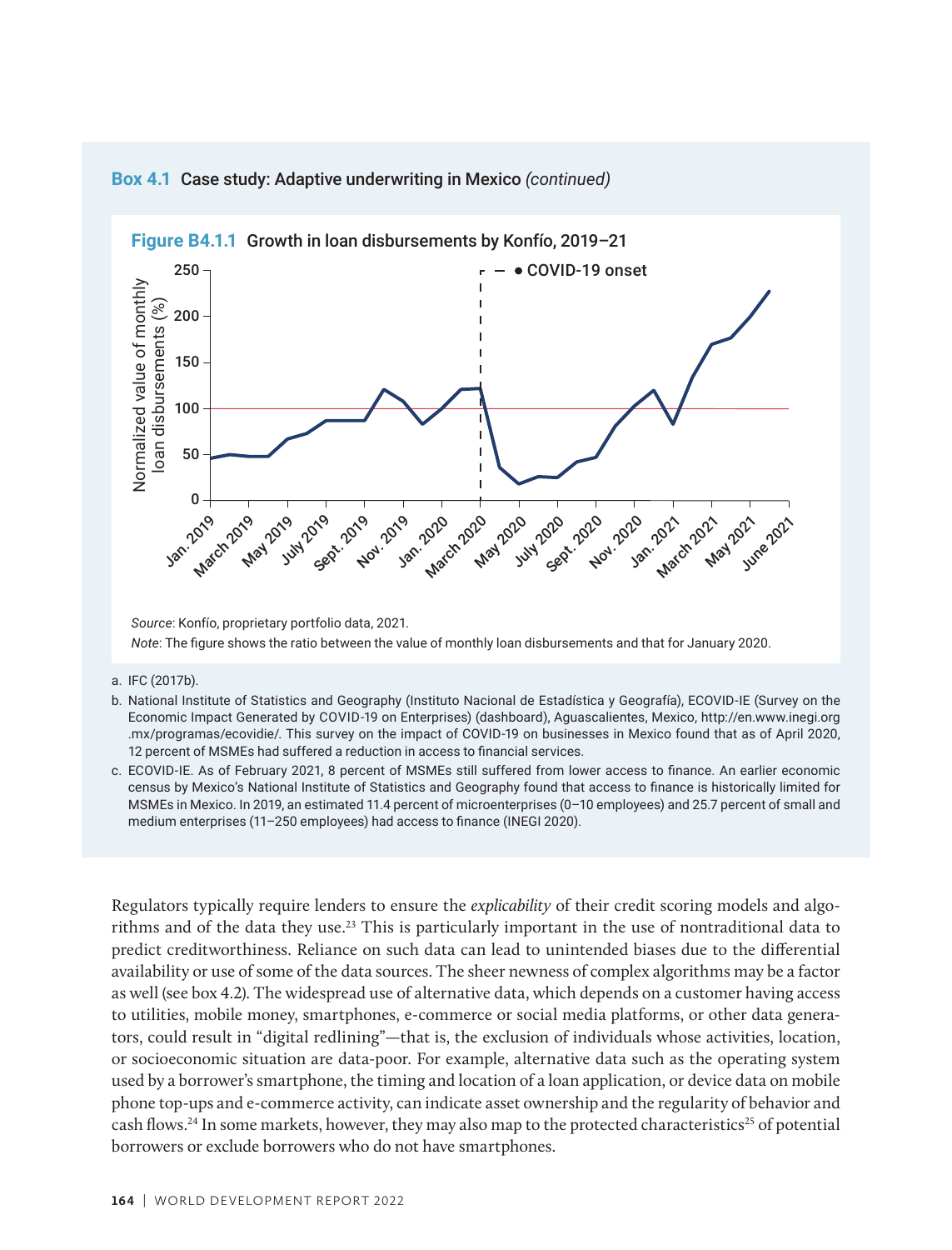**Box 4.1 Case study: Adaptive underwriting in Mexico** *(continued)*

**Figure B4.1.1 Growth in loan disbursements by Konfío, 2019–21**

*Source*: Konfío, proprietary portfolio data, 2021.

*Note*: The figure shows the ratio between the value of monthly loan disbursements and that for January 2020.

a. IFC (2017b).

b. National Institute of Statistics and Geography (Instituto Nacional de Estadística y Geografía), ECOVID-IE (Survey on the Economic Impact Generated by COVID-19 on Enterprises) (dashboard), Aguascalientes, Mexico, http://en.www.inegi.org.mx/programas/ecovidie/. This survey on the impact of COVID-19 on businesses in Mexico found that as of April 2020, 12 percent of MSMEs had suffered a reduction in access to financial services.

c. ECOVID-IE. As of February 2021, 8 percent of MSMEs still suffered from lower access to finance. An earlier economic census by Mexico's National Institute of Statistics and Geography found that access to finance is historically limited for MSMEs in Mexico. In 2019, an estimated 11.4 percent of microenterprises (0–10 employees) and 25.7 percent of small and medium enterprises (11–250 employees) had access to finance (INEGI 2020).

Regulators typically require lenders to ensure the *explicability* of their credit scoring models and algorithms and of the data they use.[23] This is particularly important in the use of nontraditional data to predict creditworthiness. Reliance on such data can lead to unintended biases due to the differential availability or use of some of the data sources. The sheer newness of complex algorithms may be a factor as well (see box 4.2). The widespread use of alternative data, which depends on a customer having access to utilities, mobile money, smartphones, e-commerce or social media platforms, or other data generators, could result in "digital redlining"—that is, the exclusion of individuals whose activities, location, or socioeconomic situation are data-poor. For example, alternative data such as the operating system used by a borrower's smartphone, the timing and location of a loan application, or device data on mobile phone top-ups and e-commerce activity, can indicate asset ownership and the regularity of behavior and cash flows.[24] In some markets, however, they may also map to the protected characteristics[25] of potential borrowers or exclude borrowers who do not have smartphones.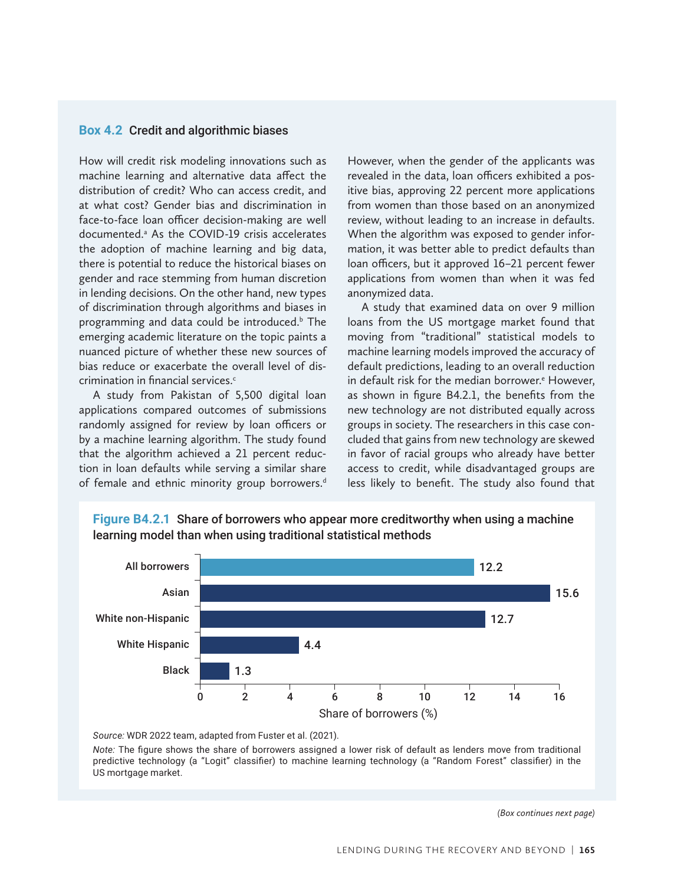### Box 4.2 Credit and algorithmic biases

How will credit risk modeling innovations such as machine learning and alternative data affect the distribution of credit? Who can access credit, and at what cost? Gender bias and discrimination in face-to-face loan officer decision-making are well documented.[a] As the COVID-19 crisis accelerates the adoption of machine learning and big data, there is potential to reduce the historical biases on gender and race stemming from human discretion in lending decisions. On the other hand, new types of discrimination through algorithms and biases in programming and data could be introduced.[b] The emerging academic literature on the topic paints a nuanced picture of whether these new sources of bias reduce or exacerbate the overall level of discrimination in financial services.[c]

A study from Pakistan of 5,500 digital loan applications compared outcomes of submissions randomly assigned for review by loan officers or by a machine learning algorithm. The study found that the algorithm achieved a 21 percent reduction in loan defaults while serving a similar share of female and ethnic minority group borrowers.[d] However, when the gender of the applicants was revealed in the data, loan officers exhibited a positive bias, approving 22 percent more applications from women than those based on an anonymized review, without leading to an increase in defaults. When the algorithm was exposed to gender information, it was better able to predict defaults than loan officers, but it approved 16–21 percent fewer applications from women than when it was fed anonymized data.

A study that examined data on over 9 million loans from the US mortgage market found that moving from "traditional" statistical models to machine learning models improved the accuracy of default predictions, leading to an overall reduction in default risk for the median borrower.[e] However, as shown in figure B4.2.1, the benefits from the new technology are not distributed equally across groups in society. The researchers in this case concluded that gains from new technology are skewed in favor of racial groups who already have better access to credit, while disadvantaged groups are less likely to benefit. The study also found that

**Figure B4.2.1 Share of borrowers who appear more creditworthy when using a machine learning model than when using traditional statistical methods**

| Group | Share of borrowers (%) |
|---|---|
| All borrowers | 12.2 |
| Asian | 15.6 |
| White non-Hispanic | 12.7 |
| White Hispanic | 4.4 |
| Black | 1.3 |

*Source:* WDR 2022 team, adapted from Fuster et al. (2021).

*Note:* The figure shows the share of borrowers assigned a lower risk of default as lenders move from traditional predictive technology (a "Logit" classifier) to machine learning technology (a "Random Forest" classifier) in the US mortgage market.

*(Box continues next page)*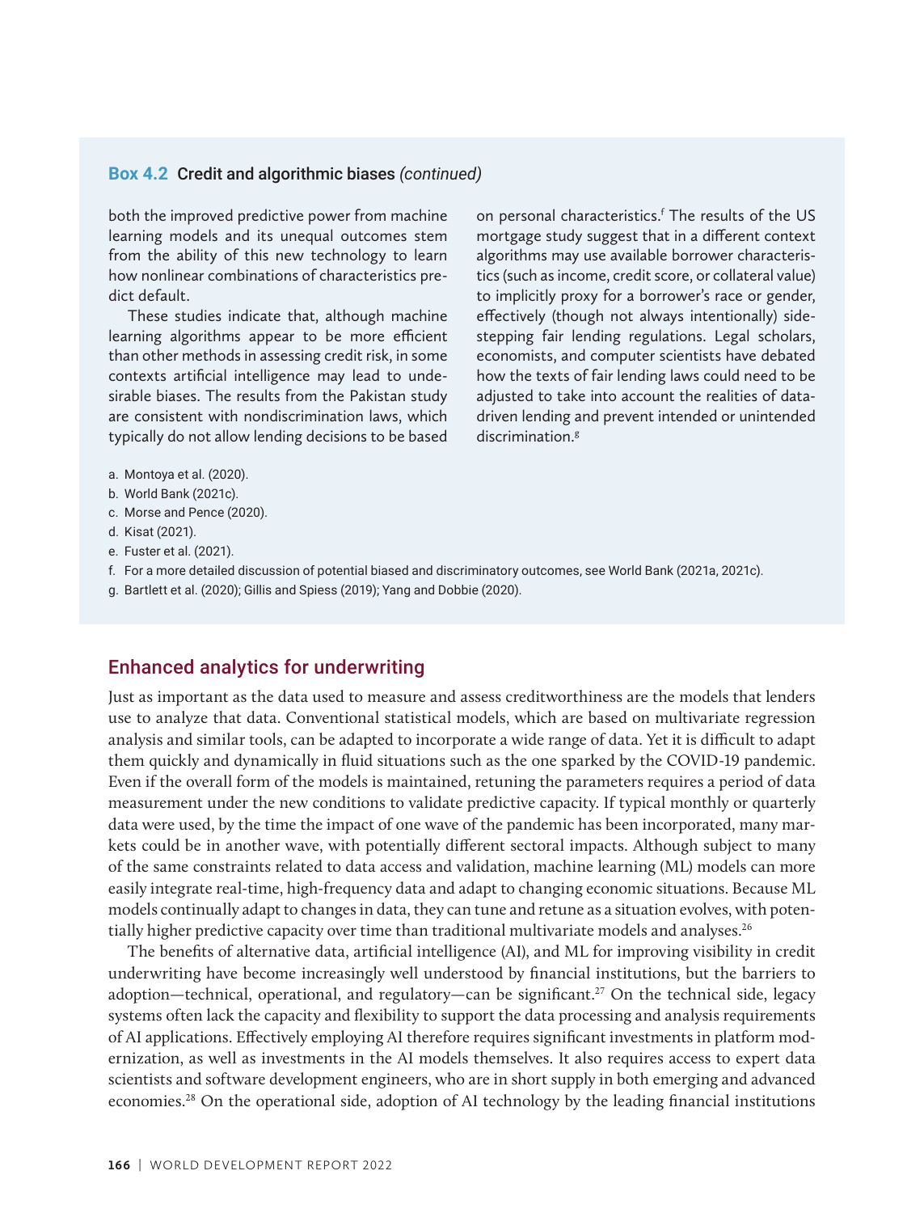**Box 4.2 Credit and algorithmic biases** *(continued)*

both the improved predictive power from machine learning models and its unequal outcomes stem from the ability of this new technology to learn how nonlinear combinations of characteristics predict default.

These studies indicate that, although machine learning algorithms appear to be more efficient than other methods in assessing credit risk, in some contexts artificial intelligence may lead to undesirable biases. The results from the Pakistan study are consistent with nondiscrimination laws, which typically do not allow lending decisions to be based on personal characteristics.[f] The results of the US mortgage study suggest that in a different context algorithms may use available borrower characteristics (such as income, credit score, or collateral value) to implicitly proxy for a borrower's race or gender, effectively (though not always intentionally) sidestepping fair lending regulations. Legal scholars, economists, and computer scientists have debated how the texts of fair lending laws could need to be adjusted to take into account the realities of data-driven lending and prevent intended or unintended discrimination.[g]

a. Montoya et al. (2020).
b. World Bank (2021c).
c. Morse and Pence (2020).
d. Kisat (2021).
e. Fuster et al. (2021).
f. For a more detailed discussion of potential biased and discriminatory outcomes, see World Bank (2021a, 2021c).
g. Bartlett et al. (2020); Gillis and Spiess (2019); Yang and Dobbie (2020).

## Enhanced analytics for underwriting

Just as important as the data used to measure and assess creditworthiness are the models that lenders use to analyze that data. Conventional statistical models, which are based on multivariate regression analysis and similar tools, can be adapted to incorporate a wide range of data. Yet it is difficult to adapt them quickly and dynamically in fluid situations such as the one sparked by the COVID-19 pandemic. Even if the overall form of the models is maintained, retuning the parameters requires a period of data measurement under the new conditions to validate predictive capacity. If typical monthly or quarterly data were used, by the time the impact of one wave of the pandemic has been incorporated, many markets could be in another wave, with potentially different sectoral impacts. Although subject to many of the same constraints related to data access and validation, machine learning (ML) models can more easily integrate real-time, high-frequency data and adapt to changing economic situations. Because ML models continually adapt to changes in data, they can tune and retune as a situation evolves, with potentially higher predictive capacity over time than traditional multivariate models and analyses.[26]

The benefits of alternative data, artificial intelligence (AI), and ML for improving visibility in credit underwriting have become increasingly well understood by financial institutions, but the barriers to adoption—technical, operational, and regulatory—can be significant.[27] On the technical side, legacy systems often lack the capacity and flexibility to support the data processing and analysis requirements of AI applications. Effectively employing AI therefore requires significant investments in platform modernization, as well as investments in the AI models themselves. It also requires access to expert data scientists and software development engineers, who are in short supply in both emerging and advanced economies.[28] On the operational side, adoption of AI technology by the leading financial institutions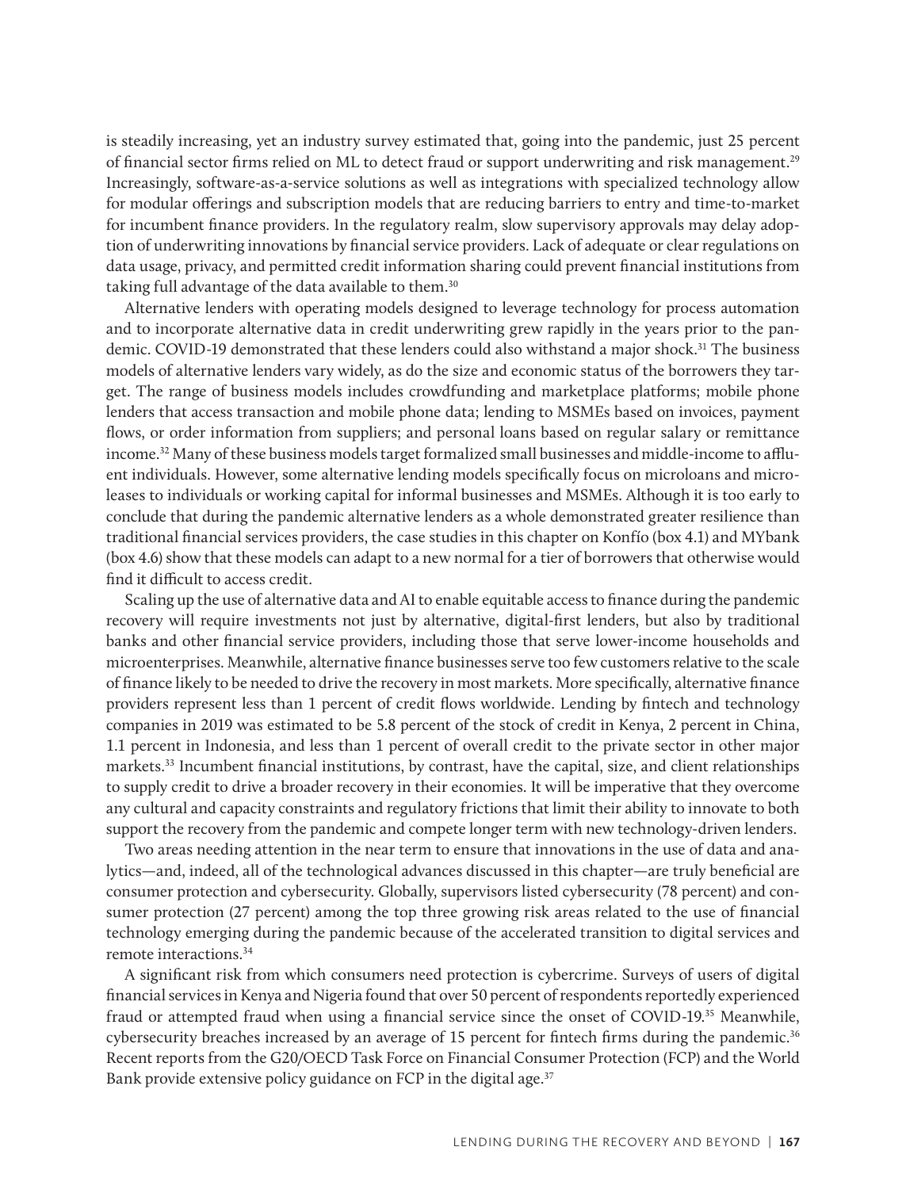is steadily increasing, yet an industry survey estimated that, going into the pandemic, just 25 percent of financial sector firms relied on ML to detect fraud or support underwriting and risk management.[29] Increasingly, software-as-a-service solutions as well as integrations with specialized technology allow for modular offerings and subscription models that are reducing barriers to entry and time-to-market for incumbent finance providers. In the regulatory realm, slow supervisory approvals may delay adoption of underwriting innovations by financial service providers. Lack of adequate or clear regulations on data usage, privacy, and permitted credit information sharing could prevent financial institutions from taking full advantage of the data available to them.[30]

Alternative lenders with operating models designed to leverage technology for process automation and to incorporate alternative data in credit underwriting grew rapidly in the years prior to the pandemic. COVID-19 demonstrated that these lenders could also withstand a major shock.[31] The business models of alternative lenders vary widely, as do the size and economic status of the borrowers they target. The range of business models includes crowdfunding and marketplace platforms; mobile phone lenders that access transaction and mobile phone data; lending to MSMEs based on invoices, payment flows, or order information from suppliers; and personal loans based on regular salary or remittance income.[32] Many of these business models target formalized small businesses and middle-income to affluent individuals. However, some alternative lending models specifically focus on microloans and microleases to individuals or working capital for informal businesses and MSMEs. Although it is too early to conclude that during the pandemic alternative lenders as a whole demonstrated greater resilience than traditional financial services providers, the case studies in this chapter on Konfío (box 4.1) and MYbank (box 4.6) show that these models can adapt to a new normal for a tier of borrowers that otherwise would find it difficult to access credit.

Scaling up the use of alternative data and AI to enable equitable access to finance during the pandemic recovery will require investments not just by alternative, digital-first lenders, but also by traditional banks and other financial service providers, including those that serve lower-income households and microenterprises. Meanwhile, alternative finance businesses serve too few customers relative to the scale of finance likely to be needed to drive the recovery in most markets. More specifically, alternative finance providers represent less than 1 percent of credit flows worldwide. Lending by fintech and technology companies in 2019 was estimated to be 5.8 percent of the stock of credit in Kenya, 2 percent in China, 1.1 percent in Indonesia, and less than 1 percent of overall credit to the private sector in other major markets.[33] Incumbent financial institutions, by contrast, have the capital, size, and client relationships to supply credit to drive a broader recovery in their economies. It will be imperative that they overcome any cultural and capacity constraints and regulatory frictions that limit their ability to innovate to both support the recovery from the pandemic and compete longer term with new technology-driven lenders.

Two areas needing attention in the near term to ensure that innovations in the use of data and analytics—and, indeed, all of the technological advances discussed in this chapter—are truly beneficial are consumer protection and cybersecurity. Globally, supervisors listed cybersecurity (78 percent) and consumer protection (27 percent) among the top three growing risk areas related to the use of financial technology emerging during the pandemic because of the accelerated transition to digital services and remote interactions.[34]

A significant risk from which consumers need protection is cybercrime. Surveys of users of digital financial services in Kenya and Nigeria found that over 50 percent of respondents reportedly experienced fraud or attempted fraud when using a financial service since the onset of COVID-19.[35] Meanwhile, cybersecurity breaches increased by an average of 15 percent for fintech firms during the pandemic.[36] Recent reports from the G20/OECD Task Force on Financial Consumer Protection (FCP) and the World Bank provide extensive policy guidance on FCP in the digital age.[37]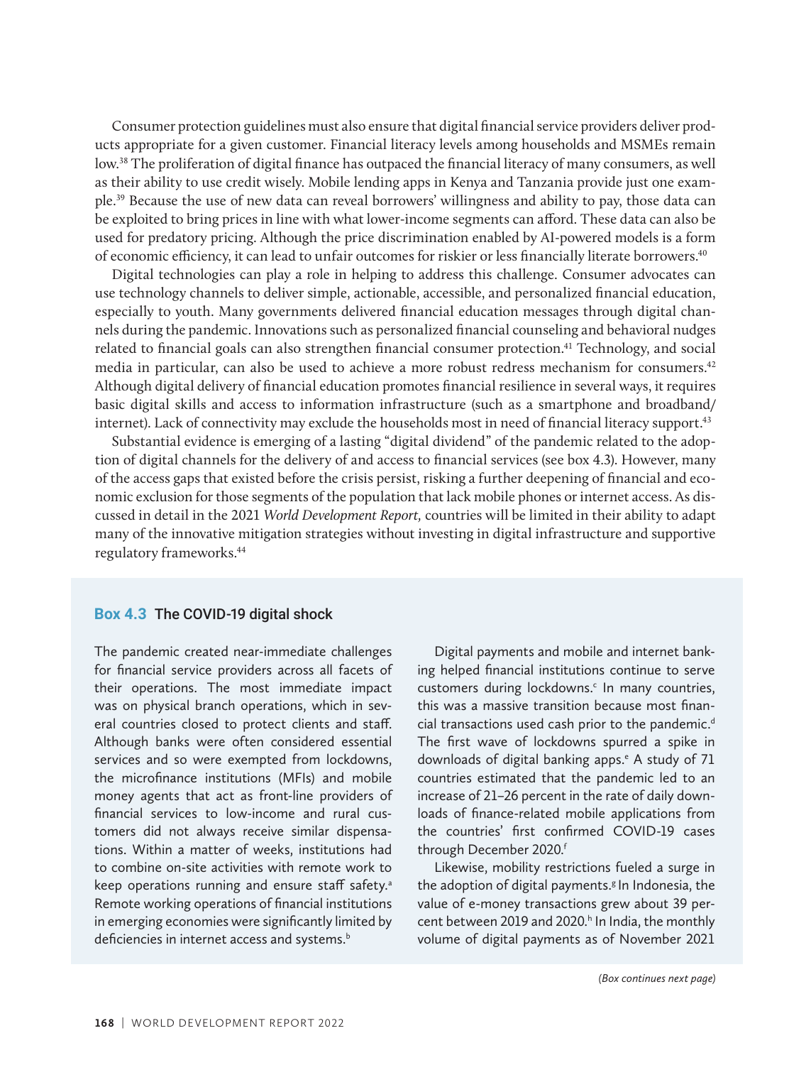Consumer protection guidelines must also ensure that digital financial service providers deliver products appropriate for a given customer. Financial literacy levels among households and MSMEs remain low.[38] The proliferation of digital finance has outpaced the financial literacy of many consumers, as well as their ability to use credit wisely. Mobile lending apps in Kenya and Tanzania provide just one example.[39] Because the use of new data can reveal borrowers' willingness and ability to pay, those data can be exploited to bring prices in line with what lower-income segments can afford. These data can also be used for predatory pricing. Although the price discrimination enabled by AI-powered models is a form of economic efficiency, it can lead to unfair outcomes for riskier or less financially literate borrowers.[40]

Digital technologies can play a role in helping to address this challenge. Consumer advocates can use technology channels to deliver simple, actionable, accessible, and personalized financial education, especially to youth. Many governments delivered financial education messages through digital channels during the pandemic. Innovations such as personalized financial counseling and behavioral nudges related to financial goals can also strengthen financial consumer protection.[41] Technology, and social media in particular, can also be used to achieve a more robust redress mechanism for consumers.[42] Although digital delivery of financial education promotes financial resilience in several ways, it requires basic digital skills and access to information infrastructure (such as a smartphone and broadband/internet). Lack of connectivity may exclude the households most in need of financial literacy support.[43]

Substantial evidence is emerging of a lasting "digital dividend" of the pandemic related to the adoption of digital channels for the delivery of and access to financial services (see box 4.3). However, many of the access gaps that existed before the crisis persist, risking a further deepening of financial and economic exclusion for those segments of the population that lack mobile phones or internet access. As discussed in detail in the 2021 *World Development Report,* countries will be limited in their ability to adapt many of the innovative mitigation strategies without investing in digital infrastructure and supportive regulatory frameworks.[44]

### Box 4.3 The COVID-19 digital shock

The pandemic created near-immediate challenges for financial service providers across all facets of their operations. The most immediate impact was on physical branch operations, which in several countries closed to protect clients and staff. Although banks were often considered essential services and so were exempted from lockdowns, the microfinance institutions (MFIs) and mobile money agents that act as front-line providers of financial services to low-income and rural customers did not always receive similar dispensations. Within a matter of weeks, institutions had to combine on-site activities with remote work to keep operations running and ensure staff safety.[a] Remote working operations of financial institutions in emerging economies were significantly limited by deficiencies in internet access and systems.[b]

Digital payments and mobile and internet banking helped financial institutions continue to serve customers during lockdowns.[c] In many countries, this was a massive transition because most financial transactions used cash prior to the pandemic.[d] The first wave of lockdowns spurred a spike in downloads of digital banking apps.[e] A study of 71 countries estimated that the pandemic led to an increase of 21–26 percent in the rate of daily downloads of finance-related mobile applications from the countries' first confirmed COVID-19 cases through December 2020.[f]

Likewise, mobility restrictions fueled a surge in the adoption of digital payments.[g] In Indonesia, the value of e-money transactions grew about 39 percent between 2019 and 2020.[h] In India, the monthly volume of digital payments as of November 2021

*(Box continues next page)*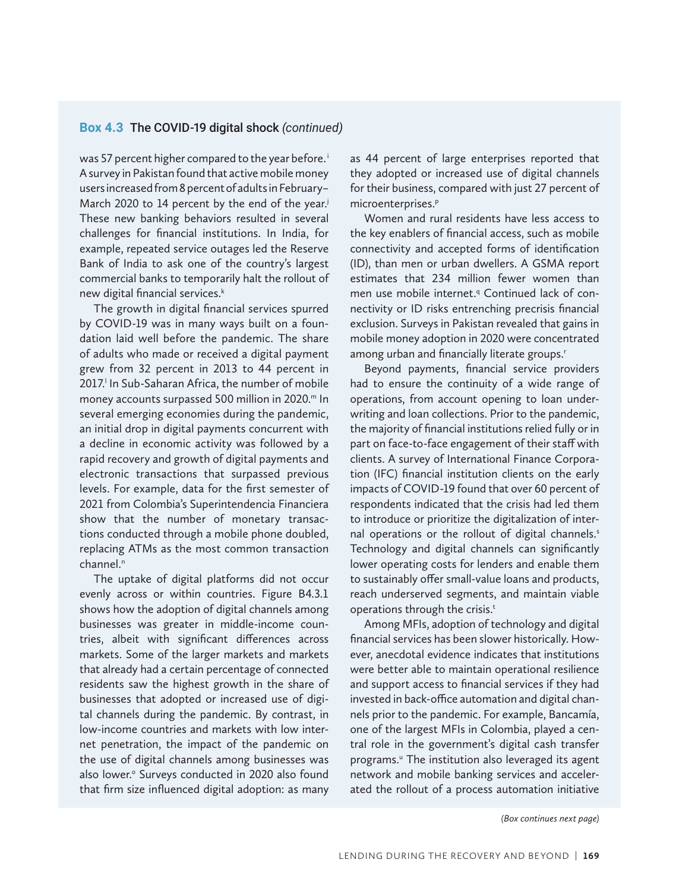**Box 4.3** **The COVID-19 digital shock** *(continued)*

was 57 percent higher compared to the year before.[i] A survey in Pakistan found that active mobile money users increased from 8 percent of adults in February–March 2020 to 14 percent by the end of the year.[j] These new banking behaviors resulted in several challenges for financial institutions. In India, for example, repeated service outages led the Reserve Bank of India to ask one of the country's largest commercial banks to temporarily halt the rollout of new digital financial services.[k]

The growth in digital financial services spurred by COVID-19 was in many ways built on a foundation laid well before the pandemic. The share of adults who made or received a digital payment grew from 32 percent in 2013 to 44 percent in 2017.[l] In Sub-Saharan Africa, the number of mobile money accounts surpassed 500 million in 2020.[m] In several emerging economies during the pandemic, an initial drop in digital payments concurrent with a decline in economic activity was followed by a rapid recovery and growth of digital payments and electronic transactions that surpassed previous levels. For example, data for the first semester of 2021 from Colombia's Superintendencia Financiera show that the number of monetary transactions conducted through a mobile phone doubled, replacing ATMs as the most common transaction channel.[n]

The uptake of digital platforms did not occur evenly across or within countries. Figure B4.3.1 shows how the adoption of digital channels among businesses was greater in middle-income countries, albeit with significant differences across markets. Some of the larger markets and markets that already had a certain percentage of connected residents saw the highest growth in the share of businesses that adopted or increased use of digital channels during the pandemic. By contrast, in low-income countries and markets with low internet penetration, the impact of the pandemic on the use of digital channels among businesses was also lower.[o] Surveys conducted in 2020 also found that firm size influenced digital adoption: as many as 44 percent of large enterprises reported that they adopted or increased use of digital channels for their business, compared with just 27 percent of microenterprises.[p]

Women and rural residents have less access to the key enablers of financial access, such as mobile connectivity and accepted forms of identification (ID), than men or urban dwellers. A GSMA report estimates that 234 million fewer women than men use mobile internet.[q] Continued lack of connectivity or ID risks entrenching precrisis financial exclusion. Surveys in Pakistan revealed that gains in mobile money adoption in 2020 were concentrated among urban and financially literate groups.[r]

Beyond payments, financial service providers had to ensure the continuity of a wide range of operations, from account opening to loan underwriting and loan collections. Prior to the pandemic, the majority of financial institutions relied fully or in part on face-to-face engagement of their staff with clients. A survey of International Finance Corporation (IFC) financial institution clients on the early impacts of COVID-19 found that over 60 percent of respondents indicated that the crisis had led them to introduce or prioritize the digitalization of internal operations or the rollout of digital channels.[s] Technology and digital channels can significantly lower operating costs for lenders and enable them to sustainably offer small-value loans and products, reach underserved segments, and maintain viable operations through the crisis.[t]

Among MFIs, adoption of technology and digital financial services has been slower historically. However, anecdotal evidence indicates that institutions were better able to maintain operational resilience and support access to financial services if they had invested in back-office automation and digital channels prior to the pandemic. For example, Bancamía, one of the largest MFIs in Colombia, played a central role in the government's digital cash transfer programs.[u] The institution also leveraged its agent network and mobile banking services and accelerated the rollout of a process automation initiative

*(Box continues next page)*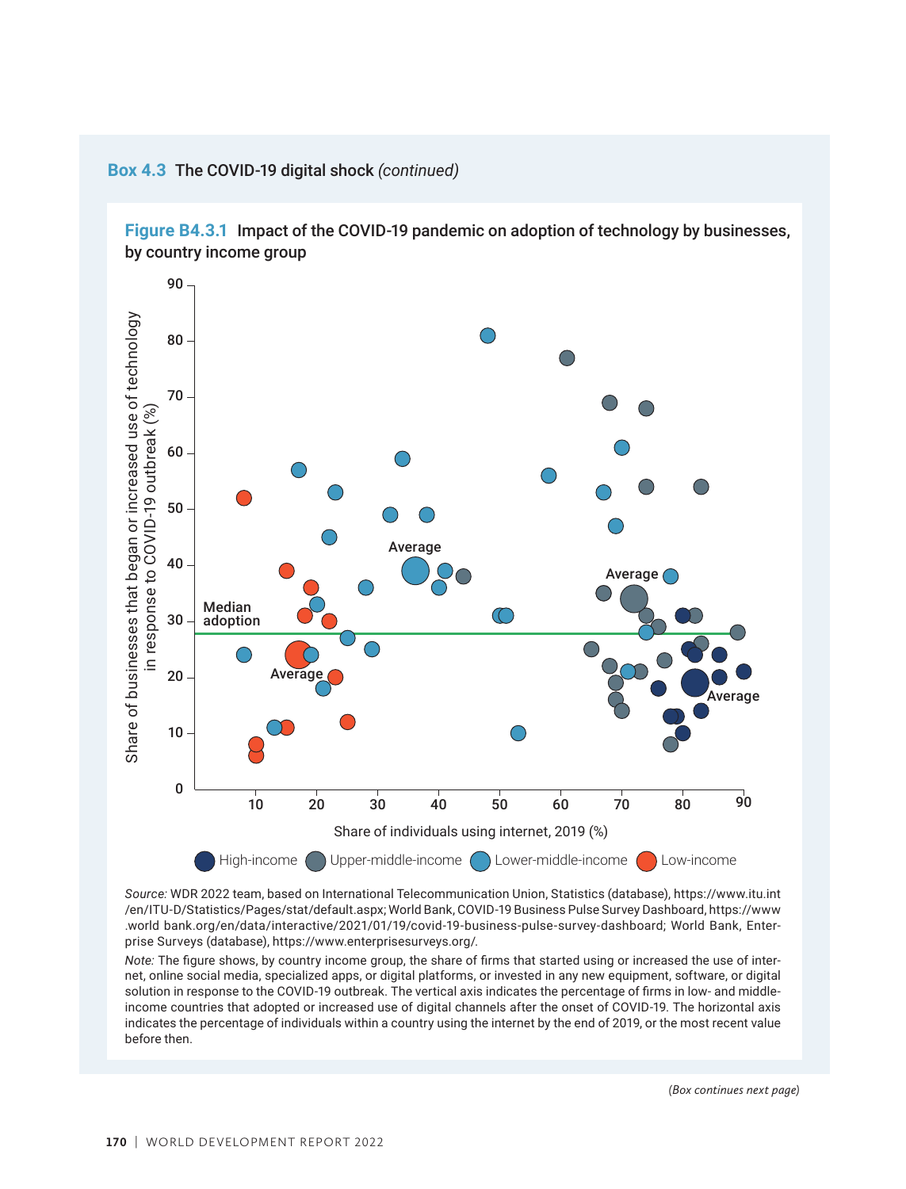## Box 4.3 The COVID-19 digital shock *(continued)*

**Figure B4.3.1 Impact of the COVID-19 pandemic on adoption of technology by businesses, by country income group**

*Source:* WDR 2022 team, based on International Telecommunication Union, Statistics (database), https://www.itu.int/en/ITU-D/Statistics/Pages/stat/default.aspx; World Bank, COVID-19 Business Pulse Survey Dashboard, https://www.world bank.org/en/data/interactive/2021/01/19/covid-19-business-pulse-survey-dashboard; World Bank, Enterprise Surveys (database), https://www.enterprisesurveys.org/.

*Note:* The figure shows, by country income group, the share of firms that started using or increased the use of internet, online social media, specialized apps, or digital platforms, or invested in any new equipment, software, or digital solution in response to the COVID-19 outbreak. The vertical axis indicates the percentage of firms in low- and middle-income countries that adopted or increased use of digital channels after the onset of COVID-19. The horizontal axis indicates the percentage of individuals within a country using the internet by the end of 2019, or the most recent value before then.

(Box continues next page)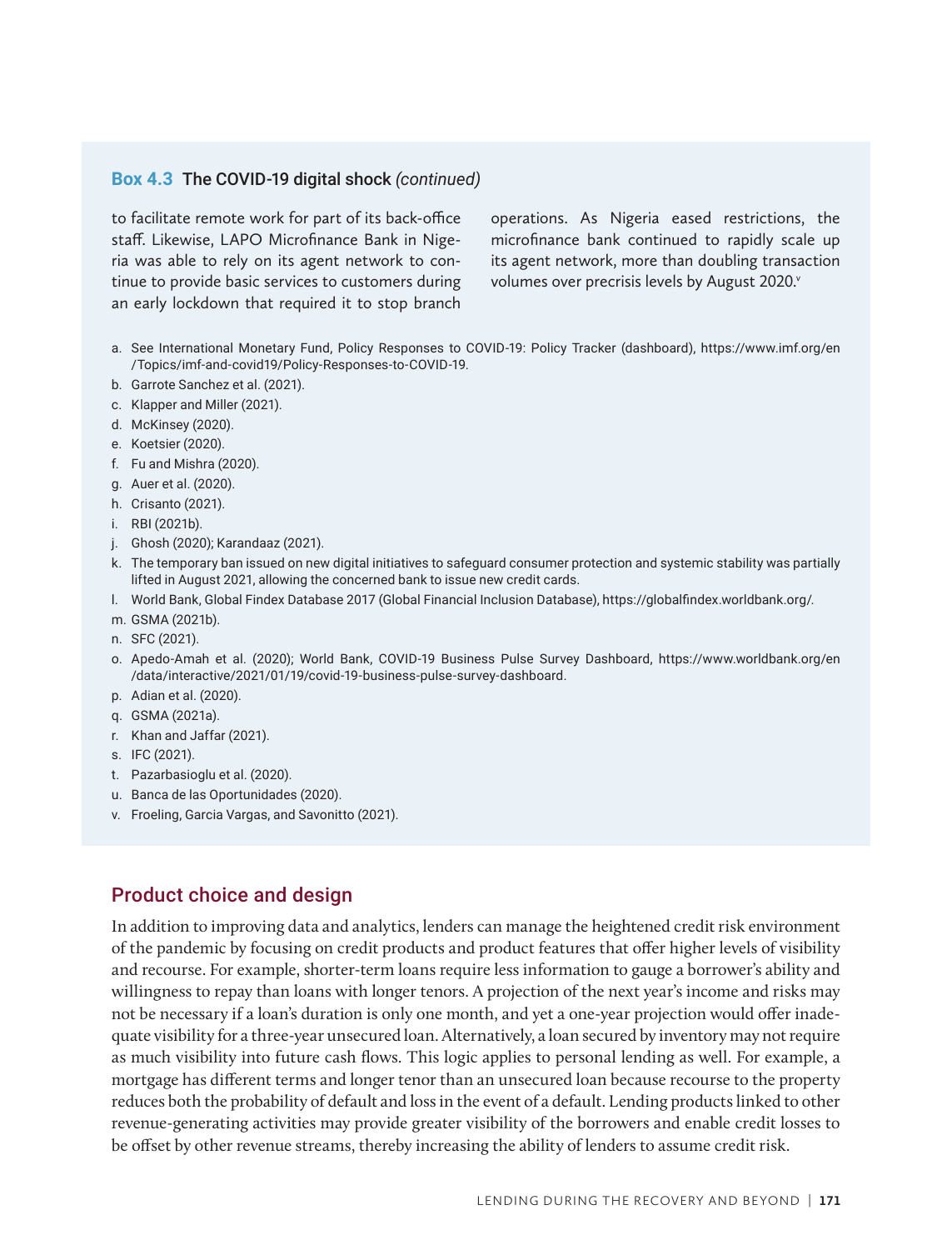**Box 4.3 The COVID-19 digital shock** *(continued)*

to facilitate remote work for part of its back-office staff. Likewise, LAPO Microfinance Bank in Nigeria was able to rely on its agent network to continue to provide basic services to customers during an early lockdown that required it to stop branch operations. As Nigeria eased restrictions, the microfinance bank continued to rapidly scale up its agent network, more than doubling transaction volumes over precrisis levels by August 2020.[v]

a. See International Monetary Fund, Policy Responses to COVID-19: Policy Tracker (dashboard), https://www.imf.org/en/Topics/imf-and-covid19/Policy-Responses-to-COVID-19.
b. Garrote Sanchez et al. (2021).
c. Klapper and Miller (2021).
d. McKinsey (2020).
e. Koetsier (2020).
f. Fu and Mishra (2020).
g. Auer et al. (2020).
h. Crisanto (2021).
i. RBI (2021b).
j. Ghosh (2020); Karandaaz (2021).
k. The temporary ban issued on new digital initiatives to safeguard consumer protection and systemic stability was partially lifted in August 2021, allowing the concerned bank to issue new credit cards.
l. World Bank, Global Findex Database 2017 (Global Financial Inclusion Database), https://globalfindex.worldbank.org/.
m. GSMA (2021b).
n. SFC (2021).
o. Apedo-Amah et al. (2020); World Bank, COVID-19 Business Pulse Survey Dashboard, https://www.worldbank.org/en/data/interactive/2021/01/19/covid-19-business-pulse-survey-dashboard.
p. Adian et al. (2020).
q. GSMA (2021a).
r. Khan and Jaffar (2021).
s. IFC (2021).
t. Pazarbasioglu et al. (2020).
u. Banca de las Oportunidades (2020).
v. Froeling, Garcia Vargas, and Savonitto (2021).

## Product choice and design

In addition to improving data and analytics, lenders can manage the heightened credit risk environment of the pandemic by focusing on credit products and product features that offer higher levels of visibility and recourse. For example, shorter-term loans require less information to gauge a borrower's ability and willingness to repay than loans with longer tenors. A projection of the next year's income and risks may not be necessary if a loan's duration is only one month, and yet a one-year projection would offer inadequate visibility for a three-year unsecured loan. Alternatively, a loan secured by inventory may not require as much visibility into future cash flows. This logic applies to personal lending as well. For example, a mortgage has different terms and longer tenor than an unsecured loan because recourse to the property reduces both the probability of default and loss in the event of a default. Lending products linked to other revenue-generating activities may provide greater visibility of the borrowers and enable credit losses to be offset by other revenue streams, thereby increasing the ability of lenders to assume credit risk.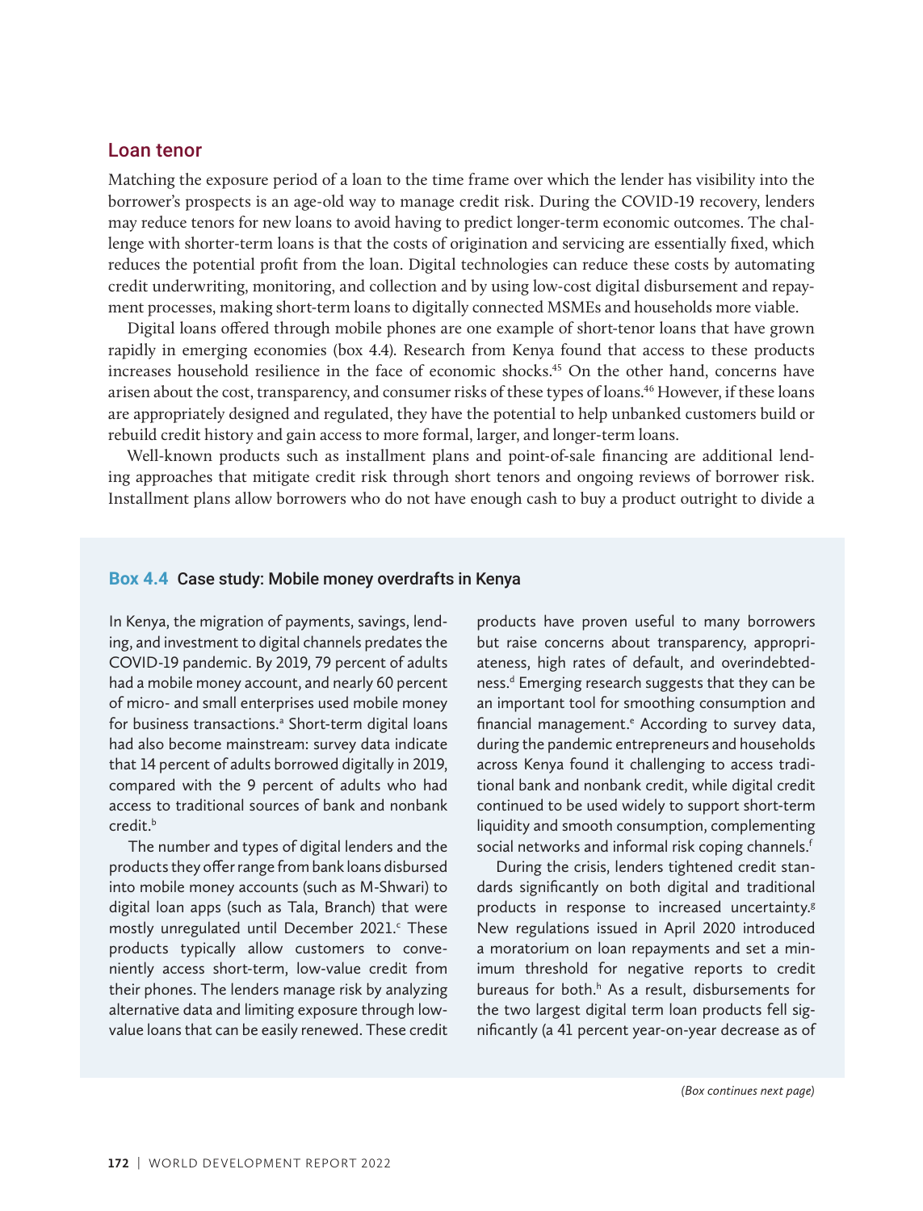## Loan tenor

Matching the exposure period of a loan to the time frame over which the lender has visibility into the borrower's prospects is an age-old way to manage credit risk. During the COVID-19 recovery, lenders may reduce tenors for new loans to avoid having to predict longer-term economic outcomes. The challenge with shorter-term loans is that the costs of origination and servicing are essentially fixed, which reduces the potential profit from the loan. Digital technologies can reduce these costs by automating credit underwriting, monitoring, and collection and by using low-cost digital disbursement and repayment processes, making short-term loans to digitally connected MSMEs and households more viable.

Digital loans offered through mobile phones are one example of short-tenor loans that have grown rapidly in emerging economies (box 4.4). Research from Kenya found that access to these products increases household resilience in the face of economic shocks.[45] On the other hand, concerns have arisen about the cost, transparency, and consumer risks of these types of loans.[46] However, if these loans are appropriately designed and regulated, they have the potential to help unbanked customers build or rebuild credit history and gain access to more formal, larger, and longer-term loans.

Well-known products such as installment plans and point-of-sale financing are additional lending approaches that mitigate credit risk through short tenors and ongoing reviews of borrower risk. Installment plans allow borrowers who do not have enough cash to buy a product outright to divide a

### Box 4.4 Case study: Mobile money overdrafts in Kenya

In Kenya, the migration of payments, savings, lending, and investment to digital channels predates the COVID-19 pandemic. By 2019, 79 percent of adults had a mobile money account, and nearly 60 percent of micro- and small enterprises used mobile money for business transactions.[a] Short-term digital loans had also become mainstream: survey data indicate that 14 percent of adults borrowed digitally in 2019, compared with the 9 percent of adults who had access to traditional sources of bank and nonbank credit.[b]

The number and types of digital lenders and the products they offer range from bank loans disbursed into mobile money accounts (such as M-Shwari) to digital loan apps (such as Tala, Branch) that were mostly unregulated until December 2021.[c] These products typically allow customers to conveniently access short-term, low-value credit from their phones. The lenders manage risk by analyzing alternative data and limiting exposure through low-value loans that can be easily renewed. These credit products have proven useful to many borrowers but raise concerns about transparency, appropriateness, high rates of default, and overindebtedness.[d] Emerging research suggests that they can be an important tool for smoothing consumption and financial management.[e] According to survey data, during the pandemic entrepreneurs and households across Kenya found it challenging to access traditional bank and nonbank credit, while digital credit continued to be used widely to support short-term liquidity and smooth consumption, complementing social networks and informal risk coping channels.[f]

During the crisis, lenders tightened credit standards significantly on both digital and traditional products in response to increased uncertainty.[g] New regulations issued in April 2020 introduced a moratorium on loan repayments and set a minimum threshold for negative reports to credit bureaus for both.[h] As a result, disbursements for the two largest digital term loan products fell significantly (a 41 percent year-on-year decrease as of

*(Box continues next page)*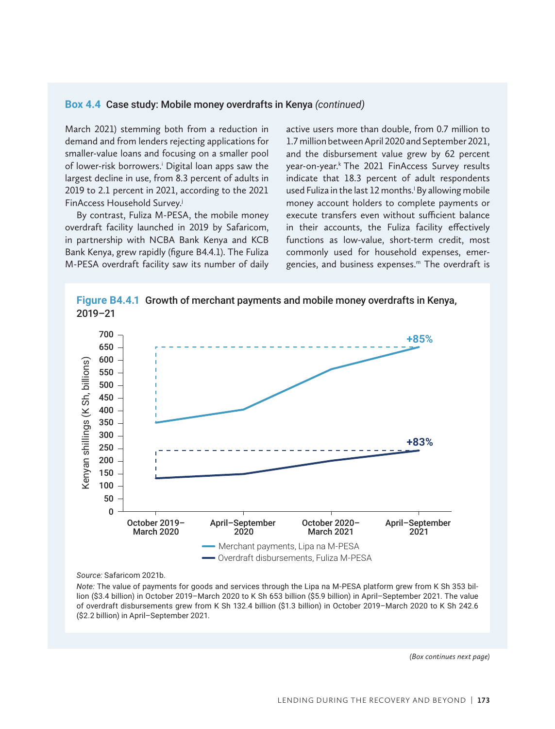### Box 4.4 Case study: Mobile money overdrafts in Kenya *(continued)*

March 2021) stemming both from a reduction in demand and from lenders rejecting applications for smaller-value loans and focusing on a smaller pool of lower-risk borrowers.[i] Digital loan apps saw the largest decline in use, from 8.3 percent of adults in 2019 to 2.1 percent in 2021, according to the 2021 FinAccess Household Survey.[j]

By contrast, Fuliza M-PESA, the mobile money overdraft facility launched in 2019 by Safaricom, in partnership with NCBA Bank Kenya and KCB Bank Kenya, grew rapidly (figure B4.4.1). The Fuliza M-PESA overdraft facility saw its number of daily active users more than double, from 0.7 million to 1.7 million between April 2020 and September 2021, and the disbursement value grew by 62 percent year-on-year.[k] The 2021 FinAccess Survey results indicate that 18.3 percent of adult respondents used Fuliza in the last 12 months.[l] By allowing mobile money account holders to complete payments or execute transfers even without sufficient balance in their accounts, the Fuliza facility effectively functions as low-value, short-term credit, most commonly used for household expenses, emergencies, and business expenses.[m] The overdraft is

**Figure B4.4.1** Growth of merchant payments and mobile money overdrafts in Kenya, 2019–21

*Source:* Safaricom 2021b.

*Note:* The value of payments for goods and services through the Lipa na M-PESA platform grew from K Sh 353 billion ($3.4 billion) in October 2019–March 2020 to K Sh 653 billion ($5.9 billion) in April–September 2021. The value of overdraft disbursements grew from K Sh 132.4 billion ($1.3 billion) in October 2019–March 2020 to K Sh 242.6 ($2.2 billion) in April–September 2021.

*(Box continues next page)*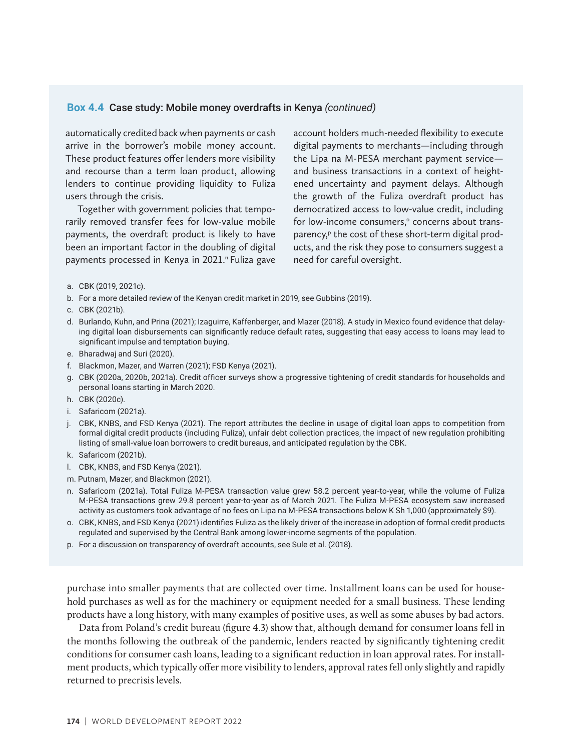### Box 4.4 Case study: Mobile money overdrafts in Kenya *(continued)*

automatically credited back when payments or cash arrive in the borrower's mobile money account. These product features offer lenders more visibility and recourse than a term loan product, allowing lenders to continue providing liquidity to Fuliza users through the crisis.

Together with government policies that temporarily removed transfer fees for low-value mobile payments, the overdraft product is likely to have been an important factor in the doubling of digital payments processed in Kenya in 2021.[n] Fuliza gave account holders much-needed flexibility to execute digital payments to merchants—including through the Lipa na M-PESA merchant payment service—and business transactions in a context of heightened uncertainty and payment delays. Although the growth of the Fuliza overdraft product has democratized access to low-value credit, including for low-income consumers,[o] concerns about transparency,[p] the cost of these short-term digital products, and the risk they pose to consumers suggest a need for careful oversight.

a. CBK (2019, 2021c).
b. For a more detailed review of the Kenyan credit market in 2019, see Gubbins (2019).
c. CBK (2021b).
d. Burlando, Kuhn, and Prina (2021); Izaguirre, Kaffenberger, and Mazer (2018). A study in Mexico found evidence that delaying digital loan disbursements can significantly reduce default rates, suggesting that easy access to loans may lead to significant impulse and temptation buying.
e. Bharadwaj and Suri (2020).
f. Blackmon, Mazer, and Warren (2021); FSD Kenya (2021).
g. CBK (2020a, 2020b, 2021a). Credit officer surveys show a progressive tightening of credit standards for households and personal loans starting in March 2020.
h. CBK (2020c).
i. Safaricom (2021a).
j. CBK, KNBS, and FSD Kenya (2021). The report attributes the decline in usage of digital loan apps to competition from formal digital credit products (including Fuliza), unfair debt collection practices, the impact of new regulation prohibiting listing of small-value loan borrowers to credit bureaus, and anticipated regulation by the CBK.
k. Safaricom (2021b).
l. CBK, KNBS, and FSD Kenya (2021).
m. Putnam, Mazer, and Blackmon (2021).
n. Safaricom (2021a). Total Fuliza M-PESA transaction value grew 58.2 percent year-to-year, while the volume of Fuliza M-PESA transactions grew 29.8 percent year-to-year as of March 2021. The Fuliza M-PESA ecosystem saw increased activity as customers took advantage of no fees on Lipa na M-PESA transactions below K Sh 1,000 (approximately $9).
o. CBK, KNBS, and FSD Kenya (2021) identifies Fuliza as the likely driver of the increase in adoption of formal credit products regulated and supervised by the Central Bank among lower-income segments of the population.
p. For a discussion on transparency of overdraft accounts, see Sule et al. (2018).

purchase into smaller payments that are collected over time. Installment loans can be used for household purchases as well as for the machinery or equipment needed for a small business. These lending products have a long history, with many examples of positive uses, as well as some abuses by bad actors.

Data from Poland's credit bureau (figure 4.3) show that, although demand for consumer loans fell in the months following the outbreak of the pandemic, lenders reacted by significantly tightening credit conditions for consumer cash loans, leading to a significant reduction in loan approval rates. For installment products, which typically offer more visibility to lenders, approval rates fell only slightly and rapidly returned to precrisis levels.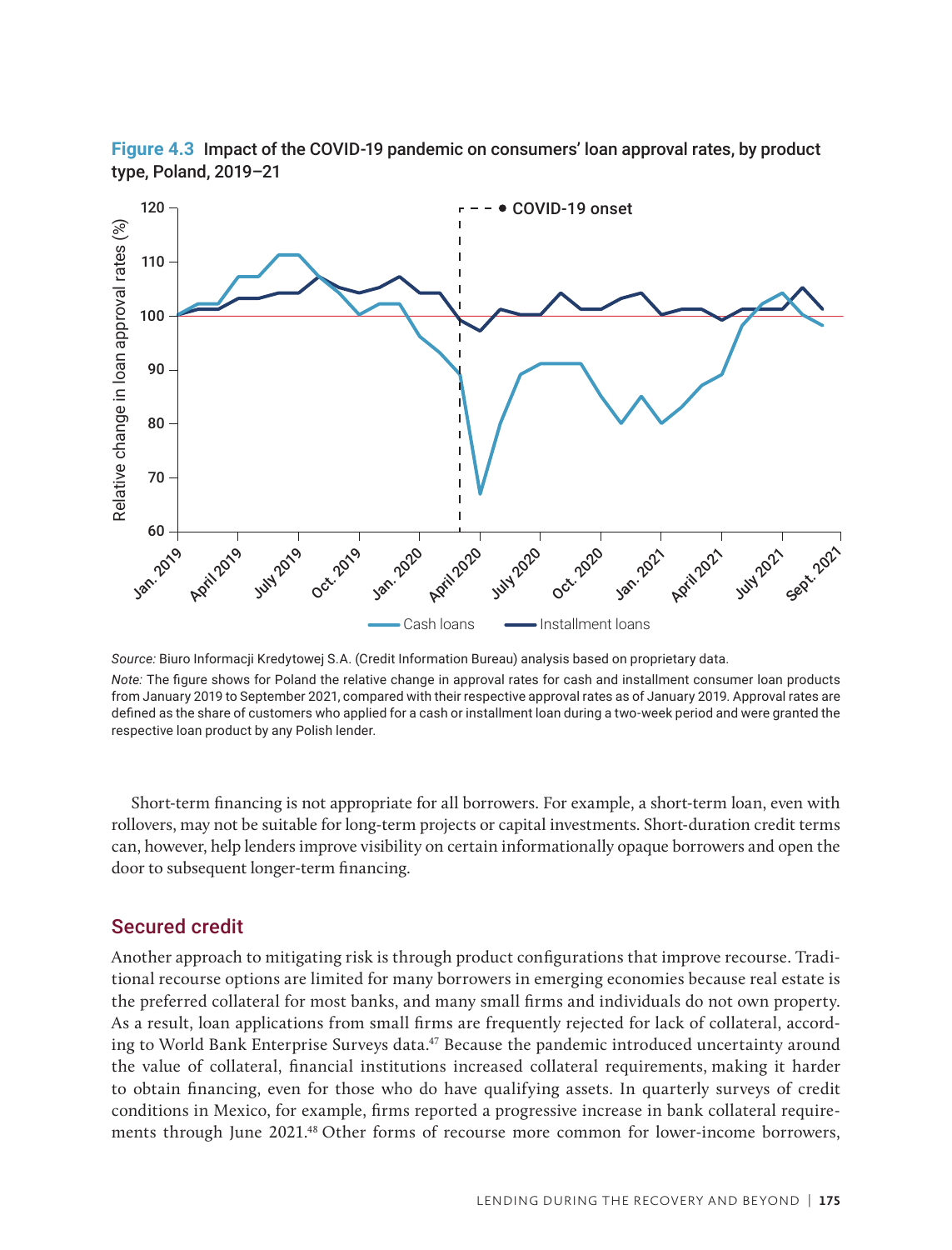**Figure 4.3** Impact of the COVID-19 pandemic on consumers' loan approval rates, by product type, Poland, 2019–21

*Source:* Biuro Informacji Kredytowej S.A. (Credit Information Bureau) analysis based on proprietary data.

*Note:* The figure shows for Poland the relative change in approval rates for cash and installment consumer loan products from January 2019 to September 2021, compared with their respective approval rates as of January 2019. Approval rates are defined as the share of customers who applied for a cash or installment loan during a two-week period and were granted the respective loan product by any Polish lender.

Short-term financing is not appropriate for all borrowers. For example, a short-term loan, even with rollovers, may not be suitable for long-term projects or capital investments. Short-duration credit terms can, however, help lenders improve visibility on certain informationally opaque borrowers and open the door to subsequent longer-term financing.

## Secured credit

Another approach to mitigating risk is through product configurations that improve recourse. Traditional recourse options are limited for many borrowers in emerging economies because real estate is the preferred collateral for most banks, and many small firms and individuals do not own property. As a result, loan applications from small firms are frequently rejected for lack of collateral, according to World Bank Enterprise Surveys data.[47] Because the pandemic introduced uncertainty around the value of collateral, financial institutions increased collateral requirements, making it harder to obtain financing, even for those who do have qualifying assets. In quarterly surveys of credit conditions in Mexico, for example, firms reported a progressive increase in bank collateral requirements through June 2021.[48] Other forms of recourse more common for lower-income borrowers,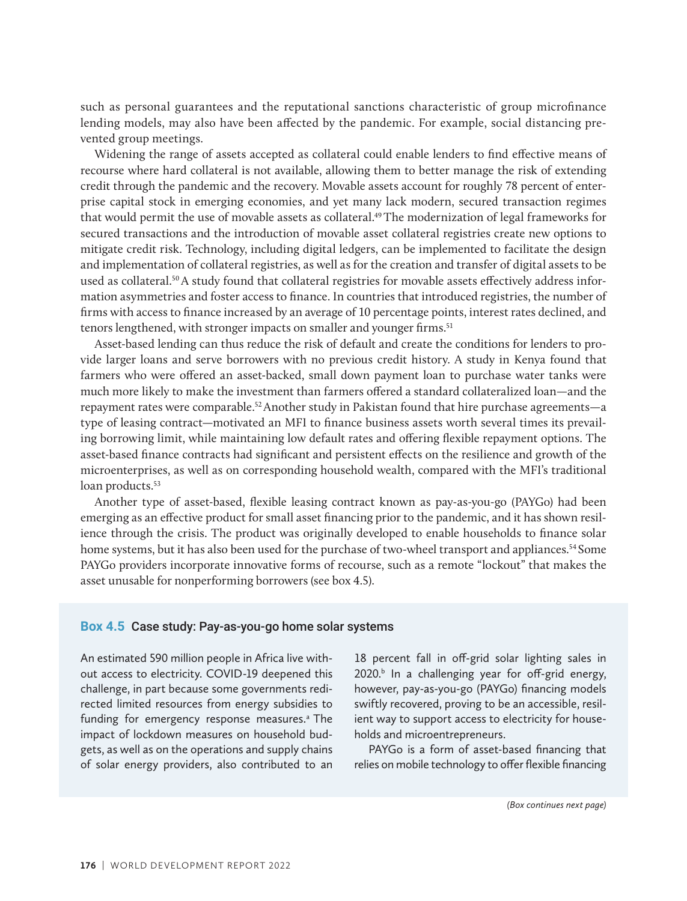such as personal guarantees and the reputational sanctions characteristic of group microfinance lending models, may also have been affected by the pandemic. For example, social distancing prevented group meetings.

Widening the range of assets accepted as collateral could enable lenders to find effective means of recourse where hard collateral is not available, allowing them to better manage the risk of extending credit through the pandemic and the recovery. Movable assets account for roughly 78 percent of enterprise capital stock in emerging economies, and yet many lack modern, secured transaction regimes that would permit the use of movable assets as collateral.[49] The modernization of legal frameworks for secured transactions and the introduction of movable asset collateral registries create new options to mitigate credit risk. Technology, including digital ledgers, can be implemented to facilitate the design and implementation of collateral registries, as well as for the creation and transfer of digital assets to be used as collateral.[50] A study found that collateral registries for movable assets effectively address information asymmetries and foster access to finance. In countries that introduced registries, the number of firms with access to finance increased by an average of 10 percentage points, interest rates declined, and tenors lengthened, with stronger impacts on smaller and younger firms.[51]

Asset-based lending can thus reduce the risk of default and create the conditions for lenders to provide larger loans and serve borrowers with no previous credit history. A study in Kenya found that farmers who were offered an asset-backed, small down payment loan to purchase water tanks were much more likely to make the investment than farmers offered a standard collateralized loan—and the repayment rates were comparable.[52] Another study in Pakistan found that hire purchase agreements—a type of leasing contract—motivated an MFI to finance business assets worth several times its prevailing borrowing limit, while maintaining low default rates and offering flexible repayment options. The asset-based finance contracts had significant and persistent effects on the resilience and growth of the microenterprises, as well as on corresponding household wealth, compared with the MFI's traditional loan products.[53]

Another type of asset-based, flexible leasing contract known as pay-as-you-go (PAYGo) had been emerging as an effective product for small asset financing prior to the pandemic, and it has shown resilience through the crisis. The product was originally developed to enable households to finance solar home systems, but it has also been used for the purchase of two-wheel transport and appliances.[54] Some PAYGo providers incorporate innovative forms of recourse, such as a remote "lockout" that makes the asset unusable for nonperforming borrowers (see box 4.5).

### Box 4.5 Case study: Pay-as-you-go home solar systems

An estimated 590 million people in Africa live without access to electricity. COVID-19 deepened this challenge, in part because some governments redirected limited resources from energy subsidies to funding for emergency response measures.[a] The impact of lockdown measures on household budgets, as well as on the operations and supply chains of solar energy providers, also contributed to an 18 percent fall in off-grid solar lighting sales in 2020.[b] In a challenging year for off-grid energy, however, pay-as-you-go (PAYGo) financing models swiftly recovered, proving to be an accessible, resilient way to support access to electricity for households and microentrepreneurs.

PAYGo is a form of asset-based financing that relies on mobile technology to offer flexible financing

*(Box continues next page)*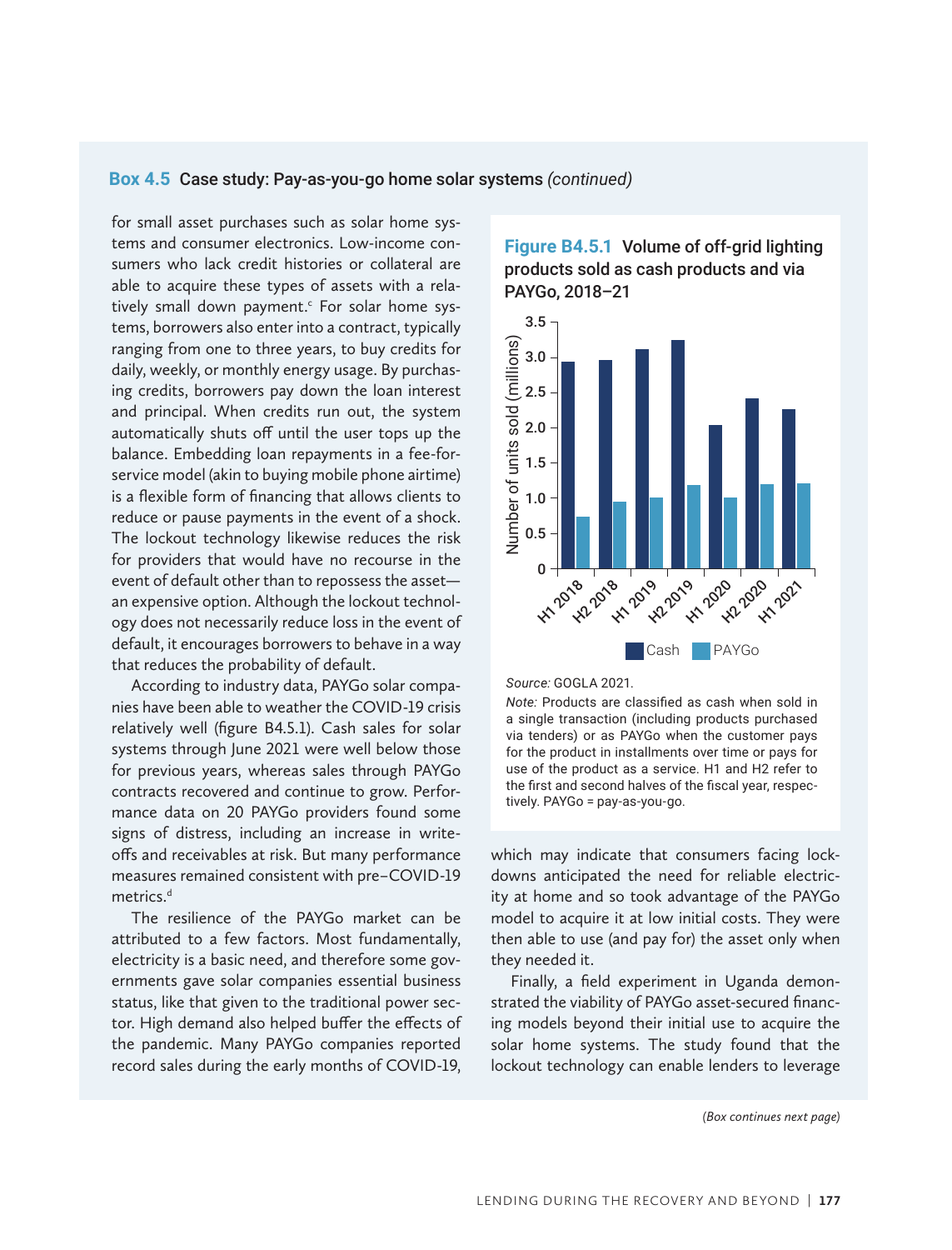**Box 4.5** Case study: Pay-as-you-go home solar systems *(continued)*

for small asset purchases such as solar home systems and consumer electronics. Low-income consumers who lack credit histories or collateral are able to acquire these types of assets with a relatively small down payment.[c] For solar home systems, borrowers also enter into a contract, typically ranging from one to three years, to buy credits for daily, weekly, or monthly energy usage. By purchasing credits, borrowers pay down the loan interest and principal. When credits run out, the system automatically shuts off until the user tops up the balance. Embedding loan repayments in a fee-for-service model (akin to buying mobile phone airtime) is a flexible form of financing that allows clients to reduce or pause payments in the event of a shock. The lockout technology likewise reduces the risk for providers that would have no recourse in the event of default other than to repossess the asset—an expensive option. Although the lockout technology does not necessarily reduce loss in the event of default, it encourages borrowers to behave in a way that reduces the probability of default.

According to industry data, PAYGo solar companies have been able to weather the COVID-19 crisis relatively well (figure B4.5.1). Cash sales for solar systems through June 2021 were well below those for previous years, whereas sales through PAYGo contracts recovered and continue to grow. Performance data on 20 PAYGo providers found some signs of distress, including an increase in write-offs and receivables at risk. But many performance measures remained consistent with pre–COVID-19 metrics.[d]

The resilience of the PAYGo market can be attributed to a few factors. Most fundamentally, electricity is a basic need, and therefore some governments gave solar companies essential business status, like that given to the traditional power sector. High demand also helped buffer the effects of the pandemic. Many PAYGo companies reported record sales during the early months of COVID-19, which may indicate that consumers facing lockdowns anticipated the need for reliable electricity at home and so took advantage of the PAYGo model to acquire it at low initial costs. They were then able to use (and pay for) the asset only when they needed it.

Finally, a field experiment in Uganda demonstrated the viability of PAYGo asset-secured financing models beyond their initial use to acquire the solar home systems. The study found that the lockout technology can enable lenders to leverage

**Figure B4.5.1** Volume of off-grid lighting products sold as cash products and via PAYGo, 2018–21

| Period | Cash (millions) | PAYGo (millions) |
|---|---|---|
| H1 2018 | ~2.95 | ~0.75 |
| H2 2018 | ~2.97 | ~0.95 |
| H1 2019 | ~3.12 | ~1.01 |
| H2 2019 | ~3.25 | ~1.19 |
| H1 2020 | ~2.03 | ~1.01 |
| H2 2020 | ~2.42 | ~1.20 |
| H1 2021 | ~2.27 | ~1.21 |

*Source:* GOGLA 2021.

*Note:* Products are classified as cash when sold in a single transaction (including products purchased via tenders) or as PAYGo when the customer pays for the product in installments over time or pays for use of the product as a service. H1 and H2 refer to the first and second halves of the fiscal year, respectively. PAYGo = pay-as-you-go.

*(Box continues next page)*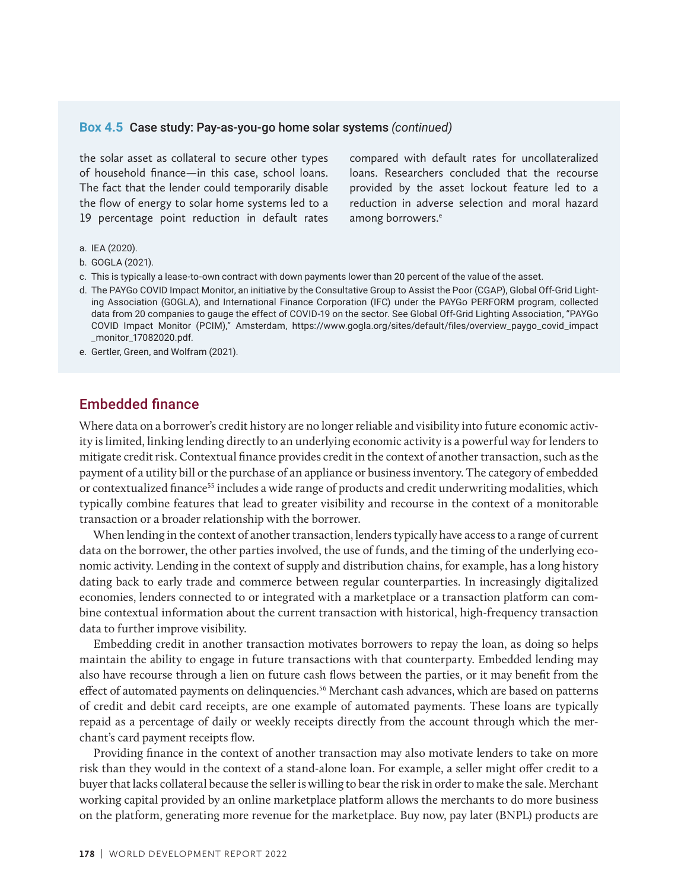**Box 4.5** Case study: Pay-as-you-go home solar systems *(continued)*

the solar asset as collateral to secure other types of household finance—in this case, school loans. The fact that the lender could temporarily disable the flow of energy to solar home systems led to a 19 percentage point reduction in default rates compared with default rates for uncollateralized loans. Researchers concluded that the recourse provided by the asset lockout feature led to a reduction in adverse selection and moral hazard among borrowers.[e]

a. IEA (2020).

b. GOGLA (2021).

c. This is typically a lease-to-own contract with down payments lower than 20 percent of the value of the asset.

d. The PAYGo COVID Impact Monitor, an initiative by the Consultative Group to Assist the Poor (CGAP), Global Off-Grid Lighting Association (GOGLA), and International Finance Corporation (IFC) under the PAYGo PERFORM program, collected data from 20 companies to gauge the effect of COVID-19 on the sector. See Global Off-Grid Lighting Association, "PAYGo COVID Impact Monitor (PCIM)," Amsterdam, https://www.gogla.org/sites/default/files/overview_paygo_covid_impact_monitor_17082020.pdf.

e. Gertler, Green, and Wolfram (2021).

## Embedded finance

Where data on a borrower's credit history are no longer reliable and visibility into future economic activity is limited, linking lending directly to an underlying economic activity is a powerful way for lenders to mitigate credit risk. Contextual finance provides credit in the context of another transaction, such as the payment of a utility bill or the purchase of an appliance or business inventory. The category of embedded or contextualized finance[55] includes a wide range of products and credit underwriting modalities, which typically combine features that lead to greater visibility and recourse in the context of a monitorable transaction or a broader relationship with the borrower.

When lending in the context of another transaction, lenders typically have access to a range of current data on the borrower, the other parties involved, the use of funds, and the timing of the underlying economic activity. Lending in the context of supply and distribution chains, for example, has a long history dating back to early trade and commerce between regular counterparties. In increasingly digitalized economies, lenders connected to or integrated with a marketplace or a transaction platform can combine contextual information about the current transaction with historical, high-frequency transaction data to further improve visibility.

Embedding credit in another transaction motivates borrowers to repay the loan, as doing so helps maintain the ability to engage in future transactions with that counterparty. Embedded lending may also have recourse through a lien on future cash flows between the parties, or it may benefit from the effect of automated payments on delinquencies.[56] Merchant cash advances, which are based on patterns of credit and debit card receipts, are one example of automated payments. These loans are typically repaid as a percentage of daily or weekly receipts directly from the account through which the merchant's card payment receipts flow.

Providing finance in the context of another transaction may also motivate lenders to take on more risk than they would in the context of a stand-alone loan. For example, a seller might offer credit to a buyer that lacks collateral because the seller is willing to bear the risk in order to make the sale. Merchant working capital provided by an online marketplace platform allows the merchants to do more business on the platform, generating more revenue for the marketplace. Buy now, pay later (BNPL) products are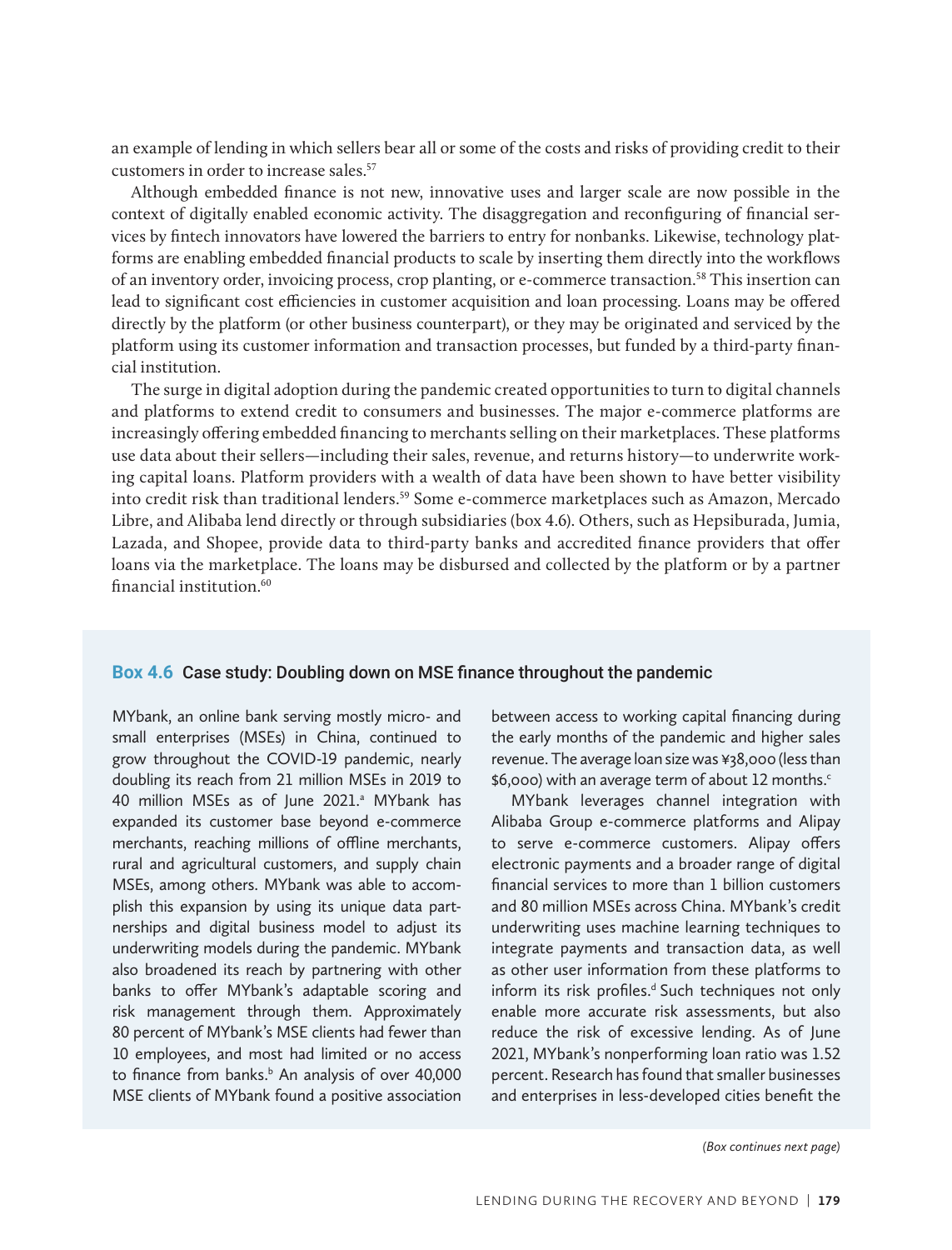an example of lending in which sellers bear all or some of the costs and risks of providing credit to their customers in order to increase sales.[57]

Although embedded finance is not new, innovative uses and larger scale are now possible in the context of digitally enabled economic activity. The disaggregation and reconfiguring of financial services by fintech innovators have lowered the barriers to entry for nonbanks. Likewise, technology platforms are enabling embedded financial products to scale by inserting them directly into the workflows of an inventory order, invoicing process, crop planting, or e-commerce transaction.[58] This insertion can lead to significant cost efficiencies in customer acquisition and loan processing. Loans may be offered directly by the platform (or other business counterpart), or they may be originated and serviced by the platform using its customer information and transaction processes, but funded by a third-party financial institution.

The surge in digital adoption during the pandemic created opportunities to turn to digital channels and platforms to extend credit to consumers and businesses. The major e-commerce platforms are increasingly offering embedded financing to merchants selling on their marketplaces. These platforms use data about their sellers—including their sales, revenue, and returns history—to underwrite working capital loans. Platform providers with a wealth of data have been shown to have better visibility into credit risk than traditional lenders.[59] Some e-commerce marketplaces such as Amazon, Mercado Libre, and Alibaba lend directly or through subsidiaries (box 4.6). Others, such as Hepsiburada, Jumia, Lazada, and Shopee, provide data to third-party banks and accredited finance providers that offer loans via the marketplace. The loans may be disbursed and collected by the platform or by a partner financial institution.[60]

### Box 4.6 Case study: Doubling down on MSE finance throughout the pandemic

MYbank, an online bank serving mostly micro- and small enterprises (MSEs) in China, continued to grow throughout the COVID-19 pandemic, nearly doubling its reach from 21 million MSEs in 2019 to 40 million MSEs as of June 2021.[a] MYbank has expanded its customer base beyond e-commerce merchants, reaching millions of offline merchants, rural and agricultural customers, and supply chain MSEs, among others. MYbank was able to accomplish this expansion by using its unique data partnerships and digital business model to adjust its underwriting models during the pandemic. MYbank also broadened its reach by partnering with other banks to offer MYbank's adaptable scoring and risk management through them. Approximately 80 percent of MYbank's MSE clients had fewer than 10 employees, and most had limited or no access to finance from banks.[b] An analysis of over 40,000 MSE clients of MYbank found a positive association between access to working capital financing during the early months of the pandemic and higher sales revenue. The average loan size was ¥38,000 (less than $6,000) with an average term of about 12 months.[c]

MYbank leverages channel integration with Alibaba Group e-commerce platforms and Alipay to serve e-commerce customers. Alipay offers electronic payments and a broader range of digital financial services to more than 1 billion customers and 80 million MSEs across China. MYbank's credit underwriting uses machine learning techniques to integrate payments and transaction data, as well as other user information from these platforms to inform its risk profiles.[d] Such techniques not only enable more accurate risk assessments, but also reduce the risk of excessive lending. As of June 2021, MYbank's nonperforming loan ratio was 1.52 percent. Research has found that smaller businesses and enterprises in less-developed cities benefit the

*(Box continues next page)*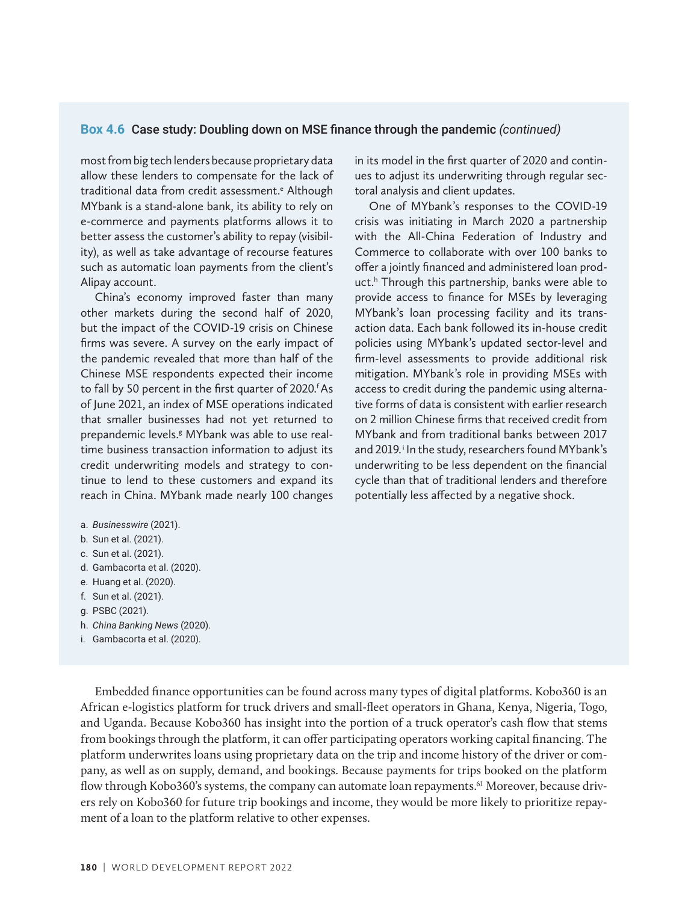**Box 4.6** Case study: Doubling down on MSE finance through the pandemic *(continued)*

most from big tech lenders because proprietary data allow these lenders to compensate for the lack of traditional data from credit assessment.[e] Although MYbank is a stand-alone bank, its ability to rely on e-commerce and payments platforms allows it to better assess the customer's ability to repay (visibility), as well as take advantage of recourse features such as automatic loan payments from the client's Alipay account.

China's economy improved faster than many other markets during the second half of 2020, but the impact of the COVID-19 crisis on Chinese firms was severe. A survey on the early impact of the pandemic revealed that more than half of the Chinese MSE respondents expected their income to fall by 50 percent in the first quarter of 2020.[f] As of June 2021, an index of MSE operations indicated that smaller businesses had not yet returned to prepandemic levels.[g] MYbank was able to use real-time business transaction information to adjust its credit underwriting models and strategy to continue to lend to these customers and expand its reach in China. MYbank made nearly 100 changes in its model in the first quarter of 2020 and continues to adjust its underwriting through regular sectoral analysis and client updates.

One of MYbank's responses to the COVID-19 crisis was initiating in March 2020 a partnership with the All-China Federation of Industry and Commerce to collaborate with over 100 banks to offer a jointly financed and administered loan product.[h] Through this partnership, banks were able to provide access to finance for MSEs by leveraging MYbank's loan processing facility and its transaction data. Each bank followed its in-house credit policies using MYbank's updated sector-level and firm-level assessments to provide additional risk mitigation. MYbank's role in providing MSEs with access to credit during the pandemic using alternative forms of data is consistent with earlier research on 2 million Chinese firms that received credit from MYbank and from traditional banks between 2017 and 2019.[i] In the study, researchers found MYbank's underwriting to be less dependent on the financial cycle than that of traditional lenders and therefore potentially less affected by a negative shock.

a. *Businesswire* (2021).
b. Sun et al. (2021).
c. Sun et al. (2021).
d. Gambacorta et al. (2020).
e. Huang et al. (2020).
f. Sun et al. (2021).
g. PSBC (2021).
h. *China Banking News* (2020).
i. Gambacorta et al. (2020).

Embedded finance opportunities can be found across many types of digital platforms. Kobo360 is an African e-logistics platform for truck drivers and small-fleet operators in Ghana, Kenya, Nigeria, Togo, and Uganda. Because Kobo360 has insight into the portion of a truck operator's cash flow that stems from bookings through the platform, it can offer participating operators working capital financing. The platform underwrites loans using proprietary data on the trip and income history of the driver or company, as well as on supply, demand, and bookings. Because payments for trips booked on the platform flow through Kobo360's systems, the company can automate loan repayments.[61] Moreover, because drivers rely on Kobo360 for future trip bookings and income, they would be more likely to prioritize repayment of a loan to the platform relative to other expenses.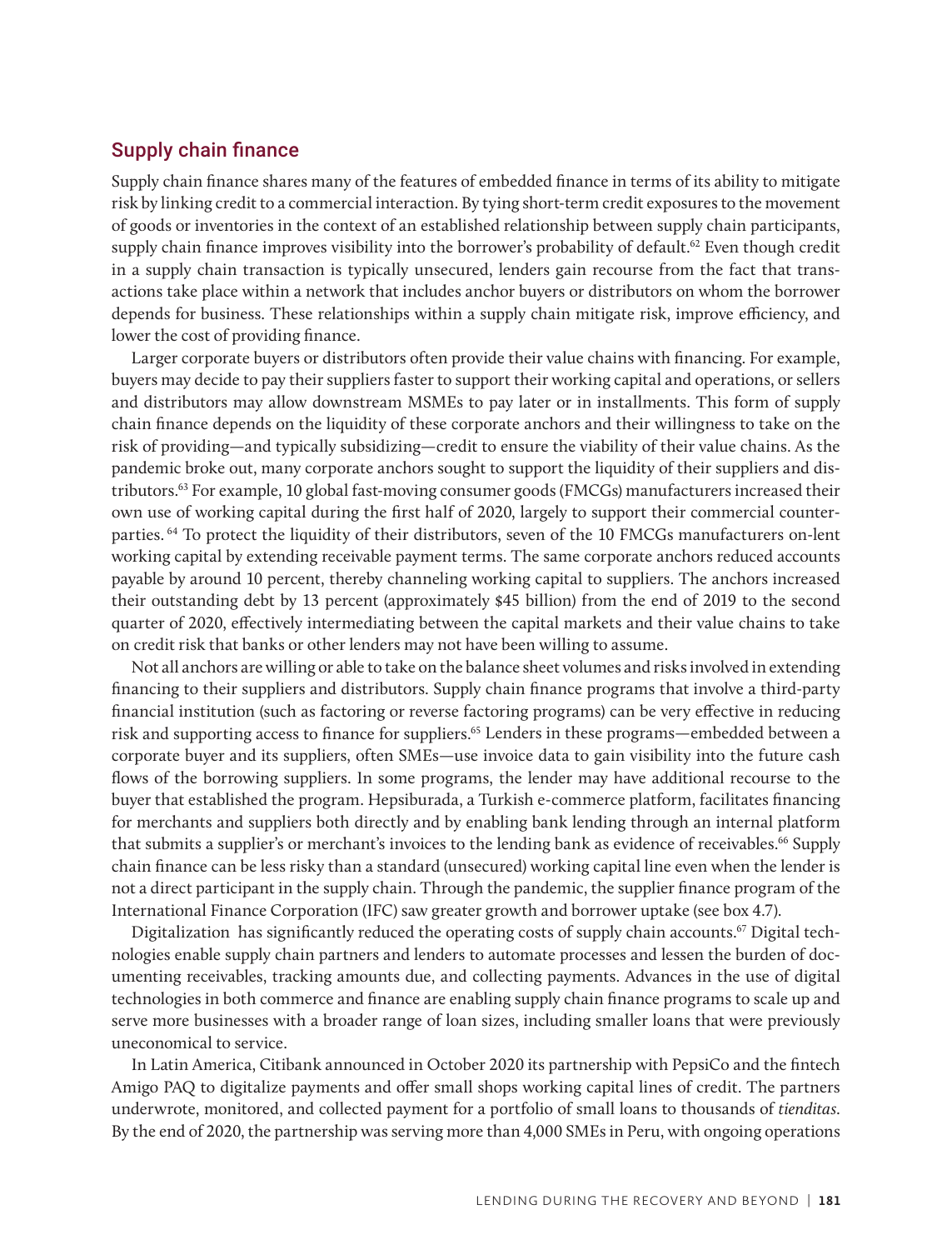## Supply chain finance

Supply chain finance shares many of the features of embedded finance in terms of its ability to mitigate risk by linking credit to a commercial interaction. By tying short-term credit exposures to the movement of goods or inventories in the context of an established relationship between supply chain participants, supply chain finance improves visibility into the borrower's probability of default.[62] Even though credit in a supply chain transaction is typically unsecured, lenders gain recourse from the fact that transactions take place within a network that includes anchor buyers or distributors on whom the borrower depends for business. These relationships within a supply chain mitigate risk, improve efficiency, and lower the cost of providing finance.

Larger corporate buyers or distributors often provide their value chains with financing. For example, buyers may decide to pay their suppliers faster to support their working capital and operations, or sellers and distributors may allow downstream MSMEs to pay later or in installments. This form of supply chain finance depends on the liquidity of these corporate anchors and their willingness to take on the risk of providing—and typically subsidizing—credit to ensure the viability of their value chains. As the pandemic broke out, many corporate anchors sought to support the liquidity of their suppliers and distributors.[63] For example, 10 global fast-moving consumer goods (FMCGs) manufacturers increased their own use of working capital during the first half of 2020, largely to support their commercial counterparties.[64] To protect the liquidity of their distributors, seven of the 10 FMCGs manufacturers on-lent working capital by extending receivable payment terms. The same corporate anchors reduced accounts payable by around 10 percent, thereby channeling working capital to suppliers. The anchors increased their outstanding debt by 13 percent (approximately $45 billion) from the end of 2019 to the second quarter of 2020, effectively intermediating between the capital markets and their value chains to take on credit risk that banks or other lenders may not have been willing to assume.

Not all anchors are willing or able to take on the balance sheet volumes and risks involved in extending financing to their suppliers and distributors. Supply chain finance programs that involve a third-party financial institution (such as factoring or reverse factoring programs) can be very effective in reducing risk and supporting access to finance for suppliers.[65] Lenders in these programs—embedded between a corporate buyer and its suppliers, often SMEs—use invoice data to gain visibility into the future cash flows of the borrowing suppliers. In some programs, the lender may have additional recourse to the buyer that established the program. Hepsiburada, a Turkish e-commerce platform, facilitates financing for merchants and suppliers both directly and by enabling bank lending through an internal platform that submits a supplier's or merchant's invoices to the lending bank as evidence of receivables.[66] Supply chain finance can be less risky than a standard (unsecured) working capital line even when the lender is not a direct participant in the supply chain. Through the pandemic, the supplier finance program of the International Finance Corporation (IFC) saw greater growth and borrower uptake (see box 4.7).

Digitalization has significantly reduced the operating costs of supply chain accounts.[67] Digital technologies enable supply chain partners and lenders to automate processes and lessen the burden of documenting receivables, tracking amounts due, and collecting payments. Advances in the use of digital technologies in both commerce and finance are enabling supply chain finance programs to scale up and serve more businesses with a broader range of loan sizes, including smaller loans that were previously uneconomical to service.

In Latin America, Citibank announced in October 2020 its partnership with PepsiCo and the fintech Amigo PAQ to digitalize payments and offer small shops working capital lines of credit. The partners underwrote, monitored, and collected payment for a portfolio of small loans to thousands of *tienditas*. By the end of 2020, the partnership was serving more than 4,000 SMEs in Peru, with ongoing operations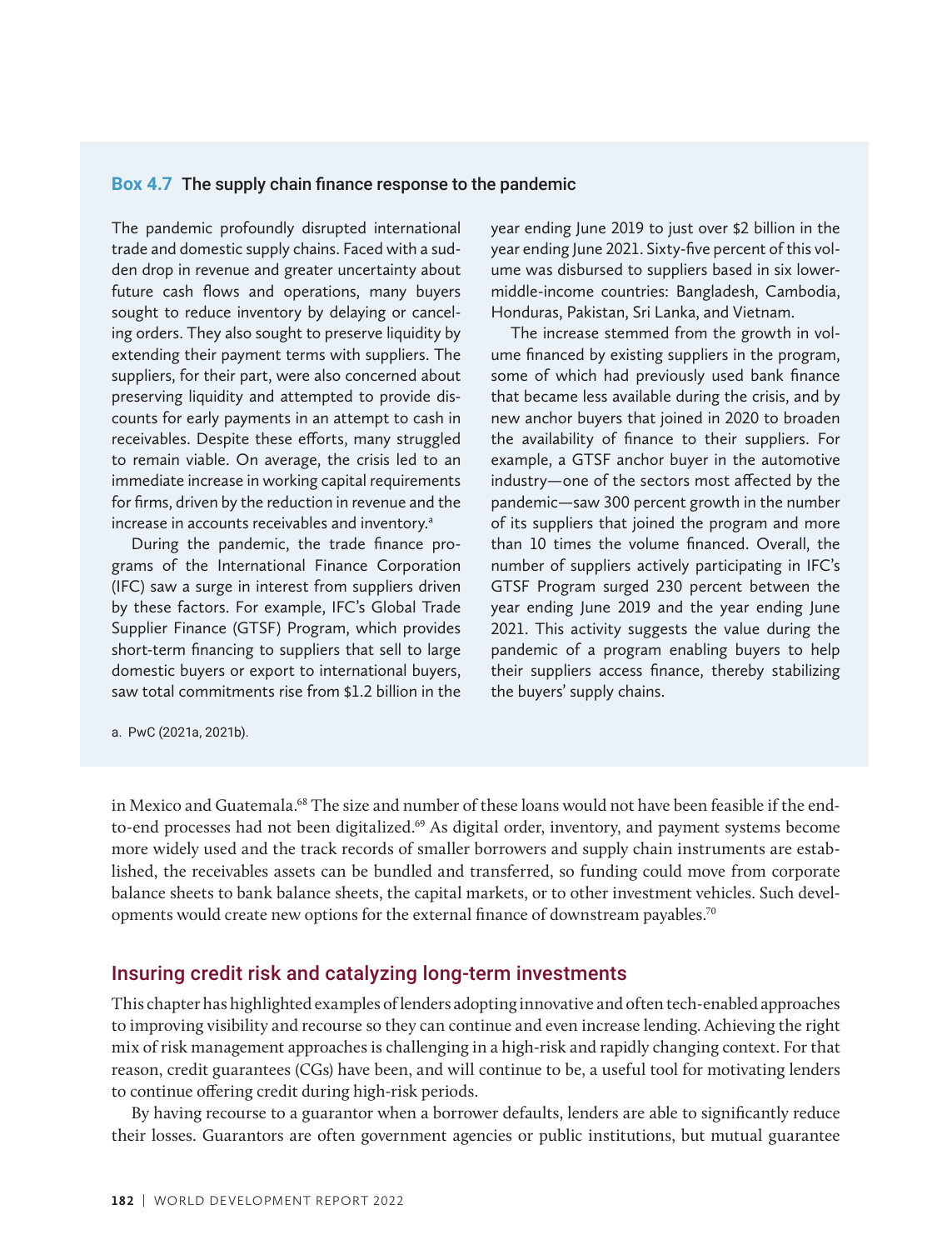### Box 4.7 The supply chain finance response to the pandemic

The pandemic profoundly disrupted international trade and domestic supply chains. Faced with a sudden drop in revenue and greater uncertainty about future cash flows and operations, many buyers sought to reduce inventory by delaying or canceling orders. They also sought to preserve liquidity by extending their payment terms with suppliers. The suppliers, for their part, were also concerned about preserving liquidity and attempted to provide discounts for early payments in an attempt to cash in receivables. Despite these efforts, many struggled to remain viable. On average, the crisis led to an immediate increase in working capital requirements for firms, driven by the reduction in revenue and the increase in accounts receivables and inventory.[a]

During the pandemic, the trade finance programs of the International Finance Corporation (IFC) saw a surge in interest from suppliers driven by these factors. For example, IFC's Global Trade Supplier Finance (GTSF) Program, which provides short-term financing to suppliers that sell to large domestic buyers or export to international buyers, saw total commitments rise from $1.2 billion in the year ending June 2019 to just over $2 billion in the year ending June 2021. Sixty-five percent of this volume was disbursed to suppliers based in six lower-middle-income countries: Bangladesh, Cambodia, Honduras, Pakistan, Sri Lanka, and Vietnam.

The increase stemmed from the growth in volume financed by existing suppliers in the program, some of which had previously used bank finance that became less available during the crisis, and by new anchor buyers that joined in 2020 to broaden the availability of finance to their suppliers. For example, a GTSF anchor buyer in the automotive industry—one of the sectors most affected by the pandemic—saw 300 percent growth in the number of its suppliers that joined the program and more than 10 times the volume financed. Overall, the number of suppliers actively participating in IFC's GTSF Program surged 230 percent between the year ending June 2019 and the year ending June 2021. This activity suggests the value during the pandemic of a program enabling buyers to help their suppliers access finance, thereby stabilizing the buyers' supply chains.

a. PwC (2021a, 2021b).

in Mexico and Guatemala.[68] The size and number of these loans would not have been feasible if the end-to-end processes had not been digitalized.[69] As digital order, inventory, and payment systems become more widely used and the track records of smaller borrowers and supply chain instruments are established, the receivables assets can be bundled and transferred, so funding could move from corporate balance sheets to bank balance sheets, the capital markets, or to other investment vehicles. Such developments would create new options for the external finance of downstream payables.[70]

## Insuring credit risk and catalyzing long-term investments

This chapter has highlighted examples of lenders adopting innovative and often tech-enabled approaches to improving visibility and recourse so they can continue and even increase lending. Achieving the right mix of risk management approaches is challenging in a high-risk and rapidly changing context. For that reason, credit guarantees (CGs) have been, and will continue to be, a useful tool for motivating lenders to continue offering credit during high-risk periods.

By having recourse to a guarantor when a borrower defaults, lenders are able to significantly reduce their losses. Guarantors are often government agencies or public institutions, but mutual guarantee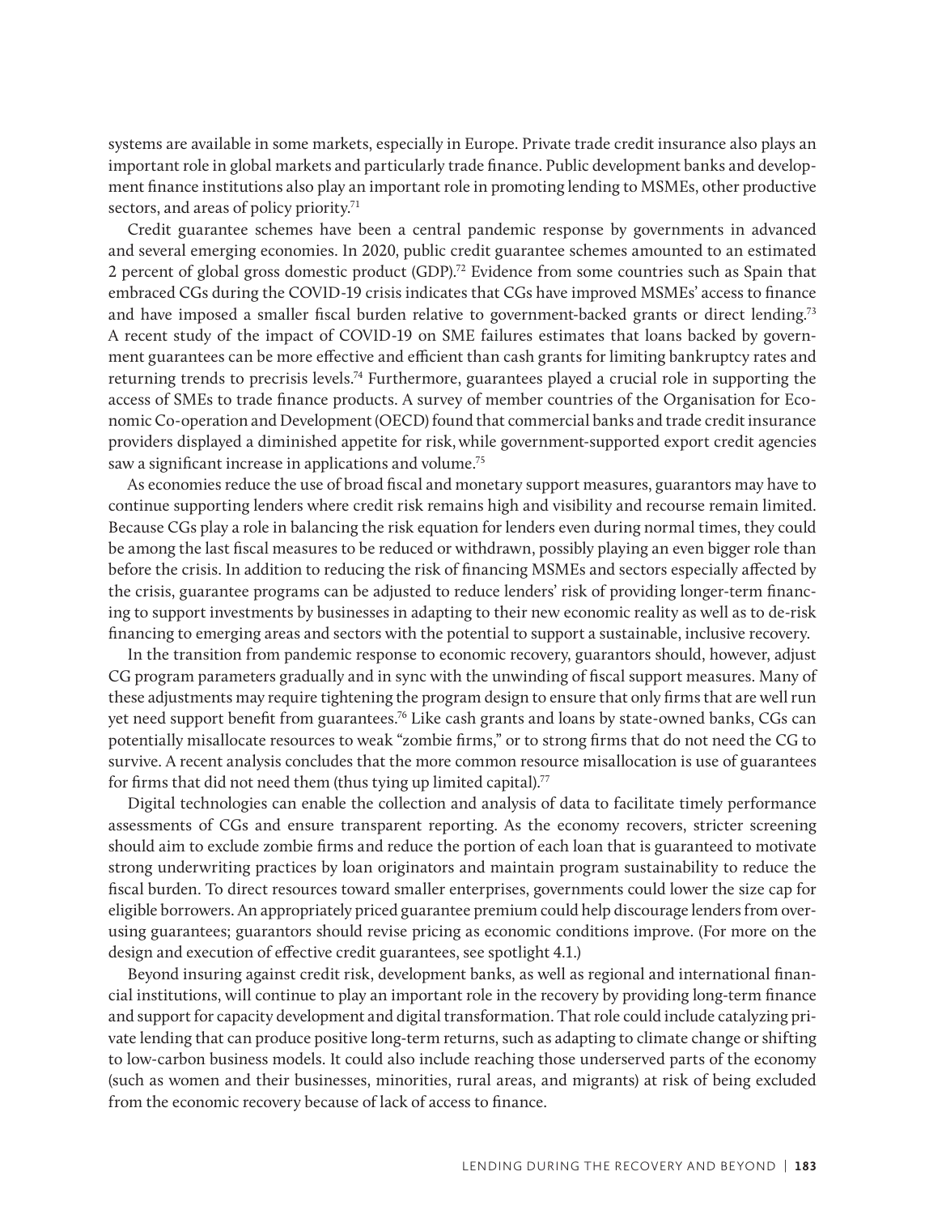systems are available in some markets, especially in Europe. Private trade credit insurance also plays an important role in global markets and particularly trade finance. Public development banks and development finance institutions also play an important role in promoting lending to MSMEs, other productive sectors, and areas of policy priority.[71]

Credit guarantee schemes have been a central pandemic response by governments in advanced and several emerging economies. In 2020, public credit guarantee schemes amounted to an estimated 2 percent of global gross domestic product (GDP).[72] Evidence from some countries such as Spain that embraced CGs during the COVID-19 crisis indicates that CGs have improved MSMEs' access to finance and have imposed a smaller fiscal burden relative to government-backed grants or direct lending.[73] A recent study of the impact of COVID-19 on SME failures estimates that loans backed by government guarantees can be more effective and efficient than cash grants for limiting bankruptcy rates and returning trends to precrisis levels.[74] Furthermore, guarantees played a crucial role in supporting the access of SMEs to trade finance products. A survey of member countries of the Organisation for Economic Co-operation and Development (OECD) found that commercial banks and trade credit insurance providers displayed a diminished appetite for risk, while government-supported export credit agencies saw a significant increase in applications and volume.[75]

As economies reduce the use of broad fiscal and monetary support measures, guarantors may have to continue supporting lenders where credit risk remains high and visibility and recourse remain limited. Because CGs play a role in balancing the risk equation for lenders even during normal times, they could be among the last fiscal measures to be reduced or withdrawn, possibly playing an even bigger role than before the crisis. In addition to reducing the risk of financing MSMEs and sectors especially affected by the crisis, guarantee programs can be adjusted to reduce lenders' risk of providing longer-term financing to support investments by businesses in adapting to their new economic reality as well as to de-risk financing to emerging areas and sectors with the potential to support a sustainable, inclusive recovery.

In the transition from pandemic response to economic recovery, guarantors should, however, adjust CG program parameters gradually and in sync with the unwinding of fiscal support measures. Many of these adjustments may require tightening the program design to ensure that only firms that are well run yet need support benefit from guarantees.[76] Like cash grants and loans by state-owned banks, CGs can potentially misallocate resources to weak "zombie firms," or to strong firms that do not need the CG to survive. A recent analysis concludes that the more common resource misallocation is use of guarantees for firms that did not need them (thus tying up limited capital).[77]

Digital technologies can enable the collection and analysis of data to facilitate timely performance assessments of CGs and ensure transparent reporting. As the economy recovers, stricter screening should aim to exclude zombie firms and reduce the portion of each loan that is guaranteed to motivate strong underwriting practices by loan originators and maintain program sustainability to reduce the fiscal burden. To direct resources toward smaller enterprises, governments could lower the size cap for eligible borrowers. An appropriately priced guarantee premium could help discourage lenders from overusing guarantees; guarantors should revise pricing as economic conditions improve. (For more on the design and execution of effective credit guarantees, see spotlight 4.1.)

Beyond insuring against credit risk, development banks, as well as regional and international financial institutions, will continue to play an important role in the recovery by providing long-term finance and support for capacity development and digital transformation. That role could include catalyzing private lending that can produce positive long-term returns, such as adapting to climate change or shifting to low-carbon business models. It could also include reaching those underserved parts of the economy (such as women and their businesses, minorities, rural areas, and migrants) at risk of being excluded from the economic recovery because of lack of access to finance.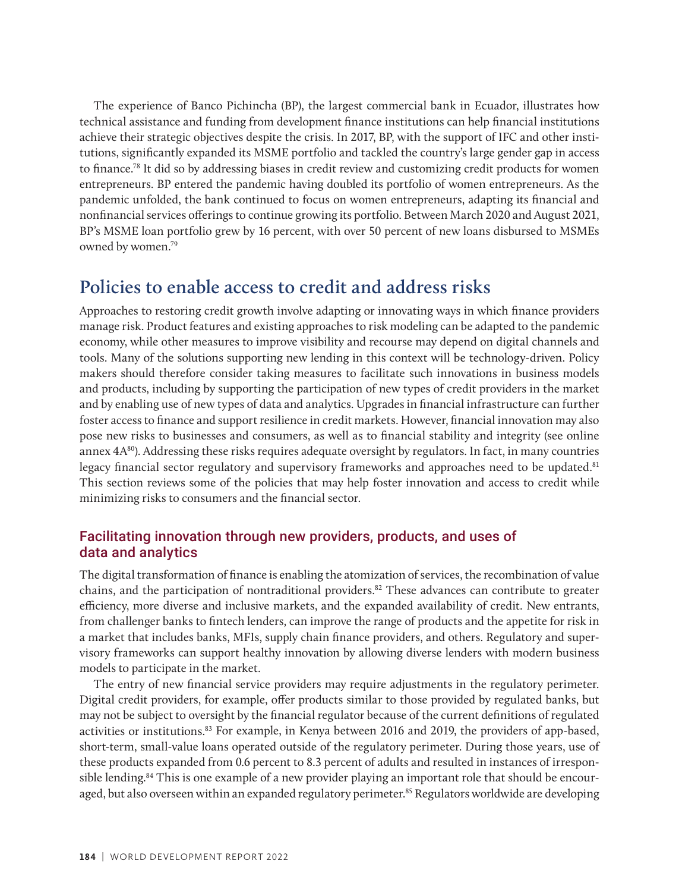The experience of Banco Pichincha (BP), the largest commercial bank in Ecuador, illustrates how technical assistance and funding from development finance institutions can help financial institutions achieve their strategic objectives despite the crisis. In 2017, BP, with the support of IFC and other institutions, significantly expanded its MSME portfolio and tackled the country's large gender gap in access to finance.[78] It did so by addressing biases in credit review and customizing credit products for women entrepreneurs. BP entered the pandemic having doubled its portfolio of women entrepreneurs. As the pandemic unfolded, the bank continued to focus on women entrepreneurs, adapting its financial and nonfinancial services offerings to continue growing its portfolio. Between March 2020 and August 2021, BP's MSME loan portfolio grew by 16 percent, with over 50 percent of new loans disbursed to MSMEs owned by women.[79]

## Policies to enable access to credit and address risks

Approaches to restoring credit growth involve adapting or innovating ways in which finance providers manage risk. Product features and existing approaches to risk modeling can be adapted to the pandemic economy, while other measures to improve visibility and recourse may depend on digital channels and tools. Many of the solutions supporting new lending in this context will be technology-driven. Policy makers should therefore consider taking measures to facilitate such innovations in business models and products, including by supporting the participation of new types of credit providers in the market and by enabling use of new types of data and analytics. Upgrades in financial infrastructure can further foster access to finance and support resilience in credit markets. However, financial innovation may also pose new risks to businesses and consumers, as well as to financial stability and integrity (see online annex 4A[80]). Addressing these risks requires adequate oversight by regulators. In fact, in many countries legacy financial sector regulatory and supervisory frameworks and approaches need to be updated.[81] This section reviews some of the policies that may help foster innovation and access to credit while minimizing risks to consumers and the financial sector.

### Facilitating innovation through new providers, products, and uses of data and analytics

The digital transformation of finance is enabling the atomization of services, the recombination of value chains, and the participation of nontraditional providers.[82] These advances can contribute to greater efficiency, more diverse and inclusive markets, and the expanded availability of credit. New entrants, from challenger banks to fintech lenders, can improve the range of products and the appetite for risk in a market that includes banks, MFIs, supply chain finance providers, and others. Regulatory and supervisory frameworks can support healthy innovation by allowing diverse lenders with modern business models to participate in the market.

The entry of new financial service providers may require adjustments in the regulatory perimeter. Digital credit providers, for example, offer products similar to those provided by regulated banks, but may not be subject to oversight by the financial regulator because of the current definitions of regulated activities or institutions.[83] For example, in Kenya between 2016 and 2019, the providers of app-based, short-term, small-value loans operated outside of the regulatory perimeter. During those years, use of these products expanded from 0.6 percent to 8.3 percent of adults and resulted in instances of irresponsible lending.[84] This is one example of a new provider playing an important role that should be encouraged, but also overseen within an expanded regulatory perimeter.[85] Regulators worldwide are developing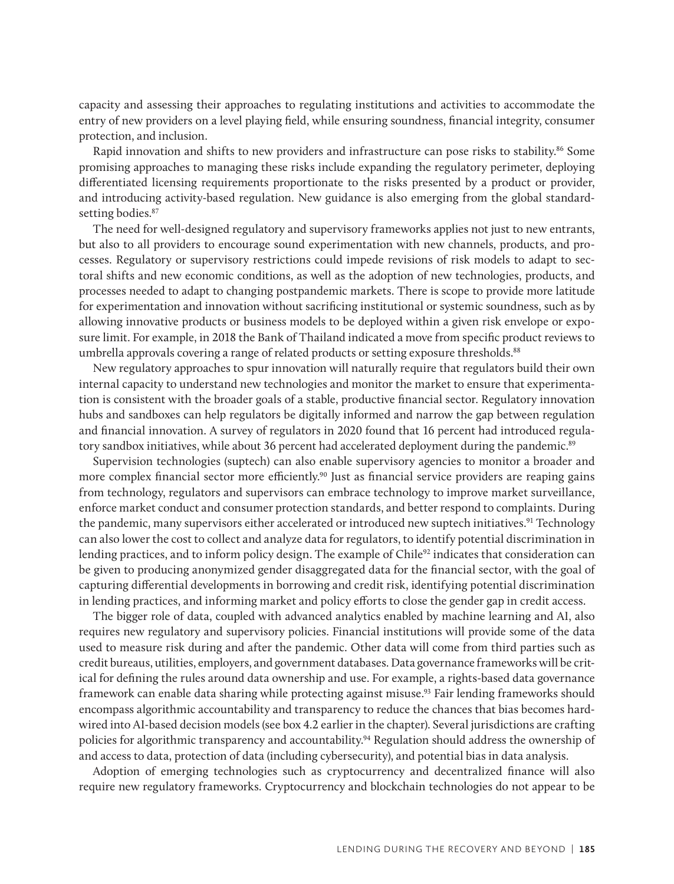capacity and assessing their approaches to regulating institutions and activities to accommodate the entry of new providers on a level playing field, while ensuring soundness, financial integrity, consumer protection, and inclusion.

Rapid innovation and shifts to new providers and infrastructure can pose risks to stability.[86] Some promising approaches to managing these risks include expanding the regulatory perimeter, deploying differentiated licensing requirements proportionate to the risks presented by a product or provider, and introducing activity-based regulation. New guidance is also emerging from the global standard-setting bodies.[87]

The need for well-designed regulatory and supervisory frameworks applies not just to new entrants, but also to all providers to encourage sound experimentation with new channels, products, and processes. Regulatory or supervisory restrictions could impede revisions of risk models to adapt to sectoral shifts and new economic conditions, as well as the adoption of new technologies, products, and processes needed to adapt to changing postpandemic markets. There is scope to provide more latitude for experimentation and innovation without sacrificing institutional or systemic soundness, such as by allowing innovative products or business models to be deployed within a given risk envelope or exposure limit. For example, in 2018 the Bank of Thailand indicated a move from specific product reviews to umbrella approvals covering a range of related products or setting exposure thresholds.[88]

New regulatory approaches to spur innovation will naturally require that regulators build their own internal capacity to understand new technologies and monitor the market to ensure that experimentation is consistent with the broader goals of a stable, productive financial sector. Regulatory innovation hubs and sandboxes can help regulators be digitally informed and narrow the gap between regulation and financial innovation. A survey of regulators in 2020 found that 16 percent had introduced regulatory sandbox initiatives, while about 36 percent had accelerated deployment during the pandemic.[89]

Supervision technologies (suptech) can also enable supervisory agencies to monitor a broader and more complex financial sector more efficiently.[90] Just as financial service providers are reaping gains from technology, regulators and supervisors can embrace technology to improve market surveillance, enforce market conduct and consumer protection standards, and better respond to complaints. During the pandemic, many supervisors either accelerated or introduced new suptech initiatives.[91] Technology can also lower the cost to collect and analyze data for regulators, to identify potential discrimination in lending practices, and to inform policy design. The example of Chile[92] indicates that consideration can be given to producing anonymized gender disaggregated data for the financial sector, with the goal of capturing differential developments in borrowing and credit risk, identifying potential discrimination in lending practices, and informing market and policy efforts to close the gender gap in credit access.

The bigger role of data, coupled with advanced analytics enabled by machine learning and AI, also requires new regulatory and supervisory policies. Financial institutions will provide some of the data used to measure risk during and after the pandemic. Other data will come from third parties such as credit bureaus, utilities, employers, and government databases. Data governance frameworks will be critical for defining the rules around data ownership and use. For example, a rights-based data governance framework can enable data sharing while protecting against misuse.[93] Fair lending frameworks should encompass algorithmic accountability and transparency to reduce the chances that bias becomes hardwired into AI-based decision models (see box 4.2 earlier in the chapter). Several jurisdictions are crafting policies for algorithmic transparency and accountability.[94] Regulation should address the ownership of and access to data, protection of data (including cybersecurity), and potential bias in data analysis.

Adoption of emerging technologies such as cryptocurrency and decentralized finance will also require new regulatory frameworks. Cryptocurrency and blockchain technologies do not appear to be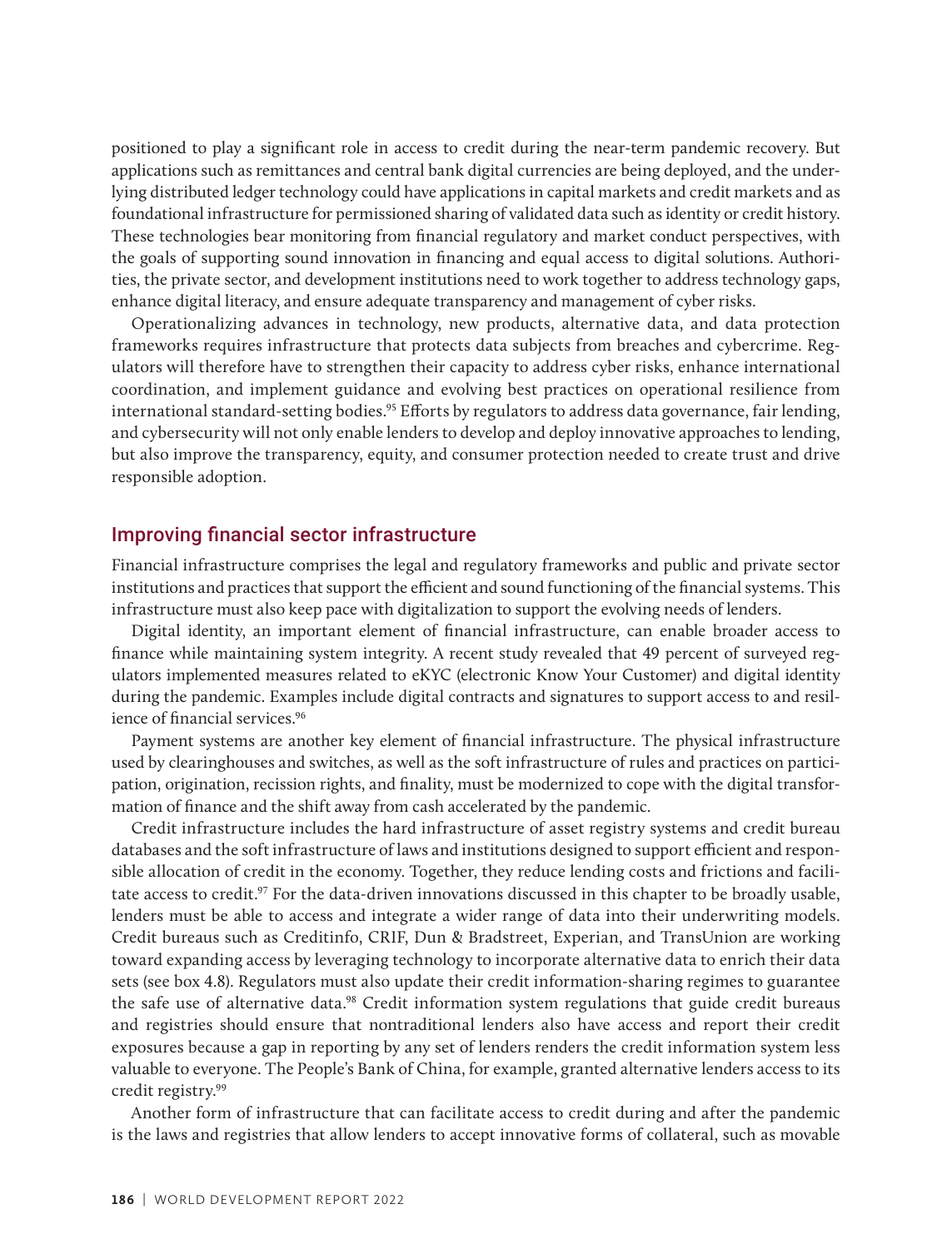positioned to play a significant role in access to credit during the near-term pandemic recovery. But applications such as remittances and central bank digital currencies are being deployed, and the underlying distributed ledger technology could have applications in capital markets and credit markets and as foundational infrastructure for permissioned sharing of validated data such as identity or credit history. These technologies bear monitoring from financial regulatory and market conduct perspectives, with the goals of supporting sound innovation in financing and equal access to digital solutions. Authorities, the private sector, and development institutions need to work together to address technology gaps, enhance digital literacy, and ensure adequate transparency and management of cyber risks.

Operationalizing advances in technology, new products, alternative data, and data protection frameworks requires infrastructure that protects data subjects from breaches and cybercrime. Regulators will therefore have to strengthen their capacity to address cyber risks, enhance international coordination, and implement guidance and evolving best practices on operational resilience from international standard-setting bodies.[95] Efforts by regulators to address data governance, fair lending, and cybersecurity will not only enable lenders to develop and deploy innovative approaches to lending, but also improve the transparency, equity, and consumer protection needed to create trust and drive responsible adoption.

## Improving financial sector infrastructure

Financial infrastructure comprises the legal and regulatory frameworks and public and private sector institutions and practices that support the efficient and sound functioning of the financial systems. This infrastructure must also keep pace with digitalization to support the evolving needs of lenders.

Digital identity, an important element of financial infrastructure, can enable broader access to finance while maintaining system integrity. A recent study revealed that 49 percent of surveyed regulators implemented measures related to eKYC (electronic Know Your Customer) and digital identity during the pandemic. Examples include digital contracts and signatures to support access to and resilience of financial services.[96]

Payment systems are another key element of financial infrastructure. The physical infrastructure used by clearinghouses and switches, as well as the soft infrastructure of rules and practices on participation, origination, recission rights, and finality, must be modernized to cope with the digital transformation of finance and the shift away from cash accelerated by the pandemic.

Credit infrastructure includes the hard infrastructure of asset registry systems and credit bureau databases and the soft infrastructure of laws and institutions designed to support efficient and responsible allocation of credit in the economy. Together, they reduce lending costs and frictions and facilitate access to credit.[97] For the data-driven innovations discussed in this chapter to be broadly usable, lenders must be able to access and integrate a wider range of data into their underwriting models. Credit bureaus such as Creditinfo, CRIF, Dun & Bradstreet, Experian, and TransUnion are working toward expanding access by leveraging technology to incorporate alternative data to enrich their data sets (see box 4.8). Regulators must also update their credit information-sharing regimes to guarantee the safe use of alternative data.[98] Credit information system regulations that guide credit bureaus and registries should ensure that nontraditional lenders also have access and report their credit exposures because a gap in reporting by any set of lenders renders the credit information system less valuable to everyone. The People's Bank of China, for example, granted alternative lenders access to its credit registry.[99]

Another form of infrastructure that can facilitate access to credit during and after the pandemic is the laws and registries that allow lenders to accept innovative forms of collateral, such as movable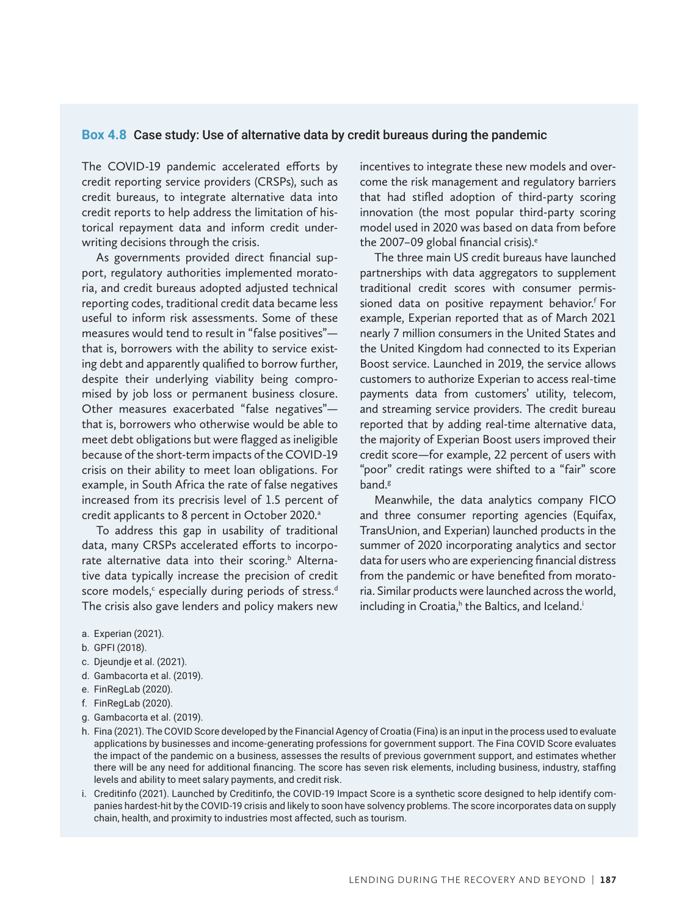### Box 4.8 Case study: Use of alternative data by credit bureaus during the pandemic

The COVID-19 pandemic accelerated efforts by credit reporting service providers (CRSPs), such as credit bureaus, to integrate alternative data into credit reports to help address the limitation of historical repayment data and inform credit underwriting decisions through the crisis.

As governments provided direct financial support, regulatory authorities implemented moratoria, and credit bureaus adopted adjusted technical reporting codes, traditional credit data became less useful to inform risk assessments. Some of these measures would tend to result in "false positives"—that is, borrowers with the ability to service existing debt and apparently qualified to borrow further, despite their underlying viability being compromised by job loss or permanent business closure. Other measures exacerbated "false negatives"—that is, borrowers who otherwise would be able to meet debt obligations but were flagged as ineligible because of the short-term impacts of the COVID-19 crisis on their ability to meet loan obligations. For example, in South Africa the rate of false negatives increased from its precrisis level of 1.5 percent of credit applicants to 8 percent in October 2020.[a]

To address this gap in usability of traditional data, many CRSPs accelerated efforts to incorporate alternative data into their scoring.[b] Alternative data typically increase the precision of credit score models,[c] especially during periods of stress.[d] The crisis also gave lenders and policy makers new incentives to integrate these new models and overcome the risk management and regulatory barriers that had stifled adoption of third-party scoring innovation (the most popular third-party scoring model used in 2020 was based on data from before the 2007–09 global financial crisis).[e]

The three main US credit bureaus have launched partnerships with data aggregators to supplement traditional credit scores with consumer permissioned data on positive repayment behavior.[f] For example, Experian reported that as of March 2021 nearly 7 million consumers in the United States and the United Kingdom had connected to its Experian Boost service. Launched in 2019, the service allows customers to authorize Experian to access real-time payments data from customers' utility, telecom, and streaming service providers. The credit bureau reported that by adding real-time alternative data, the majority of Experian Boost users improved their credit score—for example, 22 percent of users with "poor" credit ratings were shifted to a "fair" score band.[g]

Meanwhile, the data analytics company FICO and three consumer reporting agencies (Equifax, TransUnion, and Experian) launched products in the summer of 2020 incorporating analytics and sector data for users who are experiencing financial distress from the pandemic or have benefited from moratoria. Similar products were launched across the world, including in Croatia,[h] the Baltics, and Iceland.[i]

a. Experian (2021).
b. GPFI (2018).
c. Djeundje et al. (2021).
d. Gambacorta et al. (2019).
e. FinRegLab (2020).
f. FinRegLab (2020).
g. Gambacorta et al. (2019).
h. Fina (2021). The COVID Score developed by the Financial Agency of Croatia (Fina) is an input in the process used to evaluate applications by businesses and income-generating professions for government support. The Fina COVID Score evaluates the impact of the pandemic on a business, assesses the results of previous government support, and estimates whether there will be any need for additional financing. The score has seven risk elements, including business, industry, staffing levels and ability to meet salary payments, and credit risk.
i. Creditinfo (2021). Launched by Creditinfo, the COVID-19 Impact Score is a synthetic score designed to help identify companies hardest-hit by the COVID-19 crisis and likely to soon have solvency problems. The score incorporates data on supply chain, health, and proximity to industries most affected, such as tourism.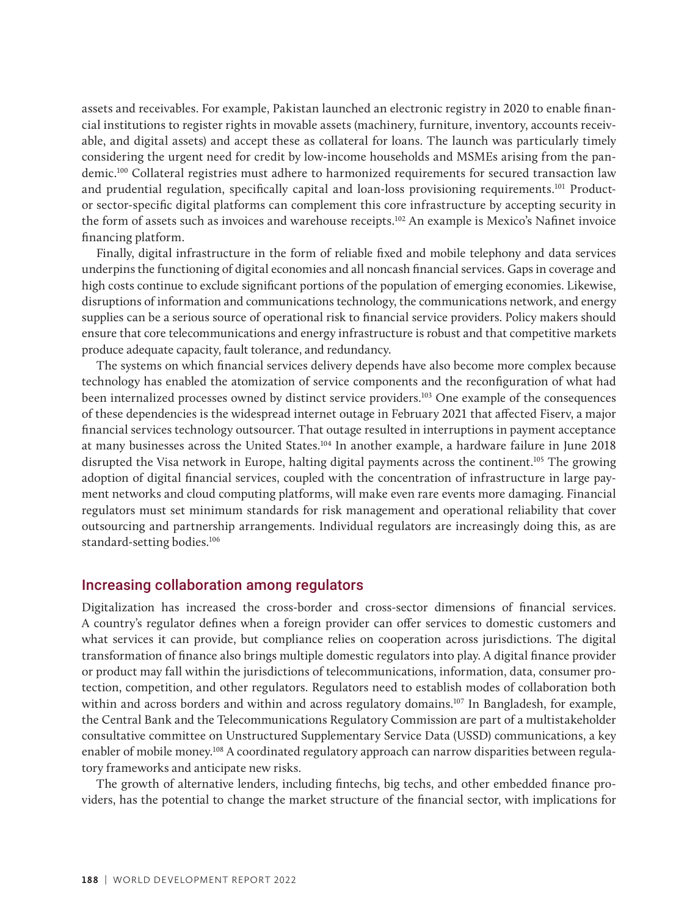assets and receivables. For example, Pakistan launched an electronic registry in 2020 to enable financial institutions to register rights in movable assets (machinery, furniture, inventory, accounts receivable, and digital assets) and accept these as collateral for loans. The launch was particularly timely considering the urgent need for credit by low-income households and MSMEs arising from the pandemic.[100] Collateral registries must adhere to harmonized requirements for secured transaction law and prudential regulation, specifically capital and loan-loss provisioning requirements.[101] Product- or sector-specific digital platforms can complement this core infrastructure by accepting security in the form of assets such as invoices and warehouse receipts.[102] An example is Mexico's Nafinet invoice financing platform.

Finally, digital infrastructure in the form of reliable fixed and mobile telephony and data services underpins the functioning of digital economies and all noncash financial services. Gaps in coverage and high costs continue to exclude significant portions of the population of emerging economies. Likewise, disruptions of information and communications technology, the communications network, and energy supplies can be a serious source of operational risk to financial service providers. Policy makers should ensure that core telecommunications and energy infrastructure is robust and that competitive markets produce adequate capacity, fault tolerance, and redundancy.

The systems on which financial services delivery depends have also become more complex because technology has enabled the atomization of service components and the reconfiguration of what had been internalized processes owned by distinct service providers.[103] One example of the consequences of these dependencies is the widespread internet outage in February 2021 that affected Fiserv, a major financial services technology outsourcer. That outage resulted in interruptions in payment acceptance at many businesses across the United States.[104] In another example, a hardware failure in June 2018 disrupted the Visa network in Europe, halting digital payments across the continent.[105] The growing adoption of digital financial services, coupled with the concentration of infrastructure in large payment networks and cloud computing platforms, will make even rare events more damaging. Financial regulators must set minimum standards for risk management and operational reliability that cover outsourcing and partnership arrangements. Individual regulators are increasingly doing this, as are standard-setting bodies.[106]

## Increasing collaboration among regulators

Digitalization has increased the cross-border and cross-sector dimensions of financial services. A country's regulator defines when a foreign provider can offer services to domestic customers and what services it can provide, but compliance relies on cooperation across jurisdictions. The digital transformation of finance also brings multiple domestic regulators into play. A digital finance provider or product may fall within the jurisdictions of telecommunications, information, data, consumer protection, competition, and other regulators. Regulators need to establish modes of collaboration both within and across borders and within and across regulatory domains.[107] In Bangladesh, for example, the Central Bank and the Telecommunications Regulatory Commission are part of a multistakeholder consultative committee on Unstructured Supplementary Service Data (USSD) communications, a key enabler of mobile money.[108] A coordinated regulatory approach can narrow disparities between regulatory frameworks and anticipate new risks.

The growth of alternative lenders, including fintechs, big techs, and other embedded finance providers, has the potential to change the market structure of the financial sector, with implications for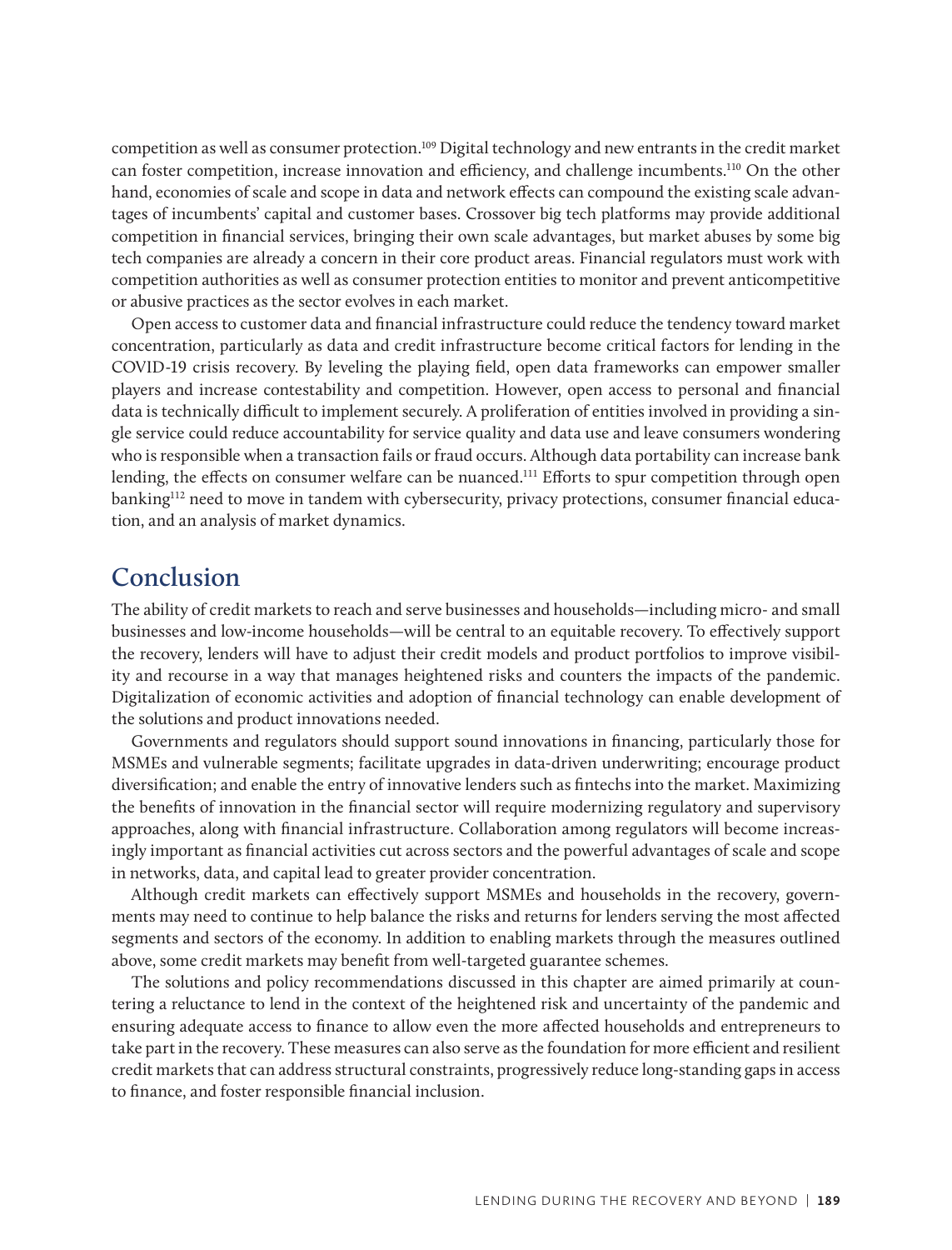competition as well as consumer protection.[109] Digital technology and new entrants in the credit market can foster competition, increase innovation and efficiency, and challenge incumbents.[110] On the other hand, economies of scale and scope in data and network effects can compound the existing scale advantages of incumbents' capital and customer bases. Crossover big tech platforms may provide additional competition in financial services, bringing their own scale advantages, but market abuses by some big tech companies are already a concern in their core product areas. Financial regulators must work with competition authorities as well as consumer protection entities to monitor and prevent anticompetitive or abusive practices as the sector evolves in each market.

Open access to customer data and financial infrastructure could reduce the tendency toward market concentration, particularly as data and credit infrastructure become critical factors for lending in the COVID-19 crisis recovery. By leveling the playing field, open data frameworks can empower smaller players and increase contestability and competition. However, open access to personal and financial data is technically difficult to implement securely. A proliferation of entities involved in providing a single service could reduce accountability for service quality and data use and leave consumers wondering who is responsible when a transaction fails or fraud occurs. Although data portability can increase bank lending, the effects on consumer welfare can be nuanced.[111] Efforts to spur competition through open banking[112] need to move in tandem with cybersecurity, privacy protections, consumer financial education, and an analysis of market dynamics.

## Conclusion

The ability of credit markets to reach and serve businesses and households—including micro- and small businesses and low-income households—will be central to an equitable recovery. To effectively support the recovery, lenders will have to adjust their credit models and product portfolios to improve visibility and recourse in a way that manages heightened risks and counters the impacts of the pandemic. Digitalization of economic activities and adoption of financial technology can enable development of the solutions and product innovations needed.

Governments and regulators should support sound innovations in financing, particularly those for MSMEs and vulnerable segments; facilitate upgrades in data-driven underwriting; encourage product diversification; and enable the entry of innovative lenders such as fintechs into the market. Maximizing the benefits of innovation in the financial sector will require modernizing regulatory and supervisory approaches, along with financial infrastructure. Collaboration among regulators will become increasingly important as financial activities cut across sectors and the powerful advantages of scale and scope in networks, data, and capital lead to greater provider concentration.

Although credit markets can effectively support MSMEs and households in the recovery, governments may need to continue to help balance the risks and returns for lenders serving the most affected segments and sectors of the economy. In addition to enabling markets through the measures outlined above, some credit markets may benefit from well-targeted guarantee schemes.

The solutions and policy recommendations discussed in this chapter are aimed primarily at countering a reluctance to lend in the context of the heightened risk and uncertainty of the pandemic and ensuring adequate access to finance to allow even the more affected households and entrepreneurs to take part in the recovery. These measures can also serve as the foundation for more efficient and resilient credit markets that can address structural constraints, progressively reduce long-standing gaps in access to finance, and foster responsible financial inclusion.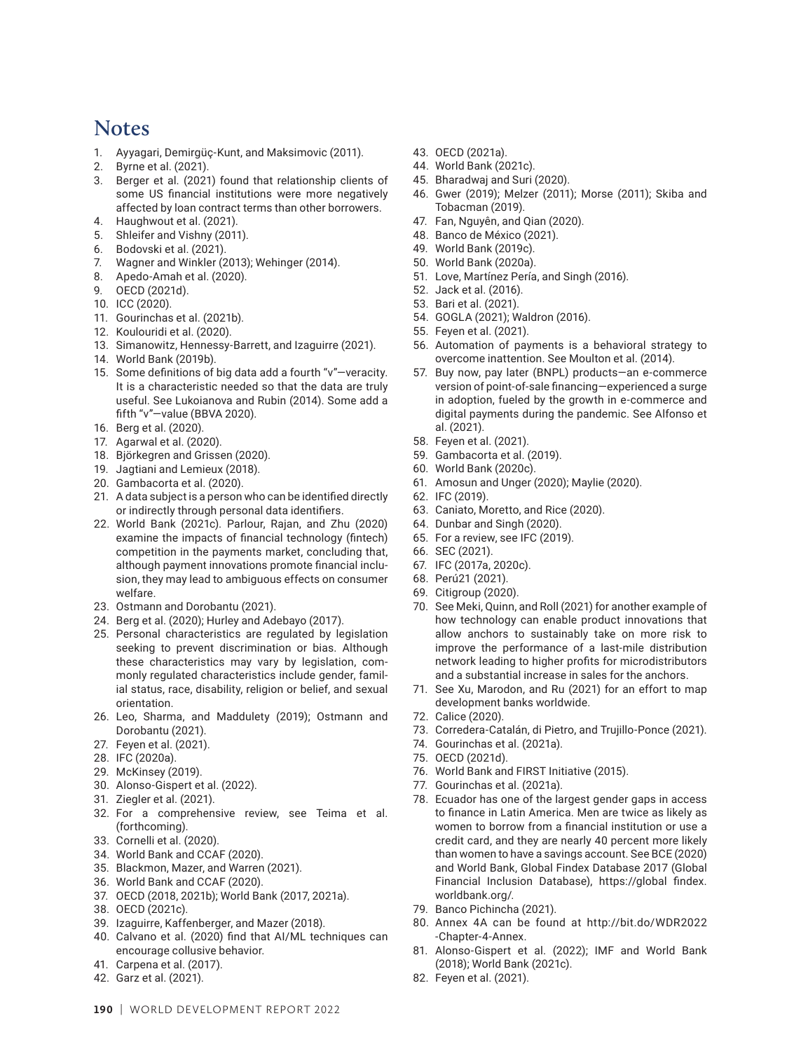# Notes

1. Ayyagari, Demirgüç-Kunt, and Maksimovic (2011).
2. Byrne et al. (2021).
3. Berger et al. (2021) found that relationship clients of some US financial institutions were more negatively affected by loan contract terms than other borrowers.
4. Haughwout et al. (2021).
5. Shleifer and Vishny (2011).
6. Bodovski et al. (2021).
7. Wagner and Winkler (2013); Wehinger (2014).
8. Apedo-Amah et al. (2020).
9. OECD (2021d).
10. ICC (2020).
11. Gourinchas et al. (2021b).
12. Koulouridi et al. (2020).
13. Simanowitz, Hennessy-Barrett, and Izaguirre (2021).
14. World Bank (2019b).
15. Some definitions of big data add a fourth "v"—veracity. It is a characteristic needed so that the data are truly useful. See Lukoianova and Rubin (2014). Some add a fifth "v"—value (BBVA 2020).
16. Berg et al. (2020).
17. Agarwal et al. (2020).
18. Björkegren and Grissen (2020).
19. Jagtiani and Lemieux (2018).
20. Gambacorta et al. (2020).
21. A data subject is a person who can be identified directly or indirectly through personal data identifiers.
22. World Bank (2021c). Parlour, Rajan, and Zhu (2020) examine the impacts of financial technology (fintech) competition in the payments market, concluding that, although payment innovations promote financial inclusion, they may lead to ambiguous effects on consumer welfare.
23. Ostmann and Dorobantu (2021).
24. Berg et al. (2020); Hurley and Adebayo (2017).
25. Personal characteristics are regulated by legislation seeking to prevent discrimination or bias. Although these characteristics may vary by legislation, commonly regulated characteristics include gender, familial status, race, disability, religion or belief, and sexual orientation.
26. Leo, Sharma, and Maddulety (2019); Ostmann and Dorobantu (2021).
27. Feyen et al. (2021).
28. IFC (2020a).
29. McKinsey (2019).
30. Alonso-Gispert et al. (2022).
31. Ziegler et al. (2021).
32. For a comprehensive review, see Teima et al. (forthcoming).
33. Cornelli et al. (2020).
34. World Bank and CCAF (2020).
35. Blackmon, Mazer, and Warren (2021).
36. World Bank and CCAF (2020).
37. OECD (2018, 2021b); World Bank (2017, 2021a).
38. OECD (2021c).
39. Izaguirre, Kaffenberger, and Mazer (2018).
40. Calvano et al. (2020) find that AI/ML techniques can encourage collusive behavior.
41. Carpena et al. (2017).
42. Garz et al. (2021).
43. OECD (2021a).
44. World Bank (2021c).
45. Bharadwaj and Suri (2020).
46. Gwer (2019); Melzer (2011); Morse (2011); Skiba and Tobacman (2019).
47. Fan, Nguyên, and Qian (2020).
48. Banco de México (2021).
49. World Bank (2019c).
50. World Bank (2020a).
51. Love, Martínez Pería, and Singh (2016).
52. Jack et al. (2016).
53. Bari et al. (2021).
54. GOGLA (2021); Waldron (2016).
55. Feyen et al. (2021).
56. Automation of payments is a behavioral strategy to overcome inattention. See Moulton et al. (2014).
57. Buy now, pay later (BNPL) products—an e-commerce version of point-of-sale financing—experienced a surge in adoption, fueled by the growth in e-commerce and digital payments during the pandemic. See Alfonso et al. (2021).
58. Feyen et al. (2021).
59. Gambacorta et al. (2019).
60. World Bank (2020c).
61. Amosun and Unger (2020); Maylie (2020).
62. IFC (2019).
63. Caniato, Moretto, and Rice (2020).
64. Dunbar and Singh (2020).
65. For a review, see IFC (2019).
66. SEC (2021).
67. IFC (2017a, 2020c).
68. Perú21 (2021).
69. Citigroup (2020).
70. See Meki, Quinn, and Roll (2021) for another example of how technology can enable product innovations that allow anchors to sustainably take on more risk to improve the performance of a last-mile distribution network leading to higher profits for microdistributors and a substantial increase in sales for the anchors.
71. See Xu, Marodon, and Ru (2021) for an effort to map development banks worldwide.
72. Calice (2020).
73. Corredera-Catalán, di Pietro, and Trujillo-Ponce (2021).
74. Gourinchas et al. (2021a).
75. OECD (2021d).
76. World Bank and FIRST Initiative (2015).
77. Gourinchas et al. (2021a).
78. Ecuador has one of the largest gender gaps in access to finance in Latin America. Men are twice as likely as women to borrow from a financial institution or use a credit card, and they are nearly 40 percent more likely than women to have a savings account. See BCE (2020) and World Bank, Global Findex Database 2017 (Global Financial Inclusion Database), https://global findex.worldbank.org/.
79. Banco Pichincha (2021).
80. Annex 4A can be found at http://bit.do/WDR2022-Chapter-4-Annex.
81. Alonso-Gispert et al. (2022); IMF and World Bank (2018); World Bank (2021c).
82. Feyen et al. (2021).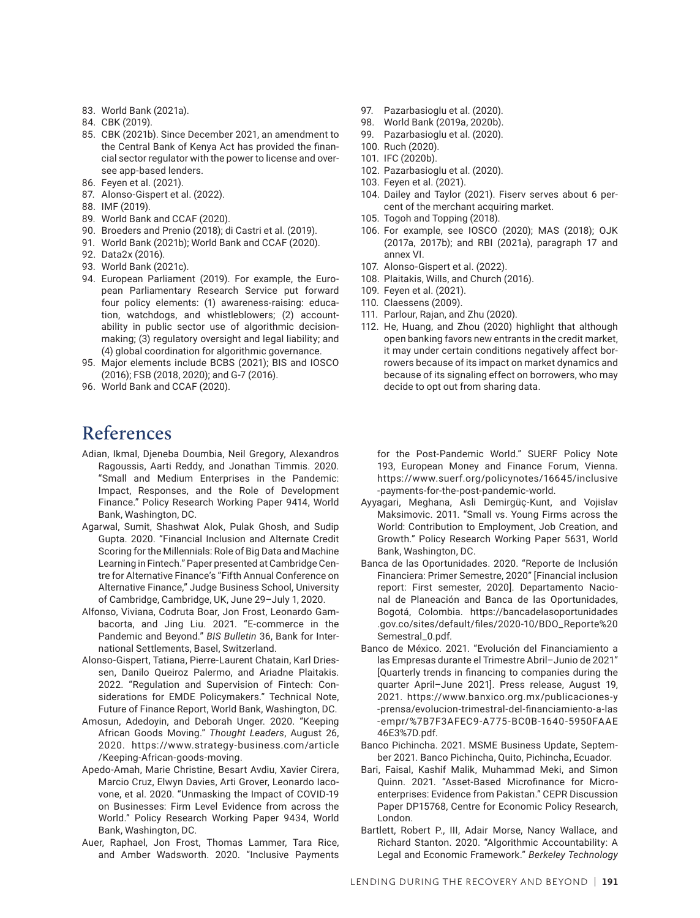83. World Bank (2021a).
84. CBK (2019).
85. CBK (2021b). Since December 2021, an amendment to the Central Bank of Kenya Act has provided the financial sector regulator with the power to license and oversee app-based lenders.
86. Feyen et al. (2021).
87. Alonso-Gispert et al. (2022).
88. IMF (2019).
89. World Bank and CCAF (2020).
90. Broeders and Prenio (2018); di Castri et al. (2019).
91. World Bank (2021b); World Bank and CCAF (2020).
92. Data2x (2016).
93. World Bank (2021c).
94. European Parliament (2019). For example, the European Parliamentary Research Service put forward four policy elements: (1) awareness-raising: education, watchdogs, and whistleblowers; (2) accountability in public sector use of algorithmic decision-making; (3) regulatory oversight and legal liability; and (4) global coordination for algorithmic governance.
95. Major elements include BCBS (2021); BIS and IOSCO (2016); FSB (2018, 2020); and G-7 (2016).
96. World Bank and CCAF (2020).
97. Pazarbasioglu et al. (2020).
98. World Bank (2019a, 2020b).
99. Pazarbasioglu et al. (2020).
100. Ruch (2020).
101. IFC (2020b).
102. Pazarbasioglu et al. (2020).
103. Feyen et al. (2021).
104. Dailey and Taylor (2021). Fiserv serves about 6 percent of the merchant acquiring market.
105. Togoh and Topping (2018).
106. For example, see IOSCO (2020); MAS (2018); OJK (2017a, 2017b); and RBI (2021a), paragraph 17 and annex VI.
107. Alonso-Gispert et al. (2022).
108. Plaitakis, Wills, and Church (2016).
109. Feyen et al. (2021).
110. Claessens (2009).
111. Parlour, Rajan, and Zhu (2020).
112. He, Huang, and Zhou (2020) highlight that although open banking favors new entrants in the credit market, it may under certain conditions negatively affect borrowers because of its impact on market dynamics and because of its signaling effect on borrowers, who may decide to opt out from sharing data.

# References

Adian, Ikmal, Djeneba Doumbia, Neil Gregory, Alexandros Ragoussis, Aarti Reddy, and Jonathan Timmis. 2020. "Small and Medium Enterprises in the Pandemic: Impact, Responses, and the Role of Development Finance." Policy Research Working Paper 9414, World Bank, Washington, DC.

Agarwal, Sumit, Shashwat Alok, Pulak Ghosh, and Sudip Gupta. 2020. "Financial Inclusion and Alternate Credit Scoring for the Millennials: Role of Big Data and Machine Learning in Fintech." Paper presented at Cambridge Centre for Alternative Finance's "Fifth Annual Conference on Alternative Finance," Judge Business School, University of Cambridge, Cambridge, UK, June 29–July 1, 2020.

Alfonso, Viviana, Codruta Boar, Jon Frost, Leonardo Gambacorta, and Jing Liu. 2021. "E-commerce in the Pandemic and Beyond." *BIS Bulletin* 36, Bank for International Settlements, Basel, Switzerland.

Alonso-Gispert, Tatiana, Pierre-Laurent Chatain, Karl Driessen, Danilo Queiroz Palermo, and Ariadne Plaitakis. 2022. "Regulation and Supervision of Fintech: Considerations for EMDE Policymakers." Technical Note, Future of Finance Report, World Bank, Washington, DC.

Amosun, Adedoyin, and Deborah Unger. 2020. "Keeping African Goods Moving." *Thought Leaders*, August 26, 2020. https://www.strategy-business.com/article/Keeping-African-goods-moving.

Apedo-Amah, Marie Christine, Besart Avdiu, Xavier Cirera, Marcio Cruz, Elwyn Davies, Arti Grover, Leonardo Iacovone, et al. 2020. "Unmasking the Impact of COVID-19 on Businesses: Firm Level Evidence from across the World." Policy Research Working Paper 9434, World Bank, Washington, DC.

Auer, Raphael, Jon Frost, Thomas Lammer, Tara Rice, and Amber Wadsworth. 2020. "Inclusive Payments for the Post-Pandemic World." SUERF Policy Note 193, European Money and Finance Forum, Vienna. https://www.suerf.org/policynotes/16645/inclusive-payments-for-the-post-pandemic-world.

Ayyagari, Meghana, Asli Demirgüç-Kunt, and Vojislav Maksimovic. 2011. "Small vs. Young Firms across the World: Contribution to Employment, Job Creation, and Growth." Policy Research Working Paper 5631, World Bank, Washington, DC.

Banca de las Oportunidades. 2020. "Reporte de Inclusión Financiera: Primer Semestre, 2020" [Financial inclusion report: First semester, 2020]. Departamento Nacional de Planeación and Banca de las Oportunidades, Bogotá, Colombia. https://bancadelasoportunidades.gov.co/sites/default/files/2020-10/BDO_Reporte%20Semestral_0.pdf.

Banco de México. 2021. "Evolución del Financiamiento a las Empresas durante el Trimestre Abril–Junio de 2021" [Quarterly trends in financing to companies during the quarter April–June 2021]. Press release, August 19, 2021. https://www.banxico.org.mx/publicaciones-y-prensa/evolucion-trimestral-del-financiamiento-a-las-empr/%7B7F3AFEC9-A775-BC0B-1640-5950FAAE46E3%7D.pdf.

Banco Pichincha. 2021. MSME Business Update, September 2021. Banco Pichincha, Quito, Pichincha, Ecuador.

Bari, Faisal, Kashif Malik, Muhammad Meki, and Simon Quinn. 2021. "Asset-Based Microfinance for Microenterprises: Evidence from Pakistan." CEPR Discussion Paper DP15768, Centre for Economic Policy Research, London.

Bartlett, Robert P., III, Adair Morse, Nancy Wallace, and Richard Stanton. 2020. "Algorithmic Accountability: A Legal and Economic Framework." *Berkeley Technology*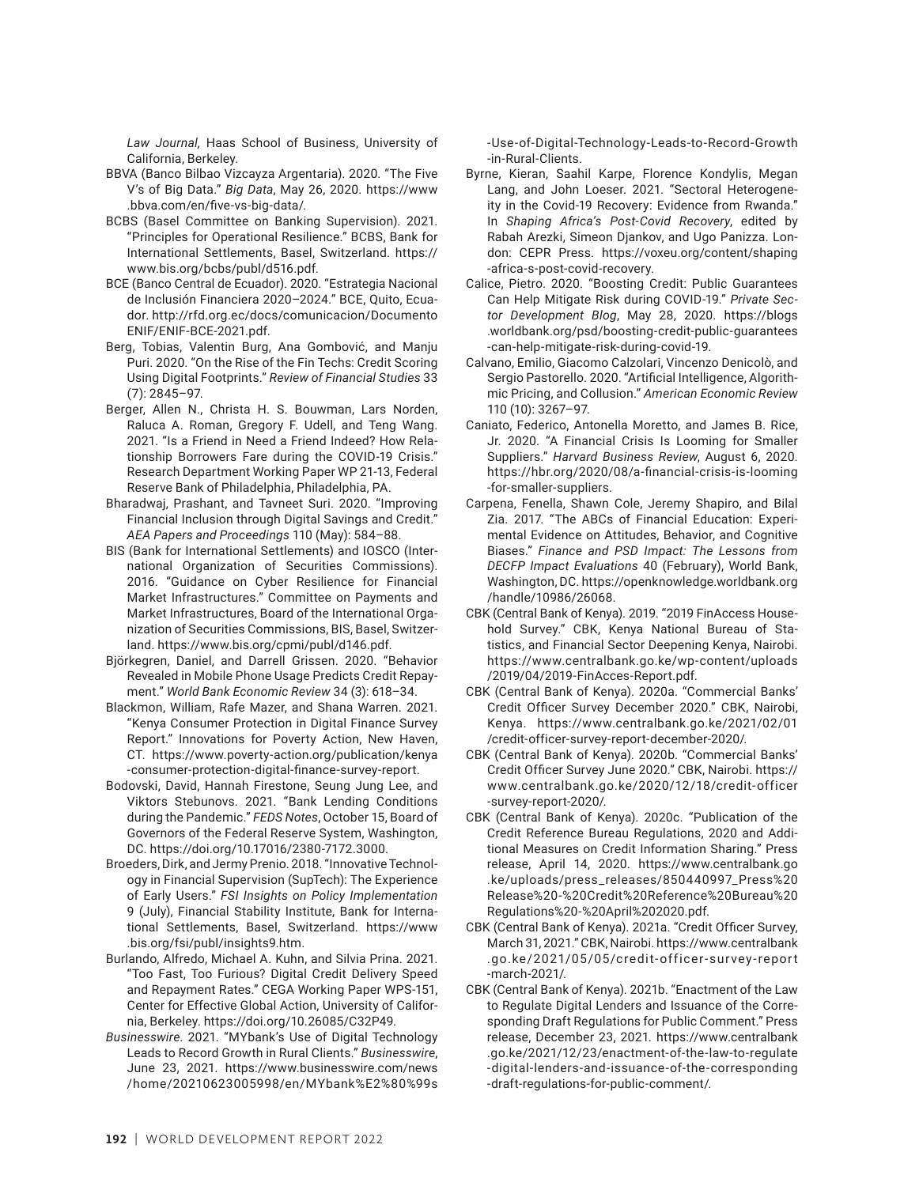*Law Journal,* Haas School of Business, University of California, Berkeley.

BBVA (Banco Bilbao Vizcayza Argentaria). 2020. "The Five V's of Big Data." *Big Data*, May 26, 2020. https://www.bbva.com/en/five-vs-big-data/.

BCBS (Basel Committee on Banking Supervision). 2021. "Principles for Operational Resilience." BCBS, Bank for International Settlements, Basel, Switzerland. https://www.bis.org/bcbs/publ/d516.pdf.

BCE (Banco Central de Ecuador). 2020. "Estrategia Nacional de Inclusión Financiera 2020–2024." BCE, Quito, Ecuador. http://rfd.org.ec/docs/comunicacion/DocumentoENIF/ENIF-BCE-2021.pdf.

Berg, Tobias, Valentin Burg, Ana Gombović, and Manju Puri. 2020. "On the Rise of the Fin Techs: Credit Scoring Using Digital Footprints." *Review of Financial Studies* 33 (7): 2845–97.

Berger, Allen N., Christa H. S. Bouwman, Lars Norden, Raluca A. Roman, Gregory F. Udell, and Teng Wang. 2021. "Is a Friend in Need a Friend Indeed? How Relationship Borrowers Fare during the COVID-19 Crisis." Research Department Working Paper WP 21-13, Federal Reserve Bank of Philadelphia, Philadelphia, PA.

Bharadwaj, Prashant, and Tavneet Suri. 2020. "Improving Financial Inclusion through Digital Savings and Credit." *AEA Papers and Proceedings* 110 (May): 584–88.

BIS (Bank for International Settlements) and IOSCO (International Organization of Securities Commissions). 2016. "Guidance on Cyber Resilience for Financial Market Infrastructures." Committee on Payments and Market Infrastructures, Board of the International Organization of Securities Commissions, BIS, Basel, Switzerland. https://www.bis.org/cpmi/publ/d146.pdf.

Björkegren, Daniel, and Darrell Grissen. 2020. "Behavior Revealed in Mobile Phone Usage Predicts Credit Repayment." *World Bank Economic Review* 34 (3): 618–34.

Blackmon, William, Rafe Mazer, and Shana Warren. 2021. "Kenya Consumer Protection in Digital Finance Survey Report." Innovations for Poverty Action, New Haven, CT. https://www.poverty-action.org/publication/kenya-consumer-protection-digital-finance-survey-report.

Bodovski, David, Hannah Firestone, Seung Jung Lee, and Viktors Stebunovs. 2021. "Bank Lending Conditions during the Pandemic." *FEDS Notes*, October 15, Board of Governors of the Federal Reserve System, Washington, DC. https://doi.org/10.17016/2380-7172.3000.

Broeders, Dirk, and Jermy Prenio. 2018. "Innovative Technology in Financial Supervision (SupTech): The Experience of Early Users." *FSI Insights on Policy Implementation* 9 (July), Financial Stability Institute, Bank for International Settlements, Basel, Switzerland. https://www.bis.org/fsi/publ/insights9.htm.

Burlando, Alfredo, Michael A. Kuhn, and Silvia Prina. 2021. "Too Fast, Too Furious? Digital Credit Delivery Speed and Repayment Rates." CEGA Working Paper WPS-151, Center for Effective Global Action, University of California, Berkeley. https://doi.org/10.26085/C32P49.

*Businesswire.* 2021. "MYbank's Use of Digital Technology Leads to Record Growth in Rural Clients." *Businesswire*, June 23, 2021. https://www.businesswire.com/news/home/20210623005998/en/MYbank%E2%80%99s-Use-of-Digital-Technology-Leads-to-Record-Growth-in-Rural-Clients.

Byrne, Kieran, Saahil Karpe, Florence Kondylis, Megan Lang, and John Loeser. 2021. "Sectoral Heterogeneity in the Covid-19 Recovery: Evidence from Rwanda." In *Shaping Africa's Post-Covid Recovery*, edited by Rabah Arezki, Simeon Djankov, and Ugo Panizza. London: CEPR Press. https://voxeu.org/content/shaping-africa-s-post-covid-recovery.

Calice, Pietro. 2020. "Boosting Credit: Public Guarantees Can Help Mitigate Risk during COVID-19." *Private Sector Development Blog*, May 28, 2020. https://blogs.worldbank.org/psd/boosting-credit-public-guarantees-can-help-mitigate-risk-during-covid-19.

Calvano, Emilio, Giacomo Calzolari, Vincenzo Denicolò, and Sergio Pastorello. 2020. "Artificial Intelligence, Algorithmic Pricing, and Collusion." *American Economic Review* 110 (10): 3267–97.

Caniato, Federico, Antonella Moretto, and James B. Rice, Jr. 2020. "A Financial Crisis Is Looming for Smaller Suppliers." *Harvard Business Review*, August 6, 2020. https://hbr.org/2020/08/a-financial-crisis-is-looming-for-smaller-suppliers.

Carpena, Fenella, Shawn Cole, Jeremy Shapiro, and Bilal Zia. 2017. "The ABCs of Financial Education: Experimental Evidence on Attitudes, Behavior, and Cognitive Biases." *Finance and PSD Impact: The Lessons from DECFP Impact Evaluations* 40 (February), World Bank, Washington, DC. https://openknowledge.worldbank.org/handle/10986/26068.

CBK (Central Bank of Kenya). 2019. "2019 FinAccess Household Survey." CBK, Kenya National Bureau of Statistics, and Financial Sector Deepening Kenya, Nairobi. https://www.centralbank.go.ke/wp-content/uploads/2019/04/2019-FinAcces-Report.pdf.

CBK (Central Bank of Kenya). 2020a. "Commercial Banks' Credit Officer Survey December 2020." CBK, Nairobi, Kenya. https://www.centralbank.go.ke/2021/02/01/credit-officer-survey-report-december-2020/.

CBK (Central Bank of Kenya). 2020b. "Commercial Banks' Credit Officer Survey June 2020." CBK, Nairobi. https://www.centralbank.go.ke/2020/12/18/credit-officer-survey-report-2020/.

CBK (Central Bank of Kenya). 2020c. "Publication of the Credit Reference Bureau Regulations, 2020 and Additional Measures on Credit Information Sharing." Press release, April 14, 2020. https://www.centralbank.go.ke/uploads/press_releases/850440997_Press%20Release%20-%20Credit%20Reference%20Bureau%20Regulations%20-%20April%202020.pdf.

CBK (Central Bank of Kenya). 2021a. "Credit Officer Survey, March 31, 2021." CBK, Nairobi. https://www.centralbank.go.ke/2021/05/05/credit-officer-survey-report-march-2021/.

CBK (Central Bank of Kenya). 2021b. "Enactment of the Law to Regulate Digital Lenders and Issuance of the Corresponding Draft Regulations for Public Comment." Press release, December 23, 2021. https://www.centralbank.go.ke/2021/12/23/enactment-of-the-law-to-regulate-digital-lenders-and-issuance-of-the-corresponding-draft-regulations-for-public-comment/.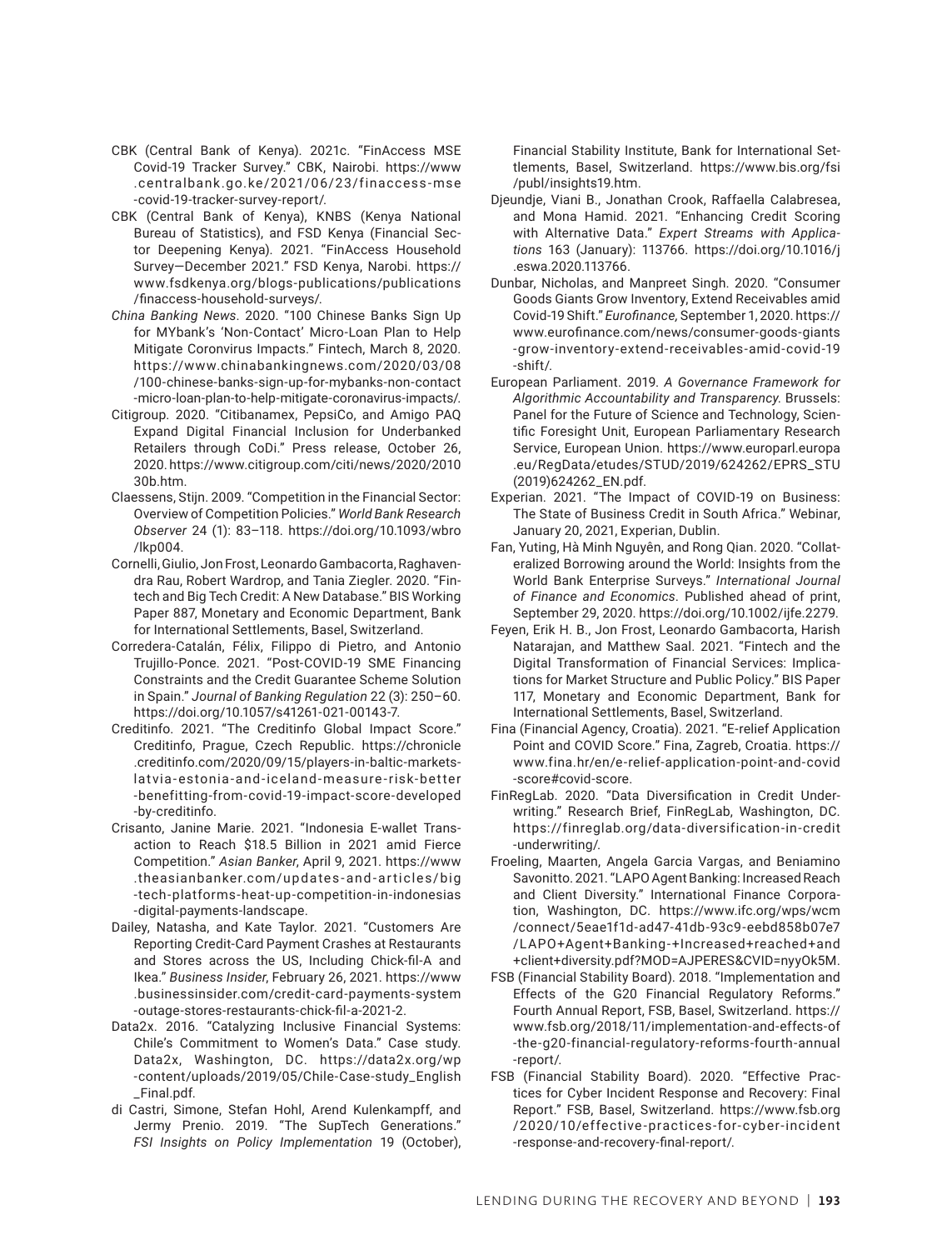CBK (Central Bank of Kenya). 2021c. "FinAccess MSE Covid-19 Tracker Survey." CBK, Nairobi. https://www.centralbank.go.ke/2021/06/23/finaccess-mse-covid-19-tracker-survey-report/.

CBK (Central Bank of Kenya), KNBS (Kenya National Bureau of Statistics), and FSD Kenya (Financial Sector Deepening Kenya). 2021. "FinAccess Household Survey—December 2021." FSD Kenya, Narobi. https://www.fsdkenya.org/blogs-publications/publications/finaccess-household-surveys/.

*China Banking News*. 2020. "100 Chinese Banks Sign Up for MYbank's 'Non-Contact' Micro-Loan Plan to Help Mitigate Coronvirus Impacts." Fintech, March 8, 2020. https://www.chinabankingnews.com/2020/03/08/100-chinese-banks-sign-up-for-mybanks-non-contact-micro-loan-plan-to-help-mitigate-coronavirus-impacts/.

Citigroup. 2020. "Citibanamex, PepsiCo, and Amigo PAQ Expand Digital Financial Inclusion for Underbanked Retailers through CoDi." Press release, October 26, 2020. https://www.citigroup.com/citi/news/2020/201030b.htm.

Claessens, Stijn. 2009. "Competition in the Financial Sector: Overview of Competition Policies." *World Bank Research Observer* 24 (1): 83–118. https://doi.org/10.1093/wbro/lkp004.

Cornelli, Giulio, Jon Frost, Leonardo Gambacorta, Raghavendra Rau, Robert Wardrop, and Tania Ziegler. 2020. "Fintech and Big Tech Credit: A New Database." BIS Working Paper 887, Monetary and Economic Department, Bank for International Settlements, Basel, Switzerland.

Corredera-Catalán, Félix, Filippo di Pietro, and Antonio Trujillo-Ponce. 2021. "Post-COVID-19 SME Financing Constraints and the Credit Guarantee Scheme Solution in Spain." *Journal of Banking Regulation* 22 (3): 250–60. https://doi.org/10.1057/s41261-021-00143-7.

Creditinfo. 2021. "The Creditinfo Global Impact Score." Creditinfo, Prague, Czech Republic. https://chronicle.creditinfo.com/2020/09/15/players-in-baltic-markets-latvia-estonia-and-iceland-measure-risk-better-benefitting-from-covid-19-impact-score-developed-by-creditinfo.

Crisanto, Janine Marie. 2021. "Indonesia E-wallet Transaction to Reach $18.5 Billion in 2021 amid Fierce Competition." *Asian Banker*, April 9, 2021. https://www.theasianbanker.com/updates-and-articles/big-tech-platforms-heat-up-competition-in-indonesias-digital-payments-landscape.

Dailey, Natasha, and Kate Taylor. 2021. "Customers Are Reporting Credit-Card Payment Crashes at Restaurants and Stores across the US, Including Chick-fil-A and Ikea." *Business Insider*, February 26, 2021. https://www.businessinsider.com/credit-card-payments-system-outage-stores-restaurants-chick-fil-a-2021-2.

Data2x. 2016. "Catalyzing Inclusive Financial Systems: Chile's Commitment to Women's Data." Case study. Data2x, Washington, DC. https://data2x.org/wp-content/uploads/2019/05/Chile-Case-study_English_Final.pdf.

di Castri, Simone, Stefan Hohl, Arend Kulenkampff, and Jermy Prenio. 2019. "The SupTech Generations." *FSI Insights on Policy Implementation* 19 (October), Financial Stability Institute, Bank for International Settlements, Basel, Switzerland. https://www.bis.org/fsi/publ/insights19.htm.

Djeundje, Viani B., Jonathan Crook, Raffaella Calabresea, and Mona Hamid. 2021. "Enhancing Credit Scoring with Alternative Data." *Expert Streams with Applications* 163 (January): 113766. https://doi.org/10.1016/j.eswa.2020.113766.

Dunbar, Nicholas, and Manpreet Singh. 2020. "Consumer Goods Giants Grow Inventory, Extend Receivables amid Covid-19 Shift." *Eurofinance,* September 1, 2020. https://www.eurofinance.com/news/consumer-goods-giants-grow-inventory-extend-receivables-amid-covid-19-shift/.

European Parliament. 2019. *A Governance Framework for Algorithmic Accountability and Transparency*. Brussels: Panel for the Future of Science and Technology, Scientific Foresight Unit, European Parliamentary Research Service, European Union. https://www.europarl.europa.eu/RegData/etudes/STUD/2019/624262/EPRS_STU(2019)624262_EN.pdf.

Experian. 2021. "The Impact of COVID-19 on Business: The State of Business Credit in South Africa." Webinar, January 20, 2021, Experian, Dublin.

Fan, Yuting, Hà Minh Nguyên, and Rong Qian. 2020. "Collateralized Borrowing around the World: Insights from the World Bank Enterprise Surveys." *International Journal of Finance and Economics*. Published ahead of print, September 29, 2020. https://doi.org/10.1002/ijfe.2279.

Feyen, Erik H. B., Jon Frost, Leonardo Gambacorta, Harish Natarajan, and Matthew Saal. 2021. "Fintech and the Digital Transformation of Financial Services: Implications for Market Structure and Public Policy." BIS Paper 117, Monetary and Economic Department, Bank for International Settlements, Basel, Switzerland.

Fina (Financial Agency, Croatia). 2021. "E-relief Application Point and COVID Score." Fina, Zagreb, Croatia. https://www.fina.hr/en/e-relief-application-point-and-covid-score#covid-score.

FinRegLab. 2020. "Data Diversification in Credit Underwriting." Research Brief, FinRegLab, Washington, DC. https://finreglab.org/data-diversification-in-credit-underwriting/.

Froeling, Maarten, Angela Garcia Vargas, and Beniamino Savonitto. 2021. "LAPO Agent Banking: Increased Reach and Client Diversity." International Finance Corporation, Washington, DC. https://www.ifc.org/wps/wcm/connect/5eae1f1d-ad47-41db-93c9-eebd858b07e7/LAPO+Agent+Banking-+Increased+reached+and+client+diversity.pdf?MOD=AJPERES&CVID=nyyOk5M.

FSB (Financial Stability Board). 2018. "Implementation and Effects of the G20 Financial Regulatory Reforms." Fourth Annual Report, FSB, Basel, Switzerland. https://www.fsb.org/2018/11/implementation-and-effects-of-the-g20-financial-regulatory-reforms-fourth-annual-report/.

FSB (Financial Stability Board). 2020. "Effective Practices for Cyber Incident Response and Recovery: Final Report." FSB, Basel, Switzerland. https://www.fsb.org/2020/10/effective-practices-for-cyber-incident-response-and-recovery-final-report/.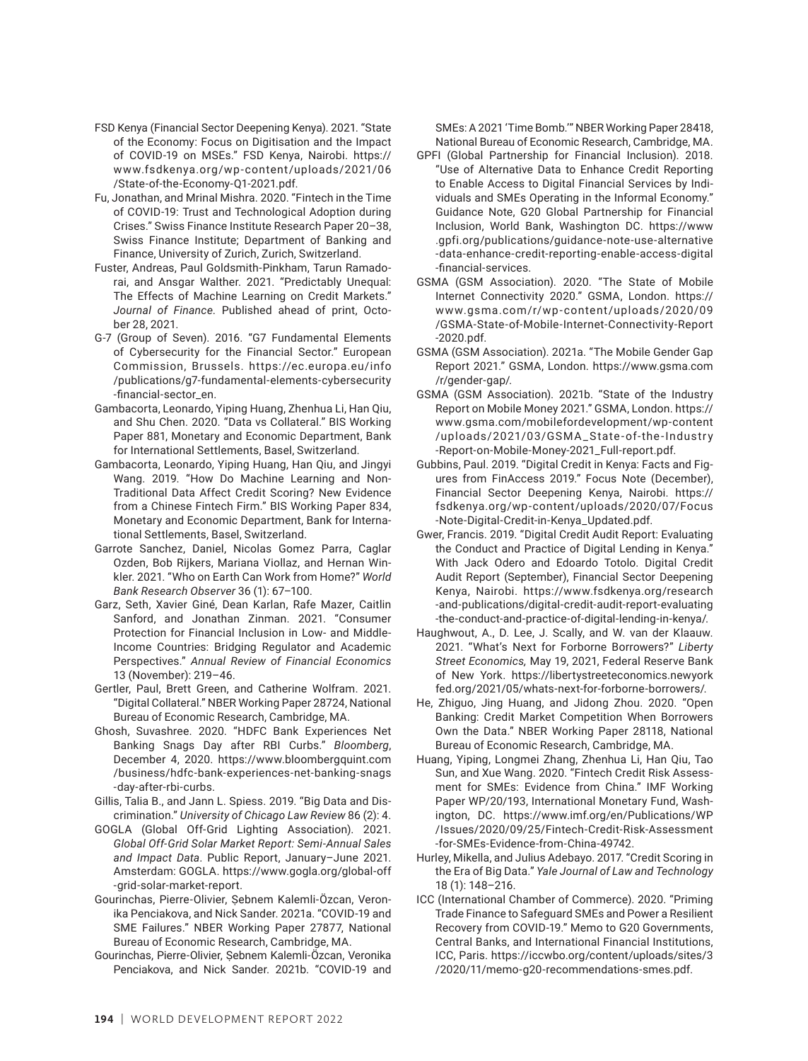FSD Kenya (Financial Sector Deepening Kenya). 2021. "State of the Economy: Focus on Digitisation and the Impact of COVID-19 on MSEs." FSD Kenya, Nairobi. https://www.fsdkenya.org/wp-content/uploads/2021/06/State-of-the-Economy-Q1-2021.pdf.

Fu, Jonathan, and Mrinal Mishra. 2020. "Fintech in the Time of COVID-19: Trust and Technological Adoption during Crises." Swiss Finance Institute Research Paper 20–38, Swiss Finance Institute; Department of Banking and Finance, University of Zurich, Zurich, Switzerland.

Fuster, Andreas, Paul Goldsmith-Pinkham, Tarun Ramadorai, and Ansgar Walther. 2021. "Predictably Unequal: The Effects of Machine Learning on Credit Markets." *Journal of Finance*. Published ahead of print, October 28, 2021.

G-7 (Group of Seven). 2016. "G7 Fundamental Elements of Cybersecurity for the Financial Sector." European Commission, Brussels. https://ec.europa.eu/info/publications/g7-fundamental-elements-cybersecurity-financial-sector_en.

Gambacorta, Leonardo, Yiping Huang, Zhenhua Li, Han Qiu, and Shu Chen. 2020. "Data vs Collateral." BIS Working Paper 881, Monetary and Economic Department, Bank for International Settlements, Basel, Switzerland.

Gambacorta, Leonardo, Yiping Huang, Han Qiu, and Jingyi Wang. 2019. "How Do Machine Learning and Non-Traditional Data Affect Credit Scoring? New Evidence from a Chinese Fintech Firm." BIS Working Paper 834, Monetary and Economic Department, Bank for International Settlements, Basel, Switzerland.

Garrote Sanchez, Daniel, Nicolas Gomez Parra, Caglar Ozden, Bob Rijkers, Mariana Viollaz, and Hernan Winkler. 2021. "Who on Earth Can Work from Home?" *World Bank Research Observer* 36 (1): 67–100.

Garz, Seth, Xavier Giné, Dean Karlan, Rafe Mazer, Caitlin Sanford, and Jonathan Zinman. 2021. "Consumer Protection for Financial Inclusion in Low- and Middle-Income Countries: Bridging Regulator and Academic Perspectives." *Annual Review of Financial Economics* 13 (November): 219–46.

Gertler, Paul, Brett Green, and Catherine Wolfram. 2021. "Digital Collateral." NBER Working Paper 28724, National Bureau of Economic Research, Cambridge, MA.

Ghosh, Suvashree. 2020. "HDFC Bank Experiences Net Banking Snags Day after RBI Curbs." *Bloomberg*, December 4, 2020. https://www.bloombergquint.com/business/hdfc-bank-experiences-net-banking-snags-day-after-rbi-curbs.

Gillis, Talia B., and Jann L. Spiess. 2019. "Big Data and Discrimination." *University of Chicago Law Review* 86 (2): 4.

GOGLA (Global Off-Grid Lighting Association). 2021. *Global Off-Grid Solar Market Report: Semi-Annual Sales and Impact Data*. Public Report, January–June 2021. Amsterdam: GOGLA. https://www.gogla.org/global-off-grid-solar-market-report.

Gourinchas, Pierre-Olivier, Şebnem Kalemli-Özcan, Veronika Penciakova, and Nick Sander. 2021a. "COVID-19 and SME Failures." NBER Working Paper 27877, National Bureau of Economic Research, Cambridge, MA.

Gourinchas, Pierre-Olivier, Şebnem Kalemli-Özcan, Veronika Penciakova, and Nick Sander. 2021b. "COVID-19 and SMEs: A 2021 'Time Bomb.'" NBER Working Paper 28418, National Bureau of Economic Research, Cambridge, MA.

GPFI (Global Partnership for Financial Inclusion). 2018. "Use of Alternative Data to Enhance Credit Reporting to Enable Access to Digital Financial Services by Individuals and SMEs Operating in the Informal Economy." Guidance Note, G20 Global Partnership for Financial Inclusion, World Bank, Washington DC. https://www.gpfi.org/publications/guidance-note-use-alternative-data-enhance-credit-reporting-enable-access-digital-financial-services.

GSMA (GSM Association). 2020. "The State of Mobile Internet Connectivity 2020." GSMA, London. https://www.gsma.com/r/wp-content/uploads/2020/09/GSMA-State-of-Mobile-Internet-Connectivity-Report-2020.pdf.

GSMA (GSM Association). 2021a. "The Mobile Gender Gap Report 2021." GSMA, London. https://www.gsma.com/r/gender-gap/.

GSMA (GSM Association). 2021b. "State of the Industry Report on Mobile Money 2021." GSMA, London. https://www.gsma.com/mobilefordevelopment/wp-content/uploads/2021/03/GSMA_State-of-the-Industry-Report-on-Mobile-Money-2021_Full-report.pdf.

Gubbins, Paul. 2019. "Digital Credit in Kenya: Facts and Figures from FinAccess 2019." Focus Note (December), Financial Sector Deepening Kenya, Nairobi. https://fsdkenya.org/wp-content/uploads/2020/07/Focus-Note-Digital-Credit-in-Kenya_Updated.pdf.

Gwer, Francis. 2019. "Digital Credit Audit Report: Evaluating the Conduct and Practice of Digital Lending in Kenya." With Jack Odero and Edoardo Totolo. Digital Credit Audit Report (September), Financial Sector Deepening Kenya, Nairobi. https://www.fsdkenya.org/research-and-publications/digital-credit-audit-report-evaluating-the-conduct-and-practice-of-digital-lending-in-kenya/.

Haughwout, A., D. Lee, J. Scally, and W. van der Klaauw. 2021. "What's Next for Forborne Borrowers?" *Liberty Street Economics*, May 19, 2021, Federal Reserve Bank of New York. https://libertystreeteconomics.newyorkfed.org/2021/05/whats-next-for-forborne-borrowers/.

He, Zhiguo, Jing Huang, and Jidong Zhou. 2020. "Open Banking: Credit Market Competition When Borrowers Own the Data." NBER Working Paper 28118, National Bureau of Economic Research, Cambridge, MA.

Huang, Yiping, Longmei Zhang, Zhenhua Li, Han Qiu, Tao Sun, and Xue Wang. 2020. "Fintech Credit Risk Assessment for SMEs: Evidence from China." IMF Working Paper WP/20/193, International Monetary Fund, Washington, DC. https://www.imf.org/en/Publications/WP/Issues/2020/09/25/Fintech-Credit-Risk-Assessment-for-SMEs-Evidence-from-China-49742.

Hurley, Mikella, and Julius Adebayo. 2017. "Credit Scoring in the Era of Big Data." *Yale Journal of Law and Technology* 18 (1): 148–216.

ICC (International Chamber of Commerce). 2020. "Priming Trade Finance to Safeguard SMEs and Power a Resilient Recovery from COVID-19." Memo to G20 Governments, Central Banks, and International Financial Institutions, ICC, Paris. https://iccwbo.org/content/uploads/sites/3/2020/11/memo-g20-recommendations-smes.pdf.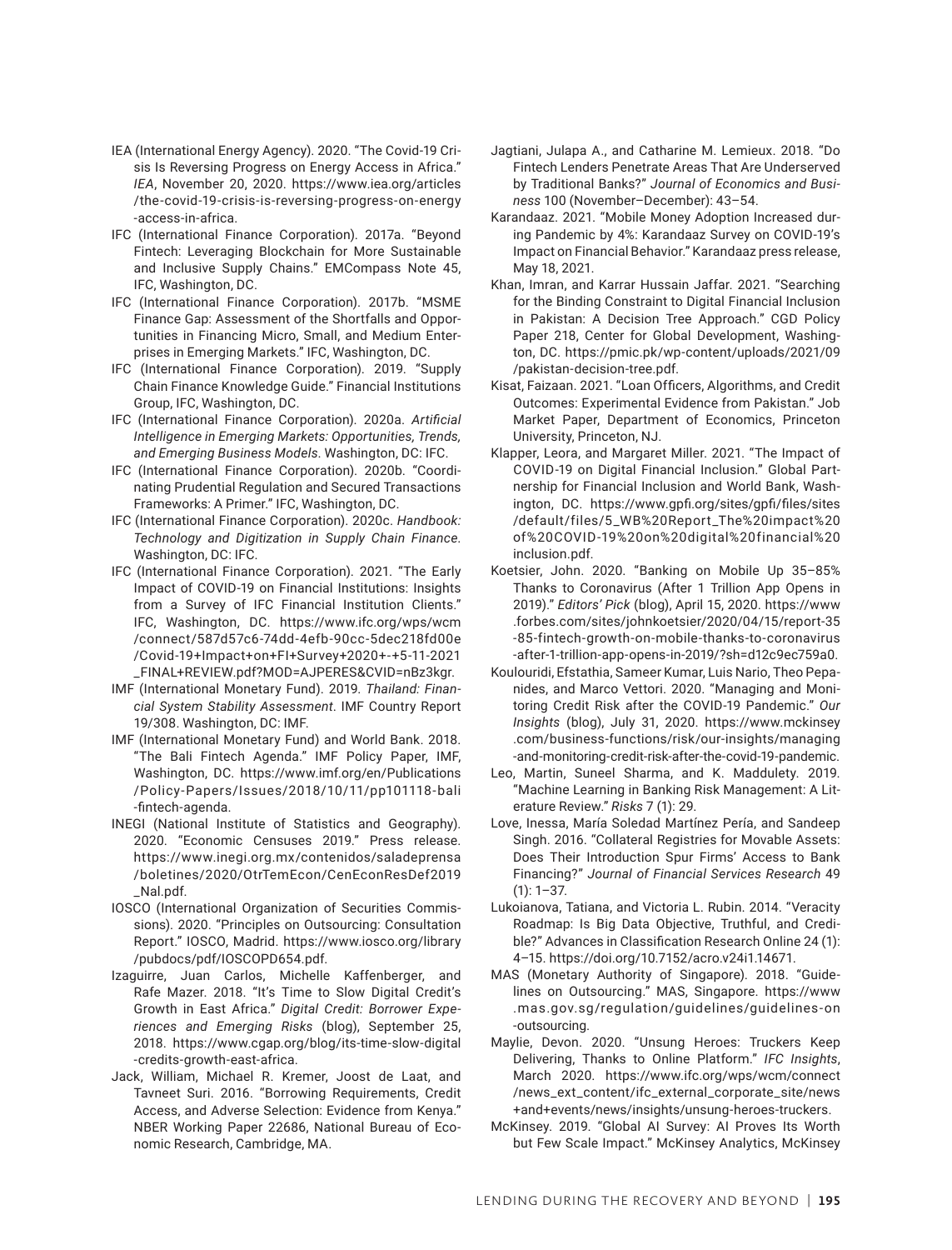IEA (International Energy Agency). 2020. "The Covid-19 Crisis Is Reversing Progress on Energy Access in Africa." *IEA*, November 20, 2020. https://www.iea.org/articles/the-covid-19-crisis-is-reversing-progress-on-energy-access-in-africa.

IFC (International Finance Corporation). 2017a. "Beyond Fintech: Leveraging Blockchain for More Sustainable and Inclusive Supply Chains." EMCompass Note 45, IFC, Washington, DC.

IFC (International Finance Corporation). 2017b. "MSME Finance Gap: Assessment of the Shortfalls and Opportunities in Financing Micro, Small, and Medium Enterprises in Emerging Markets." IFC, Washington, DC.

IFC (International Finance Corporation). 2019. "Supply Chain Finance Knowledge Guide." Financial Institutions Group, IFC, Washington, DC.

IFC (International Finance Corporation). 2020a. *Artificial Intelligence in Emerging Markets: Opportunities, Trends, and Emerging Business Models*. Washington, DC: IFC.

IFC (International Finance Corporation). 2020b. "Coordinating Prudential Regulation and Secured Transactions Frameworks: A Primer." IFC, Washington, DC.

IFC (International Finance Corporation). 2020c. *Handbook: Technology and Digitization in Supply Chain Finance*. Washington, DC: IFC.

IFC (International Finance Corporation). 2021. "The Early Impact of COVID-19 on Financial Institutions: Insights from a Survey of IFC Financial Institution Clients." IFC, Washington, DC. https://www.ifc.org/wps/wcm/connect/587d57c6-74dd-4efb-90cc-5dec218fd00e/Covid-19+Impact+on+FI+Survey+2020+-+5-11-2021_FINAL+REVIEW.pdf?MOD=AJPERES&CVID=nBz3kgr.

IMF (International Monetary Fund). 2019. *Thailand: Financial System Stability Assessment*. IMF Country Report 19/308. Washington, DC: IMF.

IMF (International Monetary Fund) and World Bank. 2018. "The Bali Fintech Agenda." IMF Policy Paper, IMF, Washington, DC. https://www.imf.org/en/Publications/Policy-Papers/Issues/2018/10/11/pp101118-bali-fintech-agenda.

INEGI (National Institute of Statistics and Geography). 2020. "Economic Censuses 2019." Press release. https://www.inegi.org.mx/contenidos/saladeprensa/boletines/2020/OtrTemEcon/CenEconResDef2019_Nal.pdf.

IOSCO (International Organization of Securities Commissions). 2020. "Principles on Outsourcing: Consultation Report." IOSCO, Madrid. https://www.iosco.org/library/pubdocs/pdf/IOSCOPD654.pdf.

Izaguirre, Juan Carlos, Michelle Kaffenberger, and Rafe Mazer. 2018. "It's Time to Slow Digital Credit's Growth in East Africa." *Digital Credit: Borrower Experiences and Emerging Risks* (blog), September 25, 2018. https://www.cgap.org/blog/its-time-slow-digital-credits-growth-east-africa.

Jack, William, Michael R. Kremer, Joost de Laat, and Tavneet Suri. 2016. "Borrowing Requirements, Credit Access, and Adverse Selection: Evidence from Kenya." NBER Working Paper 22686, National Bureau of Economic Research, Cambridge, MA.

Jagtiani, Julapa A., and Catharine M. Lemieux. 2018. "Do Fintech Lenders Penetrate Areas That Are Underserved by Traditional Banks?" *Journal of Economics and Business* 100 (November–December): 43–54.

Karandaaz. 2021. "Mobile Money Adoption Increased during Pandemic by 4%: Karandaaz Survey on COVID-19's Impact on Financial Behavior." Karandaaz press release, May 18, 2021.

Khan, Imran, and Karrar Hussain Jaffar. 2021. "Searching for the Binding Constraint to Digital Financial Inclusion in Pakistan: A Decision Tree Approach." CGD Policy Paper 218, Center for Global Development, Washington, DC. https://pmic.pk/wp-content/uploads/2021/09/pakistan-decision-tree.pdf.

Kisat, Faizaan. 2021. "Loan Officers, Algorithms, and Credit Outcomes: Experimental Evidence from Pakistan." Job Market Paper, Department of Economics, Princeton University, Princeton, NJ.

Klapper, Leora, and Margaret Miller. 2021. "The Impact of COVID-19 on Digital Financial Inclusion." Global Partnership for Financial Inclusion and World Bank, Washington, DC. https://www.gpfi.org/sites/gpfi/files/sites/default/files/5_WB%20Report_The%20impact%20of%20COVID-19%20on%20digital%20financial%20inclusion.pdf.

Koetsier, John. 2020. "Banking on Mobile Up 35–85% Thanks to Coronavirus (After 1 Trillion App Opens in 2019)." *Editors' Pick* (blog), April 15, 2020. https://www.forbes.com/sites/johnkoetsier/2020/04/15/report-35-85-fintech-growth-on-mobile-thanks-to-coronavirus-after-1-trillion-app-opens-in-2019/?sh=d12c9ec759a0.

Koulouridi, Efstathia, Sameer Kumar, Luis Nario, Theo Pepanides, and Marco Vettori. 2020. "Managing and Monitoring Credit Risk after the COVID-19 Pandemic." *Our Insights* (blog), July 31, 2020. https://www.mckinsey.com/business-functions/risk/our-insights/managing-and-monitoring-credit-risk-after-the-covid-19-pandemic.

Leo, Martin, Suneel Sharma, and K. Maddulety. 2019. "Machine Learning in Banking Risk Management: A Literature Review." *Risks* 7 (1): 29.

Love, Inessa, María Soledad Martínez Pería, and Sandeep Singh. 2016. "Collateral Registries for Movable Assets: Does Their Introduction Spur Firms' Access to Bank Financing?" *Journal of Financial Services Research* 49 (1): 1–37.

Lukoianova, Tatiana, and Victoria L. Rubin. 2014. "Veracity Roadmap: Is Big Data Objective, Truthful, and Credible?" Advances in Classification Research Online 24 (1): 4–15. https://doi.org/10.7152/acro.v24i1.14671.

MAS (Monetary Authority of Singapore). 2018. "Guidelines on Outsourcing." MAS, Singapore. https://www.mas.gov.sg/regulation/guidelines/guidelines-on-outsourcing.

Maylie, Devon. 2020. "Unsung Heroes: Truckers Keep Delivering, Thanks to Online Platform." *IFC Insights*, March 2020. https://www.ifc.org/wps/wcm/connect/news_ext_content/ifc_external_corporate_site/news+and+events/news/insights/unsung-heroes-truckers.

McKinsey. 2019. "Global AI Survey: AI Proves Its Worth but Few Scale Impact." McKinsey Analytics, McKinsey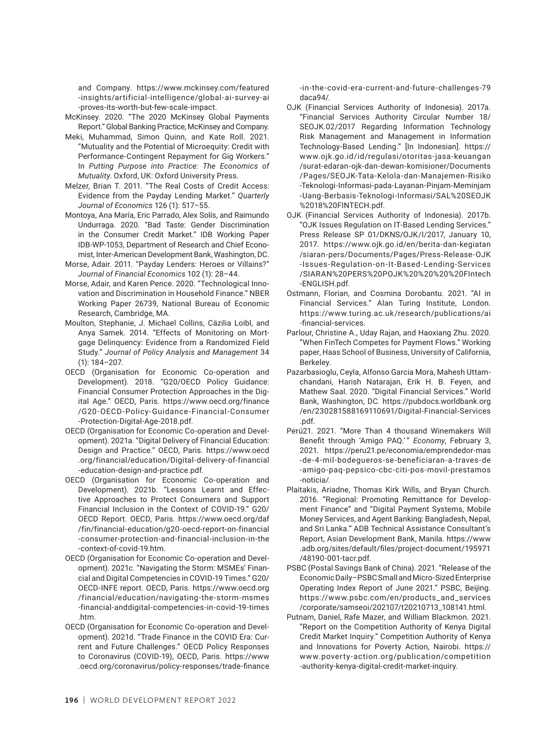and Company. https://www.mckinsey.com/featured-insights/artificial-intelligence/global-ai-survey-ai-proves-its-worth-but-few-scale-impact.

McKinsey. 2020. "The 2020 McKinsey Global Payments Report." Global Banking Practice, McKinsey and Company.

Meki, Muhammad, Simon Quinn, and Kate Roll. 2021. "Mutuality and the Potential of Microequity: Credit with Performance-Contingent Repayment for Gig Workers." In *Putting Purpose into Practice: The Economics of Mutuality*. Oxford, UK: Oxford University Press.

Melzer, Brian T. 2011. "The Real Costs of Credit Access: Evidence from the Payday Lending Market." *Quarterly Journal of Economics* 126 (1): 517–55.

Montoya, Ana María, Eric Parrado, Alex Solís, and Raimundo Undurraga. 2020. "Bad Taste: Gender Discrimination in the Consumer Credit Market." IDB Working Paper IDB-WP-1053, Department of Research and Chief Economist, Inter-American Development Bank, Washington, DC.

Morse, Adair. 2011. "Payday Lenders: Heroes or Villains?" *Journal of Financial Economics* 102 (1): 28–44.

Morse, Adair, and Karen Pence. 2020. "Technological Innovation and Discrimination in Household Finance." NBER Working Paper 26739, National Bureau of Economic Research, Cambridge, MA.

Moulton, Stephanie, J. Michael Collins, Cäzilia Loibl, and Anya Samek. 2014. "Effects of Monitoring on Mortgage Delinquency: Evidence from a Randomized Field Study." *Journal of Policy Analysis and Management* 34 (1): 184–207.

OECD (Organisation for Economic Co-operation and Development). 2018. "G20/OECD Policy Guidance: Financial Consumer Protection Approaches in the Digital Age." OECD, Paris. https://www.oecd.org/finance/G20-OECD-Policy-Guidance-Financial-Consumer-Protection-Digital-Age-2018.pdf.

OECD (Organisation for Economic Co-operation and Development). 2021a. "Digital Delivery of Financial Education: Design and Practice." OECD, Paris. https://www.oecd.org/financial/education/Digital-delivery-of-financial-education-design-and-practice.pdf.

OECD (Organisation for Economic Co-operation and Development). 2021b. "Lessons Learnt and Effective Approaches to Protect Consumers and Support Financial Inclusion in the Context of COVID-19." G20/OECD Report. OECD, Paris. https://www.oecd.org/daf/fin/financial-education/g20-oecd-report-on-financial-consumer-protection-and-financial-inclusion-in-the-context-of-covid-19.htm.

OECD (Organisation for Economic Co-operation and Development). 2021c. "Navigating the Storm: MSMEs' Financial and Digital Competencies in COVID-19 Times." G20/OECD-INFE report. OECD, Paris. https://www.oecd.org/financial/education/navigating-the-storm-msmes-financial-anddigital-competencies-in-covid-19-times.htm.

OECD (Organisation for Economic Co-operation and Development). 2021d. "Trade Finance in the COVID Era: Current and Future Challenges." OECD Policy Responses to Coronavirus (COVID-19), OECD, Paris. https://www.oecd.org/coronavirus/policy-responses/trade-finance-in-the-covid-era-current-and-future-challenges-79daca94/.

OJK (Financial Services Authority of Indonesia). 2017a. "Financial Services Authority Circular Number 18/SEOJK.02/2017 Regarding Information Technology Risk Management and Management in Information Technology-Based Lending." [In Indonesian]. https://www.ojk.go.id/id/regulasi/otoritas-jasa-keuangan/surat-edaran-ojk-dan-dewan-komisioner/Documents/Pages/SEOJK-Tata-Kelola-dan-Manajemen-Risiko-Teknologi-Informasi-pada-Layanan-Pinjam-Meminjam-Uang-Berbasis-Teknologi-Informasi/SAL%20SEOJK%2018%20FINTECH.pdf.

OJK (Financial Services Authority of Indonesia). 2017b. "OJK Issues Regulation on IT-Based Lending Services." Press Release SP 01/DKNS/OJK/I/2017, January 10, 2017. https://www.ojk.go.id/en/berita-dan-kegiatan/siaran-pers/Documents/Pages/Press-Release-OJK-Issues-Regulation-on-It-Based-Lending-Services/SIARAN%20PERS%20POJK%20%20%20%20FIntech-ENGLISH.pdf.

Ostmann, Florian, and Cosmina Dorobantu. 2021. "AI in Financial Services." Alan Turing Institute, London. https://www.turing.ac.uk/research/publications/ai-financial-services.

Parlour, Christine A., Uday Rajan, and Haoxiang Zhu. 2020. "When FinTech Competes for Payment Flows." Working paper, Haas School of Business, University of California, Berkeley.

Pazarbasioglu, Ceyla, Alfonso Garcia Mora, Mahesh Uttamchandani, Harish Natarajan, Erik H. B. Feyen, and Mathew Saal. 2020. "Digital Financial Services." World Bank, Washington, DC. https://pubdocs.worldbank.org/en/230281588169110691/Digital-Financial-Services.pdf.

Perú21. 2021. "More Than 4 thousand Winemakers Will Benefit through 'Amigo PAQ.'" *Economy*, February 3, 2021. https://peru21.pe/economia/emprendedor-mas-de-4-mil-bodegueros-se-beneficiaran-a-traves-de-amigo-paq-pepsico-cbc-citi-pos-movil-prestamos-noticia/.

Plaitakis, Ariadne, Thomas Kirk Wills, and Bryan Church. 2016. "Regional: Promoting Remittance for Development Finance" and "Digital Payment Systems, Mobile Money Services, and Agent Banking: Bangladesh, Nepal, and Sri Lanka." ADB Technical Assistance Consultant's Report, Asian Development Bank, Manila. https://www.adb.org/sites/default/files/project-document/195971/48190-001-tacr.pdf.

PSBC (Postal Savings Bank of China). 2021. "Release of the Economic Daily–PSBC Small and Micro-Sized Enterprise Operating Index Report of June 2021." PSBC, Beijing. https://www.psbc.com/en/products_and_services/corporate/samseoi/202107/t20210713_108141.html.

Putnam, Daniel, Rafe Mazer, and William Blackmon. 2021. "Report on the Competition Authority of Kenya Digital Credit Market Inquiry." Competition Authority of Kenya and Innovations for Poverty Action, Nairobi. https://www.poverty-action.org/publication/competition-authority-kenya-digital-credit-market-inquiry.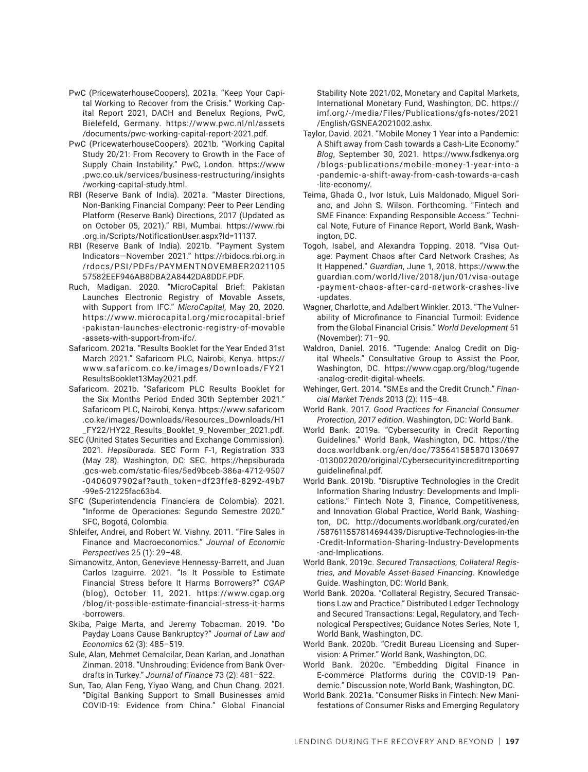PwC (PricewaterhouseCoopers). 2021a. "Keep Your Capital Working to Recover from the Crisis." Working Capital Report 2021, DACH and Benelux Regions, PwC, Bielefeld, Germany. https://www.pwc.nl/nl/assets/documents/pwc-working-capital-report-2021.pdf.

PwC (PricewaterhouseCoopers). 2021b. "Working Capital Study 20/21: From Recovery to Growth in the Face of Supply Chain Instability." PwC, London. https://www.pwc.co.uk/services/business-restructuring/insights/working-capital-study.html.

RBI (Reserve Bank of India). 2021a. "Master Directions, Non-Banking Financial Company: Peer to Peer Lending Platform (Reserve Bank) Directions, 2017 (Updated as on October 05, 2021)." RBI, Mumbai. https://www.rbi.org.in/Scripts/NotificationUser.aspx?Id=11137.

RBI (Reserve Bank of India). 2021b. "Payment System Indicators—November 2021." https://rbidocs.rbi.org.in/rdocs/PSI/PDFs/PAYMENTNOVEMBER202110557582EEF946AB8DBA2A8442DA8DDF.PDF.

Ruch, Madigan. 2020. "MicroCapital Brief: Pakistan Launches Electronic Registry of Movable Assets, with Support from IFC." *MicroCapital*, May 20, 2020. https://www.microcapital.org/microcapital-brief-pakistan-launches-electronic-registry-of-movable-assets-with-support-from-ifc/.

Safaricom. 2021a. "Results Booklet for the Year Ended 31st March 2021." Safaricom PLC, Nairobi, Kenya. https://www.safaricom.co.ke/images/Downloads/FY21ResultsBooklet13May2021.pdf.

Safaricom. 2021b. "Safaricom PLC Results Booklet for the Six Months Period Ended 30th September 2021." Safaricom PLC, Nairobi, Kenya. https://www.safaricom.co.ke/images/Downloads/Resources_Downloads/H1_FY22/HY22_Results_Booklet_9_November_2021.pdf.

SEC (United States Securities and Exchange Commission). 2021. *Hepsiburada*. SEC Form F-1, Registration 333 (May 28). Washington, DC: SEC. https://hepsiburada.gcs-web.com/static-files/5ed9bceb-386a-4712-9507-0406097902af?auth_token=df23ffe8-8292-49b7-99e5-21225fac63b4.

SFC (Superintendencia Financiera de Colombia). 2021. "Informe de Operaciones: Segundo Semestre 2020." SFC, Bogotá, Colombia.

Shleifer, Andrei, and Robert W. Vishny. 2011. "Fire Sales in Finance and Macroeconomics." *Journal of Economic Perspectives* 25 (1): 29–48.

Simanowitz, Anton, Genevieve Hennessy-Barrett, and Juan Carlos Izaguirre. 2021. "Is It Possible to Estimate Financial Stress before It Harms Borrowers?" *CGAP* (blog), October 11, 2021. https://www.cgap.org/blog/it-possible-estimate-financial-stress-it-harms-borrowers.

Skiba, Paige Marta, and Jeremy Tobacman. 2019. "Do Payday Loans Cause Bankruptcy?" *Journal of Law and Economics* 62 (3): 485–519.

Sule, Alan, Mehmet Cemalcilar, Dean Karlan, and Jonathan Zinman. 2018. "Unshrouding: Evidence from Bank Overdrafts in Turkey." *Journal of Finance* 73 (2): 481–522.

Sun, Tao, Alan Feng, Yiyao Wang, and Chun Chang. 2021. "Digital Banking Support to Small Businesses amid COVID-19: Evidence from China." Global Financial Stability Note 2021/02, Monetary and Capital Markets, International Monetary Fund, Washington, DC. https://imf.org/-/media/Files/Publications/gfs-notes/2021/English/GSNEA2021002.ashx.

Taylor, David. 2021. "Mobile Money 1 Year into a Pandemic: A Shift away from Cash towards a Cash-Lite Economy." *Blog*, September 30, 2021. https://www.fsdkenya.org/blogs-publications/mobile-money-1-year-into-a-pandemic-a-shift-away-from-cash-towards-a-cash-lite-economy/.

Teima, Ghada O., Ivor Istuk, Luis Maldonado, Miguel Soriano, and John S. Wilson. Forthcoming. "Fintech and SME Finance: Expanding Responsible Access." Technical Note, Future of Finance Report, World Bank, Washington, DC.

Togoh, Isabel, and Alexandra Topping. 2018. "Visa Outage: Payment Chaos after Card Network Crashes; As It Happened." *Guardian*, June 1, 2018. https://www.theguardian.com/world/live/2018/jun/01/visa-outage-payment-chaos-after-card-network-crashes-live-updates.

Wagner, Charlotte, and Adalbert Winkler. 2013. "The Vulnerability of Microfinance to Financial Turmoil: Evidence from the Global Financial Crisis." *World Development* 51 (November): 71–90.

Waldron, Daniel. 2016. "Tugende: Analog Credit on Digital Wheels." Consultative Group to Assist the Poor, Washington, DC. https://www.cgap.org/blog/tugende-analog-credit-digital-wheels.

Wehinger, Gert. 2014. "SMEs and the Credit Crunch." *Financial Market Trends* 2013 (2): 115–48.

World Bank. 2017. *Good Practices for Financial Consumer Protection, 2017 edition*. Washington, DC: World Bank.

World Bank. 2019a. "Cybersecurity in Credit Reporting Guidelines." World Bank, Washington, DC. https://thedocs.worldbank.org/en/doc/735641585870130697-0130022020/original/Cybersecurityincreditreportingguidelinefinal.pdf.

World Bank. 2019b. "Disruptive Technologies in the Credit Information Sharing Industry: Developments and Implications." Fintech Note 3, Finance, Competitiveness, and Innovation Global Practice, World Bank, Washington, DC. http://documents.worldbank.org/curated/en/587611557814694439/Disruptive-Technologies-in-the-Credit-Information-Sharing-Industry-Developments-and-Implications.

World Bank. 2019c. *Secured Transactions, Collateral Registries, and Movable Asset-Based Financing*. Knowledge Guide. Washington, DC: World Bank.

World Bank. 2020a. "Collateral Registry, Secured Transactions Law and Practice." Distributed Ledger Technology and Secured Transactions: Legal, Regulatory, and Technological Perspectives; Guidance Notes Series, Note 1, World Bank, Washington, DC.

World Bank. 2020b. "Credit Bureau Licensing and Supervision: A Primer." World Bank, Washington, DC.

World Bank. 2020c. "Embedding Digital Finance in E-commerce Platforms during the COVID-19 Pandemic." Discussion note, World Bank, Washington, DC.

World Bank. 2021a. "Consumer Risks in Fintech: New Manifestations of Consumer Risks and Emerging Regulatory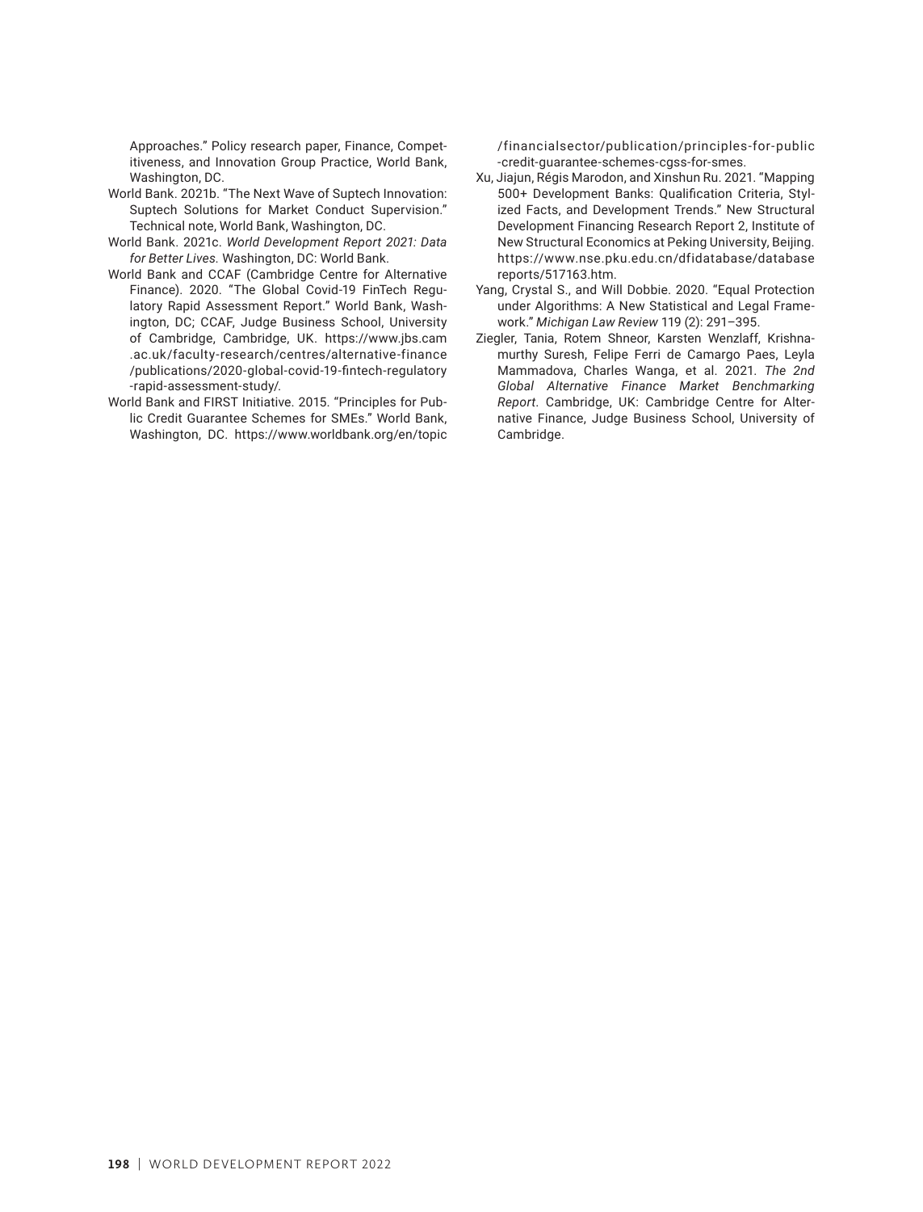Approaches." Policy research paper, Finance, Competitiveness, and Innovation Group Practice, World Bank, Washington, DC.

World Bank. 2021b. "The Next Wave of Suptech Innovation: Suptech Solutions for Market Conduct Supervision." Technical note, World Bank, Washington, DC.

World Bank. 2021c. *World Development Report 2021: Data for Better Lives.* Washington, DC: World Bank.

World Bank and CCAF (Cambridge Centre for Alternative Finance). 2020. "The Global Covid-19 FinTech Regulatory Rapid Assessment Report." World Bank, Washington, DC; CCAF, Judge Business School, University of Cambridge, Cambridge, UK. https://www.jbs.cam.ac.uk/faculty-research/centres/alternative-finance/publications/2020-global-covid-19-fintech-regulatory-rapid-assessment-study/.

World Bank and FIRST Initiative. 2015. "Principles for Public Credit Guarantee Schemes for SMEs." World Bank, Washington, DC. https://www.worldbank.org/en/topic/financialsector/publication/principles-for-public-credit-guarantee-schemes-cgss-for-smes.

Xu, Jiajun, Régis Marodon, and Xinshun Ru. 2021. "Mapping 500+ Development Banks: Qualification Criteria, Stylized Facts, and Development Trends." New Structural Development Financing Research Report 2, Institute of New Structural Economics at Peking University, Beijing. https://www.nse.pku.edu.cn/dfidatabase/databasereports/517163.htm.

Yang, Crystal S., and Will Dobbie. 2020. "Equal Protection under Algorithms: A New Statistical and Legal Framework." *Michigan Law Review* 119 (2): 291–395.

Ziegler, Tania, Rotem Shneor, Karsten Wenzlaff, Krishnamurthy Suresh, Felipe Ferri de Camargo Paes, Leyla Mammadova, Charles Wanga, et al. 2021. *The 2nd Global Alternative Finance Market Benchmarking Report*. Cambridge, UK: Cambridge Centre for Alternative Finance, Judge Business School, University of Cambridge.